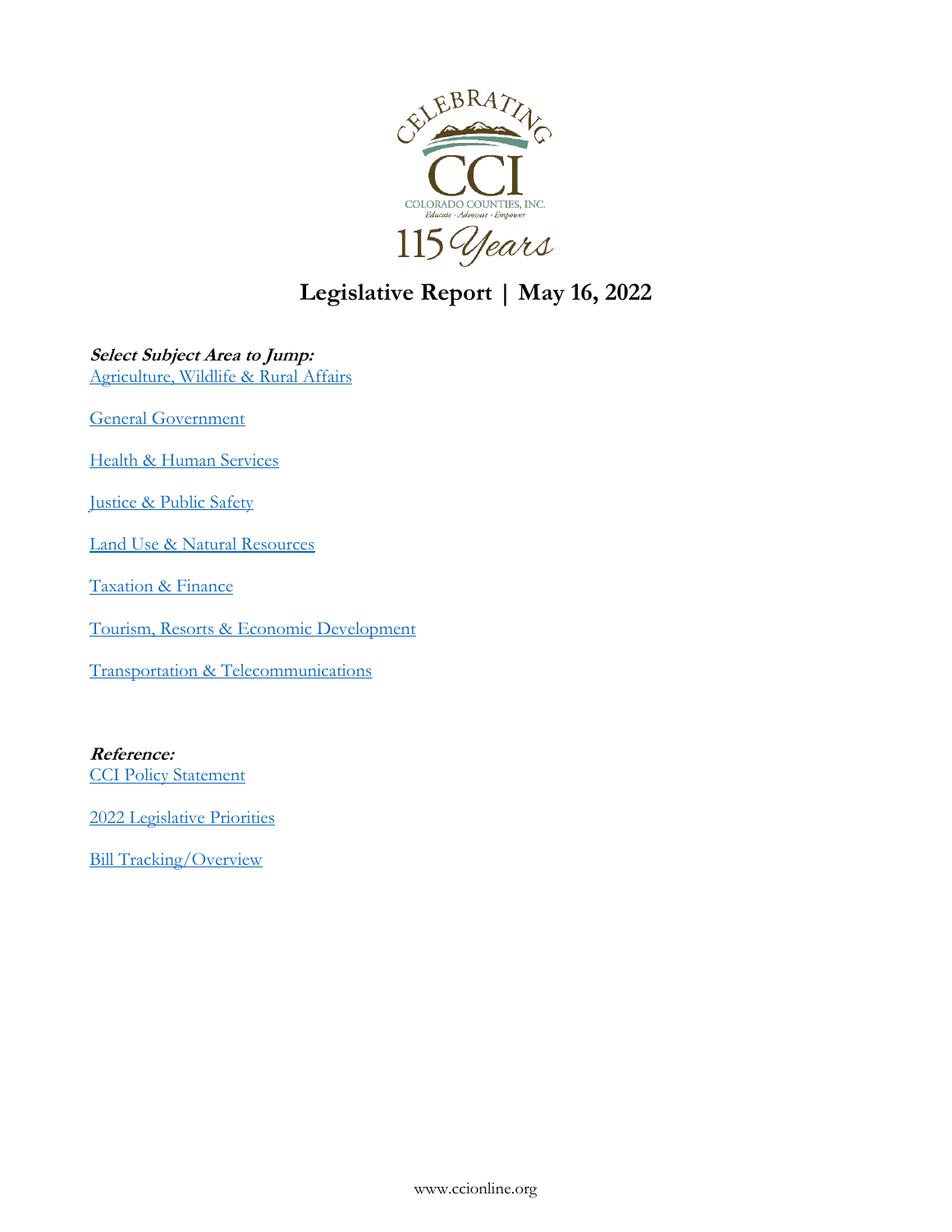# Legislative Report | May 16, 2022

***Select Subject Area to Jump:***

Agriculture, Wildlife & Rural Affairs

General Government

Health & Human Services

Justice & Public Safety

Land Use & Natural Resources

Taxation & Finance

Tourism, Resorts & Economic Development

Transportation & Telecommunications

***Reference:***

CCI Policy Statement

2022 Legislative Priorities

Bill Tracking/Overview

www.ccionline.org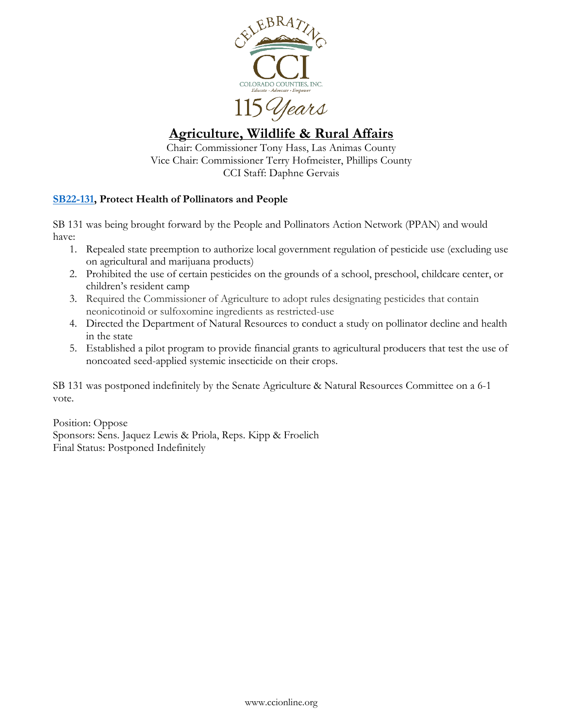## Agriculture, Wildlife & Rural Affairs

Chair: Commissioner Tony Hass, Las Animas County
Vice Chair: Commissioner Terry Hofmeister, Phillips County
CCI Staff: Daphne Gervais

### SB22-131, Protect Health of Pollinators and People

SB 131 was being brought forward by the People and Pollinators Action Network (PPAN) and would have:

1. Repealed state preemption to authorize local government regulation of pesticide use (excluding use on agricultural and marijuana products)
2. Prohibited the use of certain pesticides on the grounds of a school, preschool, childcare center, or children's resident camp
3. Required the Commissioner of Agriculture to adopt rules designating pesticides that contain neonicotinoid or sulfoxomine ingredients as restricted-use
4. Directed the Department of Natural Resources to conduct a study on pollinator decline and health in the state
5. Established a pilot program to provide financial grants to agricultural producers that test the use of noncoated seed-applied systemic insecticide on their crops.

SB 131 was postponed indefinitely by the Senate Agriculture & Natural Resources Committee on a 6-1 vote.

Position: Oppose
Sponsors: Sens. Jaquez Lewis & Priola, Reps. Kipp & Froelich
Final Status: Postponed Indefinitely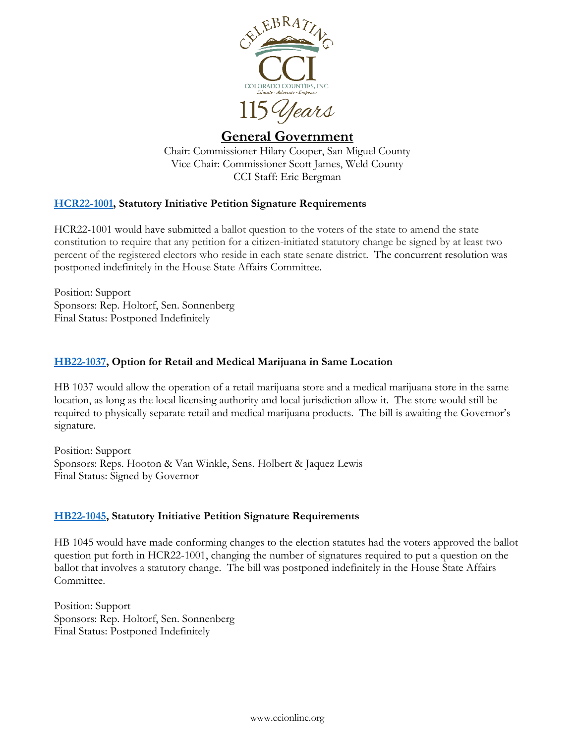## General Government

Chair: Commissioner Hilary Cooper, San Miguel County
Vice Chair: Commissioner Scott James, Weld County
CCI Staff: Eric Bergman

### HCR22-1001, Statutory Initiative Petition Signature Requirements

HCR22-1001 would have submitted a ballot question to the voters of the state to amend the state constitution to require that any petition for a citizen-initiated statutory change be signed by at least two percent of the registered electors who reside in each state senate district. The concurrent resolution was postponed indefinitely in the House State Affairs Committee.

Position: Support
Sponsors: Rep. Holtorf, Sen. Sonnenberg
Final Status: Postponed Indefinitely

### HB22-1037, Option for Retail and Medical Marijuana in Same Location

HB 1037 would allow the operation of a retail marijuana store and a medical marijuana store in the same location, as long as the local licensing authority and local jurisdiction allow it. The store would still be required to physically separate retail and medical marijuana products. The bill is awaiting the Governor's signature.

Position: Support
Sponsors: Reps. Hooton & Van Winkle, Sens. Holbert & Jaquez Lewis
Final Status: Signed by Governor

### HB22-1045, Statutory Initiative Petition Signature Requirements

HB 1045 would have made conforming changes to the election statutes had the voters approved the ballot question put forth in HCR22-1001, changing the number of signatures required to put a question on the ballot that involves a statutory change. The bill was postponed indefinitely in the House State Affairs Committee.

Position: Support
Sponsors: Rep. Holtorf, Sen. Sonnenberg
Final Status: Postponed Indefinitely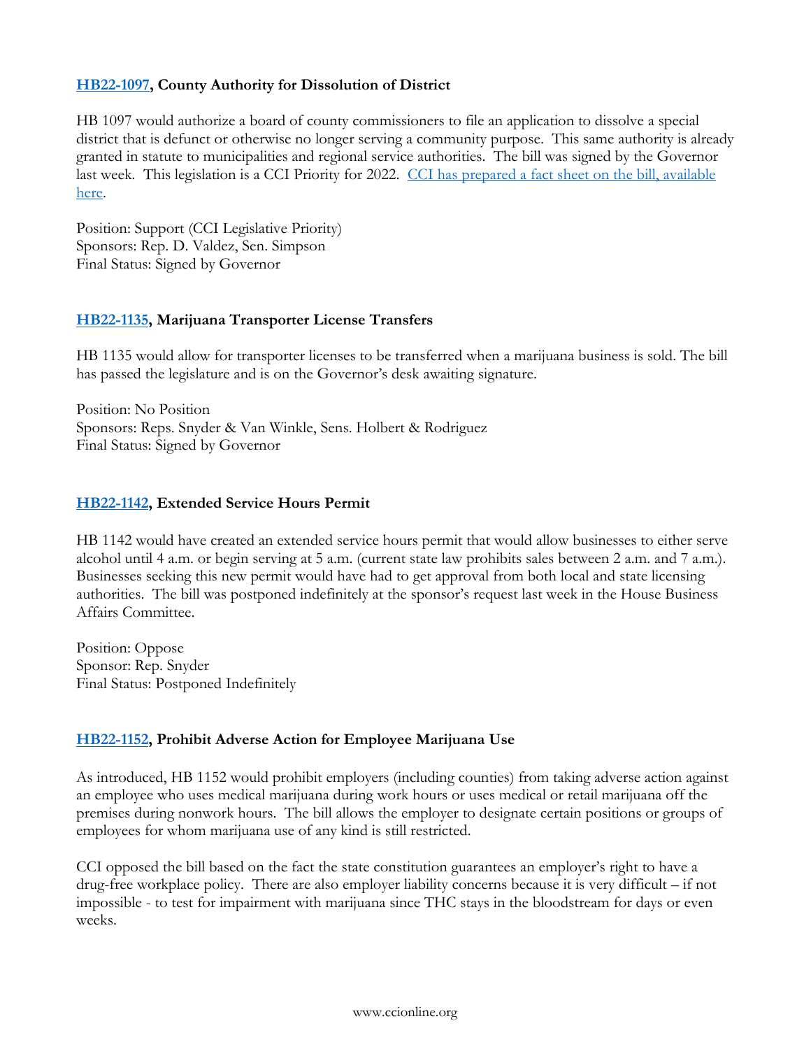### [HB22-1097](), County Authority for Dissolution of District

HB 1097 would authorize a board of county commissioners to file an application to dissolve a special district that is defunct or otherwise no longer serving a community purpose. This same authority is already granted in statute to municipalities and regional service authorities. The bill was signed by the Governor last week. This legislation is a CCI Priority for 2022. [CCI has prepared a fact sheet on the bill, available here]().

Position: Support (CCI Legislative Priority)
Sponsors: Rep. D. Valdez, Sen. Simpson
Final Status: Signed by Governor

### [HB22-1135](), Marijuana Transporter License Transfers

HB 1135 would allow for transporter licenses to be transferred when a marijuana business is sold. The bill has passed the legislature and is on the Governor's desk awaiting signature.

Position: No Position
Sponsors: Reps. Snyder & Van Winkle, Sens. Holbert & Rodriguez
Final Status: Signed by Governor

### [HB22-1142](), Extended Service Hours Permit

HB 1142 would have created an extended service hours permit that would allow businesses to either serve alcohol until 4 a.m. or begin serving at 5 a.m. (current state law prohibits sales between 2 a.m. and 7 a.m.). Businesses seeking this new permit would have had to get approval from both local and state licensing authorities. The bill was postponed indefinitely at the sponsor's request last week in the House Business Affairs Committee.

Position: Oppose
Sponsor: Rep. Snyder
Final Status: Postponed Indefinitely

### [HB22-1152](), Prohibit Adverse Action for Employee Marijuana Use

As introduced, HB 1152 would prohibit employers (including counties) from taking adverse action against an employee who uses medical marijuana during work hours or uses medical or retail marijuana off the premises during nonwork hours. The bill allows the employer to designate certain positions or groups of employees for whom marijuana use of any kind is still restricted.

CCI opposed the bill based on the fact the state constitution guarantees an employer's right to have a drug-free workplace policy. There are also employer liability concerns because it is very difficult – if not impossible - to test for impairment with marijuana since THC stays in the bloodstream for days or even weeks.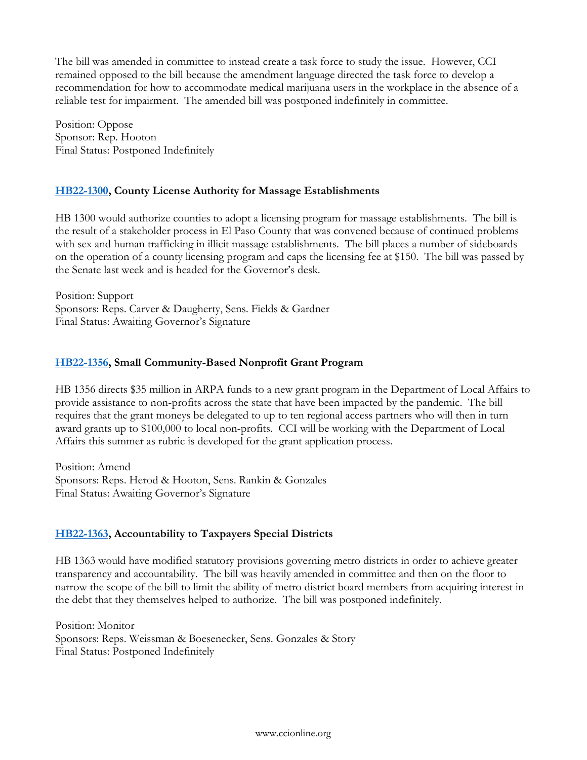The bill was amended in committee to instead create a task force to study the issue. However, CCI remained opposed to the bill because the amendment language directed the task force to develop a recommendation for how to accommodate medical marijuana users in the workplace in the absence of a reliable test for impairment. The amended bill was postponed indefinitely in committee.

Position: Oppose
Sponsor: Rep. Hooton
Final Status: Postponed Indefinitely

### HB22-1300, County License Authority for Massage Establishments

HB 1300 would authorize counties to adopt a licensing program for massage establishments. The bill is the result of a stakeholder process in El Paso County that was convened because of continued problems with sex and human trafficking in illicit massage establishments. The bill places a number of sideboards on the operation of a county licensing program and caps the licensing fee at $150. The bill was passed by the Senate last week and is headed for the Governor's desk.

Position: Support
Sponsors: Reps. Carver & Daugherty, Sens. Fields & Gardner
Final Status: Awaiting Governor's Signature

### HB22-1356, Small Community-Based Nonprofit Grant Program

HB 1356 directs $35 million in ARPA funds to a new grant program in the Department of Local Affairs to provide assistance to non-profits across the state that have been impacted by the pandemic. The bill requires that the grant moneys be delegated to up to ten regional access partners who will then in turn award grants up to $100,000 to local non-profits. CCI will be working with the Department of Local Affairs this summer as rubric is developed for the grant application process.

Position: Amend
Sponsors: Reps. Herod & Hooton, Sens. Rankin & Gonzales
Final Status: Awaiting Governor's Signature

### HB22-1363, Accountability to Taxpayers Special Districts

HB 1363 would have modified statutory provisions governing metro districts in order to achieve greater transparency and accountability. The bill was heavily amended in committee and then on the floor to narrow the scope of the bill to limit the ability of metro district board members from acquiring interest in the debt that they themselves helped to authorize. The bill was postponed indefinitely.

Position: Monitor
Sponsors: Reps. Weissman & Boesenecker, Sens. Gonzales & Story
Final Status: Postponed Indefinitely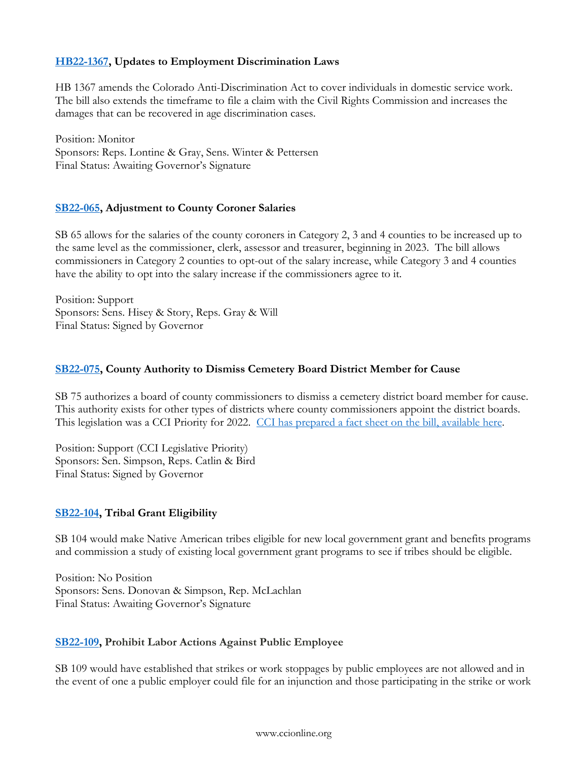### [HB22-1367](), Updates to Employment Discrimination Laws

HB 1367 amends the Colorado Anti-Discrimination Act to cover individuals in domestic service work. The bill also extends the timeframe to file a claim with the Civil Rights Commission and increases the damages that can be recovered in age discrimination cases.

Position: Monitor
Sponsors: Reps. Lontine & Gray, Sens. Winter & Pettersen
Final Status: Awaiting Governor's Signature

### [SB22-065](), Adjustment to County Coroner Salaries

SB 65 allows for the salaries of the county coroners in Category 2, 3 and 4 counties to be increased up to the same level as the commissioner, clerk, assessor and treasurer, beginning in 2023. The bill allows commissioners in Category 2 counties to opt-out of the salary increase, while Category 3 and 4 counties have the ability to opt into the salary increase if the commissioners agree to it.

Position: Support
Sponsors: Sens. Hisey & Story, Reps. Gray & Will
Final Status: Signed by Governor

### [SB22-075](), County Authority to Dismiss Cemetery Board District Member for Cause

SB 75 authorizes a board of county commissioners to dismiss a cemetery district board member for cause. This authority exists for other types of districts where county commissioners appoint the district boards. This legislation was a CCI Priority for 2022. [CCI has prepared a fact sheet on the bill, available here]().

Position: Support (CCI Legislative Priority)
Sponsors: Sen. Simpson, Reps. Catlin & Bird
Final Status: Signed by Governor

### [SB22-104](), Tribal Grant Eligibility

SB 104 would make Native American tribes eligible for new local government grant and benefits programs and commission a study of existing local government grant programs to see if tribes should be eligible.

Position: No Position
Sponsors: Sens. Donovan & Simpson, Rep. McLachlan
Final Status: Awaiting Governor's Signature

### [SB22-109](), Prohibit Labor Actions Against Public Employee

SB 109 would have established that strikes or work stoppages by public employees are not allowed and in the event of one a public employer could file for an injunction and those participating in the strike or work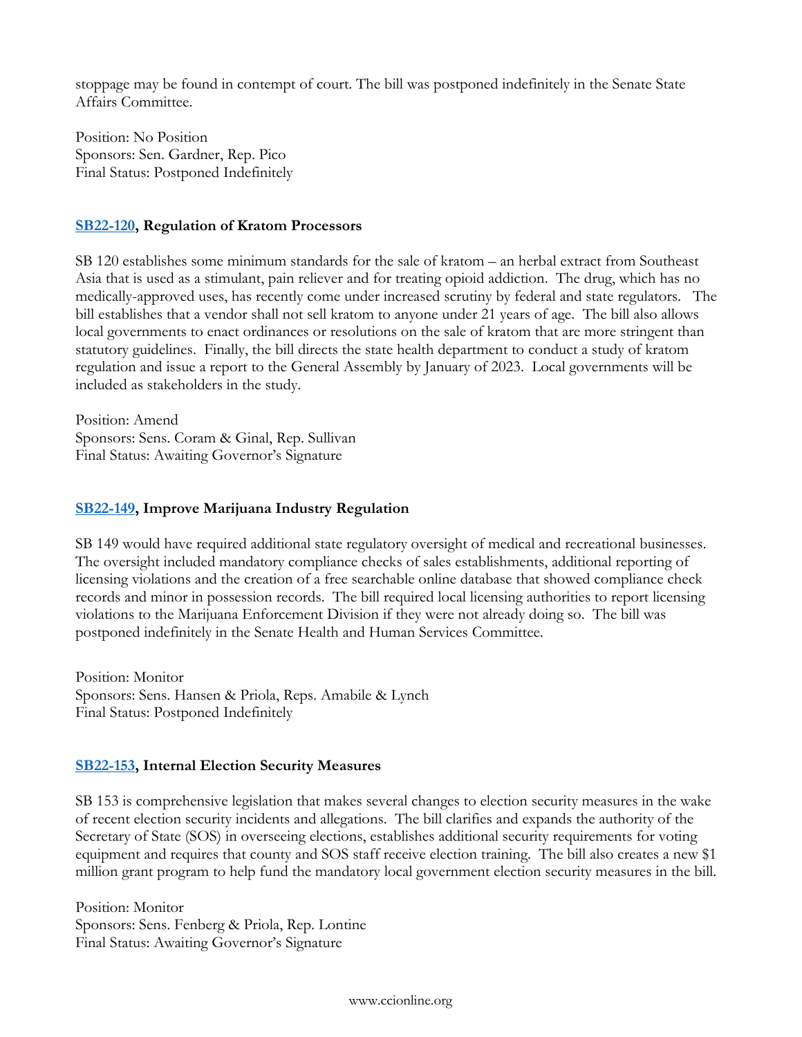stoppage may be found in contempt of court. The bill was postponed indefinitely in the Senate State Affairs Committee.

Position: No Position
Sponsors: Sen. Gardner, Rep. Pico
Final Status: Postponed Indefinitely

### **SB22-120, Regulation of Kratom Processors**

SB 120 establishes some minimum standards for the sale of kratom – an herbal extract from Southeast Asia that is used as a stimulant, pain reliever and for treating opioid addiction. The drug, which has no medically-approved uses, has recently come under increased scrutiny by federal and state regulators. The bill establishes that a vendor shall not sell kratom to anyone under 21 years of age. The bill also allows local governments to enact ordinances or resolutions on the sale of kratom that are more stringent than statutory guidelines. Finally, the bill directs the state health department to conduct a study of kratom regulation and issue a report to the General Assembly by January of 2023. Local governments will be included as stakeholders in the study.

Position: Amend
Sponsors: Sens. Coram & Ginal, Rep. Sullivan
Final Status: Awaiting Governor's Signature

### **SB22-149, Improve Marijuana Industry Regulation**

SB 149 would have required additional state regulatory oversight of medical and recreational businesses. The oversight included mandatory compliance checks of sales establishments, additional reporting of licensing violations and the creation of a free searchable online database that showed compliance check records and minor in possession records. The bill required local licensing authorities to report licensing violations to the Marijuana Enforcement Division if they were not already doing so. The bill was postponed indefinitely in the Senate Health and Human Services Committee.

Position: Monitor
Sponsors: Sens. Hansen & Priola, Reps. Amabile & Lynch
Final Status: Postponed Indefinitely

### **SB22-153, Internal Election Security Measures**

SB 153 is comprehensive legislation that makes several changes to election security measures in the wake of recent election security incidents and allegations. The bill clarifies and expands the authority of the Secretary of State (SOS) in overseeing elections, establishes additional security requirements for voting equipment and requires that county and SOS staff receive election training. The bill also creates a new $1 million grant program to help fund the mandatory local government election security measures in the bill.

Position: Monitor
Sponsors: Sens. Fenberg & Priola, Rep. Lontine
Final Status: Awaiting Governor's Signature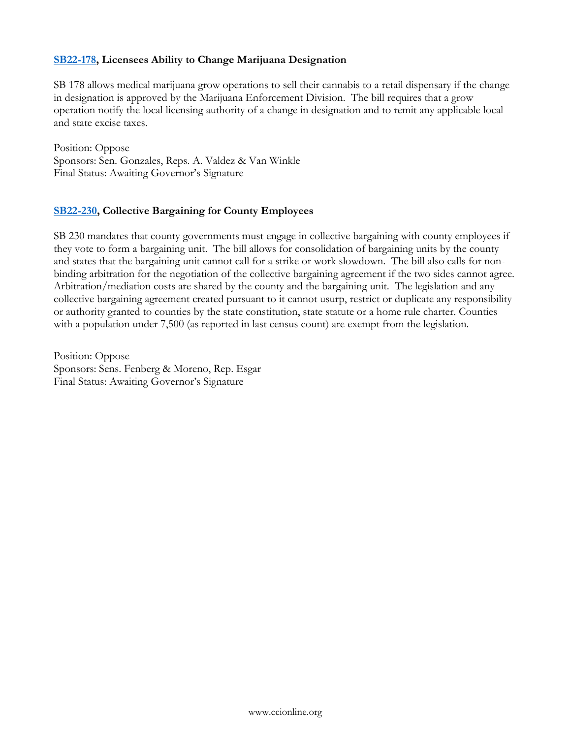**SB22-178, Licensees Ability to Change Marijuana Designation**

SB 178 allows medical marijuana grow operations to sell their cannabis to a retail dispensary if the change in designation is approved by the Marijuana Enforcement Division. The bill requires that a grow operation notify the local licensing authority of a change in designation and to remit any applicable local and state excise taxes.

Position: Oppose
Sponsors: Sen. Gonzales, Reps. A. Valdez & Van Winkle
Final Status: Awaiting Governor's Signature

**SB22-230, Collective Bargaining for County Employees**

SB 230 mandates that county governments must engage in collective bargaining with county employees if they vote to form a bargaining unit. The bill allows for consolidation of bargaining units by the county and states that the bargaining unit cannot call for a strike or work slowdown. The bill also calls for non-binding arbitration for the negotiation of the collective bargaining agreement if the two sides cannot agree. Arbitration/mediation costs are shared by the county and the bargaining unit. The legislation and any collective bargaining agreement created pursuant to it cannot usurp, restrict or duplicate any responsibility or authority granted to counties by the state constitution, state statute or a home rule charter. Counties with a population under 7,500 (as reported in last census count) are exempt from the legislation.

Position: Oppose
Sponsors: Sens. Fenberg & Moreno, Rep. Esgar
Final Status: Awaiting Governor's Signature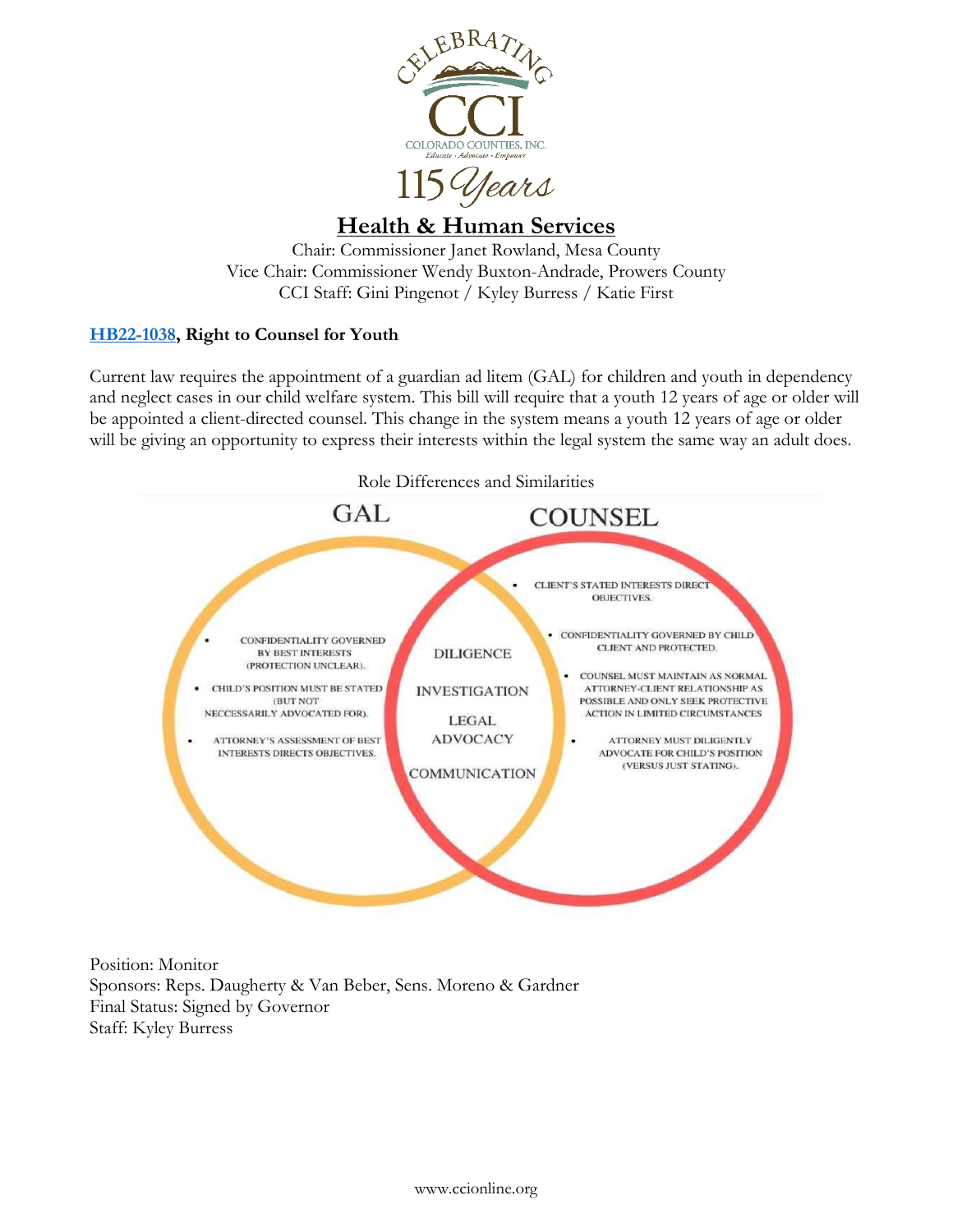## Health & Human Services

Chair: Commissioner Janet Rowland, Mesa County
Vice Chair: Commissioner Wendy Buxton-Andrade, Prowers County
CCI Staff: Gini Pingenot / Kyley Burress / Katie First

**HB22-1038, Right to Counsel for Youth**

Current law requires the appointment of a guardian ad litem (GAL) for children and youth in dependency and neglect cases in our child welfare system. This bill will require that a youth 12 years of age or older will be appointed a client-directed counsel. This change in the system means a youth 12 years of age or older will be giving an opportunity to express their interests within the legal system the same way an adult does.

Role Differences and Similarities

**GAL**

- CONFIDENTIALITY GOVERNED BY BEST INTERESTS (PROTECTION UNCLEAR).
- CHILD'S POSITION MUST BE STATED (BUT NOT NECCESSARILY ADVOCATED FOR).
- ATTORNEY'S ASSESSMENT OF BEST INTERESTS DIRECTS OBJECTIVES.

**Both**

- DILIGENCE
- INVESTIGATION
- LEGAL ADVOCACY
- COMMUNICATION

**COUNSEL**

- CLIENT'S STATED INTERESTS DIRECT OBJECTIVES.
- CONFIDENTIALITY GOVERNED BY CHILD CLIENT AND PROTECTED.
- COUNSEL MUST MAINTAIN AS NORMAL ATTORNEY-CLIENT RELATIONSHIP AS POSSIBLE AND ONLY SEEK PROTECTIVE ACTION IN LIMITED CIRCUMSTANCES
- ATTORNEY MUST DILIGENTLY ADVOCATE FOR CHILD'S POSITION (VERSUS JUST STATING).

Position: Monitor
Sponsors: Reps. Daugherty & Van Beber, Sens. Moreno & Gardner
Final Status: Signed by Governor
Staff: Kyley Burress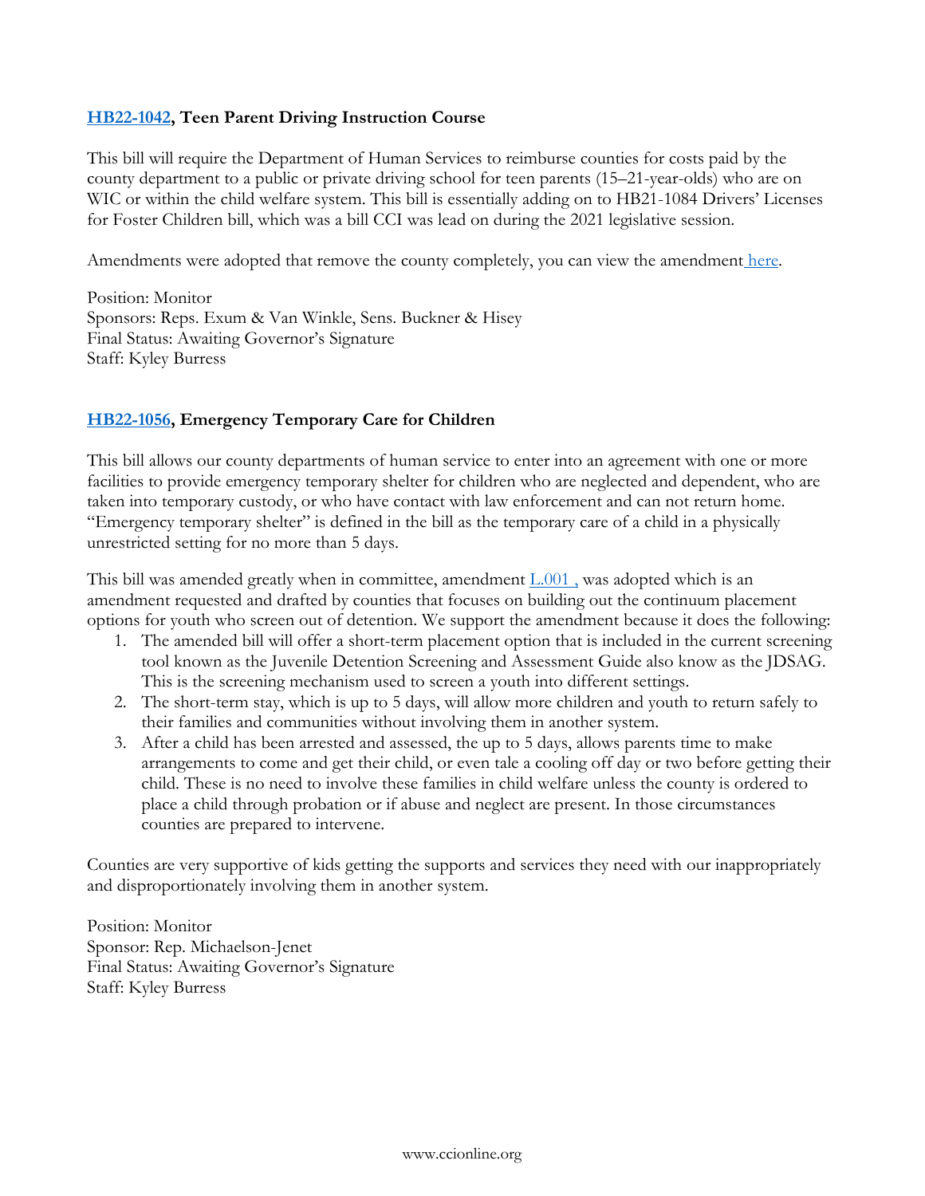**HB22-1042, Teen Parent Driving Instruction Course**

This bill will require the Department of Human Services to reimburse counties for costs paid by the county department to a public or private driving school for teen parents (15–21-year-olds) who are on WIC or within the child welfare system. This bill is essentially adding on to HB21-1084 Drivers' Licenses for Foster Children bill, which was a bill CCI was lead on during the 2021 legislative session.

Amendments were adopted that remove the county completely, you can view the amendment here.

Position: Monitor
Sponsors: Reps. Exum & Van Winkle, Sens. Buckner & Hisey
Final Status: Awaiting Governor's Signature
Staff: Kyley Burress

**HB22-1056, Emergency Temporary Care for Children**

This bill allows our county departments of human service to enter into an agreement with one or more facilities to provide emergency temporary shelter for children who are neglected and dependent, who are taken into temporary custody, or who have contact with law enforcement and can not return home. "Emergency temporary shelter" is defined in the bill as the temporary care of a child in a physically unrestricted setting for no more than 5 days.

This bill was amended greatly when in committee, amendment L.001 , was adopted which is an amendment requested and drafted by counties that focuses on building out the continuum placement options for youth who screen out of detention. We support the amendment because it does the following:

1. The amended bill will offer a short-term placement option that is included in the current screening tool known as the Juvenile Detention Screening and Assessment Guide also know as the JDSAG. This is the screening mechanism used to screen a youth into different settings.
2. The short-term stay, which is up to 5 days, will allow more children and youth to return safely to their families and communities without involving them in another system.
3. After a child has been arrested and assessed, the up to 5 days, allows parents time to make arrangements to come and get their child, or even tale a cooling off day or two before getting their child. These is no need to involve these families in child welfare unless the county is ordered to place a child through probation or if abuse and neglect are present. In those circumstances counties are prepared to intervene.

Counties are very supportive of kids getting the supports and services they need with our inappropriately and disproportionately involving them in another system.

Position: Monitor
Sponsor: Rep. Michaelson-Jenet
Final Status: Awaiting Governor's Signature
Staff: Kyley Burress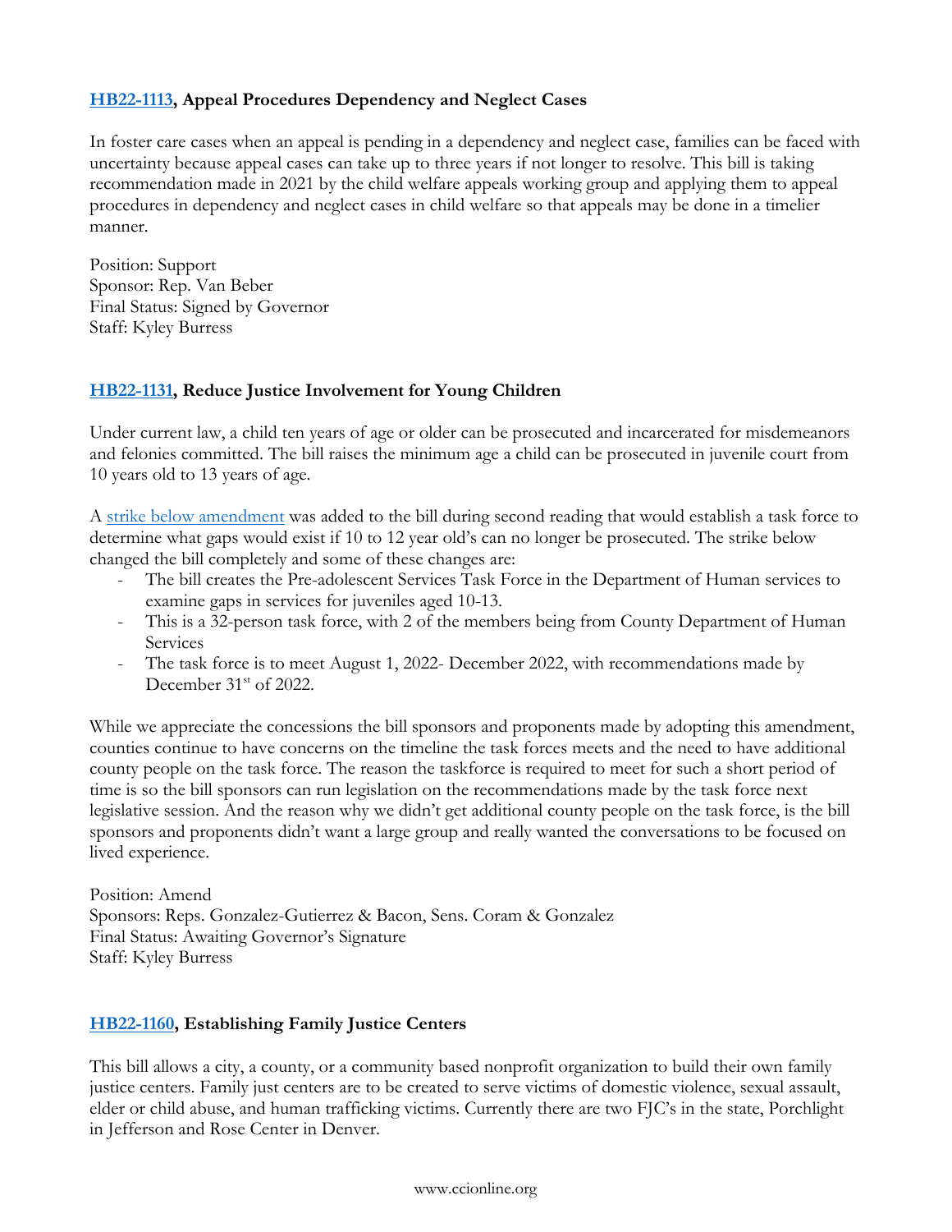### [HB22-1113](), Appeal Procedures Dependency and Neglect Cases

In foster care cases when an appeal is pending in a dependency and neglect case, families can be faced with uncertainty because appeal cases can take up to three years if not longer to resolve. This bill is taking recommendation made in 2021 by the child welfare appeals working group and applying them to appeal procedures in dependency and neglect cases in child welfare so that appeals may be done in a timelier manner.

Position: Support
Sponsor: Rep. Van Beber
Final Status: Signed by Governor
Staff: Kyley Burress

### [HB22-1131](), Reduce Justice Involvement for Young Children

Under current law, a child ten years of age or older can be prosecuted and incarcerated for misdemeanors and felonies committed. The bill raises the minimum age a child can be prosecuted in juvenile court from 10 years old to 13 years of age.

A [strike below amendment]() was added to the bill during second reading that would establish a task force to determine what gaps would exist if 10 to 12 year old's can no longer be prosecuted. The strike below changed the bill completely and some of these changes are:

- The bill creates the Pre-adolescent Services Task Force in the Department of Human services to examine gaps in services for juveniles aged 10-13.
- This is a 32-person task force, with 2 of the members being from County Department of Human Services
- The task force is to meet August 1, 2022- December 2022, with recommendations made by December 31st of 2022.

While we appreciate the concessions the bill sponsors and proponents made by adopting this amendment, counties continue to have concerns on the timeline the task forces meets and the need to have additional county people on the task force. The reason the taskforce is required to meet for such a short period of time is so the bill sponsors can run legislation on the recommendations made by the task force next legislative session. And the reason why we didn't get additional county people on the task force, is the bill sponsors and proponents didn't want a large group and really wanted the conversations to be focused on lived experience.

Position: Amend
Sponsors: Reps. Gonzalez-Gutierrez & Bacon, Sens. Coram & Gonzalez
Final Status: Awaiting Governor's Signature
Staff: Kyley Burress

### [HB22-1160](), Establishing Family Justice Centers

This bill allows a city, a county, or a community based nonprofit organization to build their own family justice centers. Family just centers are to be created to serve victims of domestic violence, sexual assault, elder or child abuse, and human trafficking victims. Currently there are two FJC's in the state, Porchlight in Jefferson and Rose Center in Denver.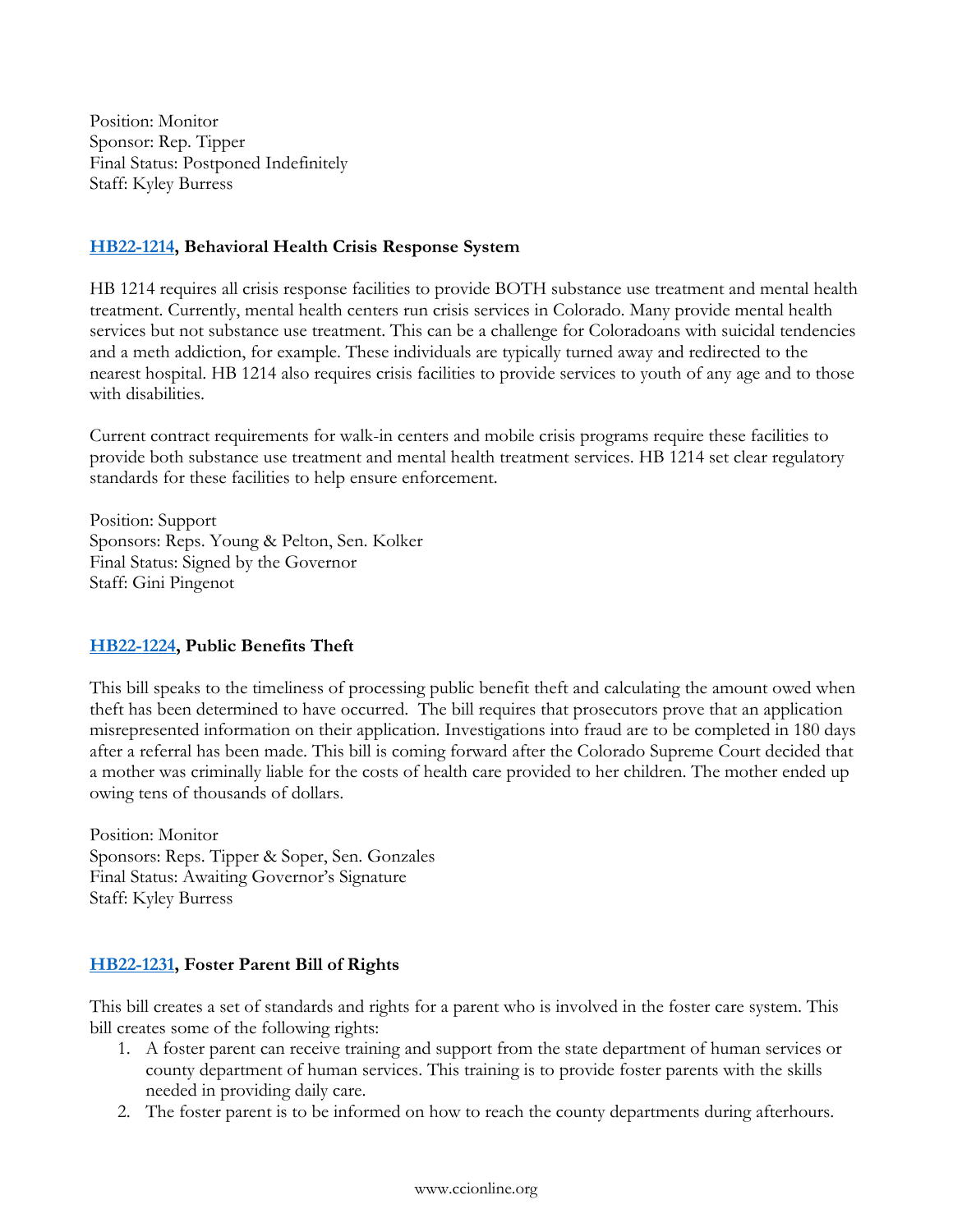Position: Monitor
Sponsor: Rep. Tipper
Final Status: Postponed Indefinitely
Staff: Kyley Burress

### HB22-1214, Behavioral Health Crisis Response System

HB 1214 requires all crisis response facilities to provide BOTH substance use treatment and mental health treatment. Currently, mental health centers run crisis services in Colorado. Many provide mental health services but not substance use treatment. This can be a challenge for Coloradoans with suicidal tendencies and a meth addiction, for example. These individuals are typically turned away and redirected to the nearest hospital. HB 1214 also requires crisis facilities to provide services to youth of any age and to those with disabilities.

Current contract requirements for walk-in centers and mobile crisis programs require these facilities to provide both substance use treatment and mental health treatment services. HB 1214 set clear regulatory standards for these facilities to help ensure enforcement.

Position: Support
Sponsors: Reps. Young & Pelton, Sen. Kolker
Final Status: Signed by the Governor
Staff: Gini Pingenot

### HB22-1224, Public Benefits Theft

This bill speaks to the timeliness of processing public benefit theft and calculating the amount owed when theft has been determined to have occurred. The bill requires that prosecutors prove that an application misrepresented information on their application. Investigations into fraud are to be completed in 180 days after a referral has been made. This bill is coming forward after the Colorado Supreme Court decided that a mother was criminally liable for the costs of health care provided to her children. The mother ended up owing tens of thousands of dollars.

Position: Monitor
Sponsors: Reps. Tipper & Soper, Sen. Gonzales
Final Status: Awaiting Governor's Signature
Staff: Kyley Burress

### HB22-1231, Foster Parent Bill of Rights

This bill creates a set of standards and rights for a parent who is involved in the foster care system. This bill creates some of the following rights:

1. A foster parent can receive training and support from the state department of human services or county department of human services. This training is to provide foster parents with the skills needed in providing daily care.
2. The foster parent is to be informed on how to reach the county departments during afterhours.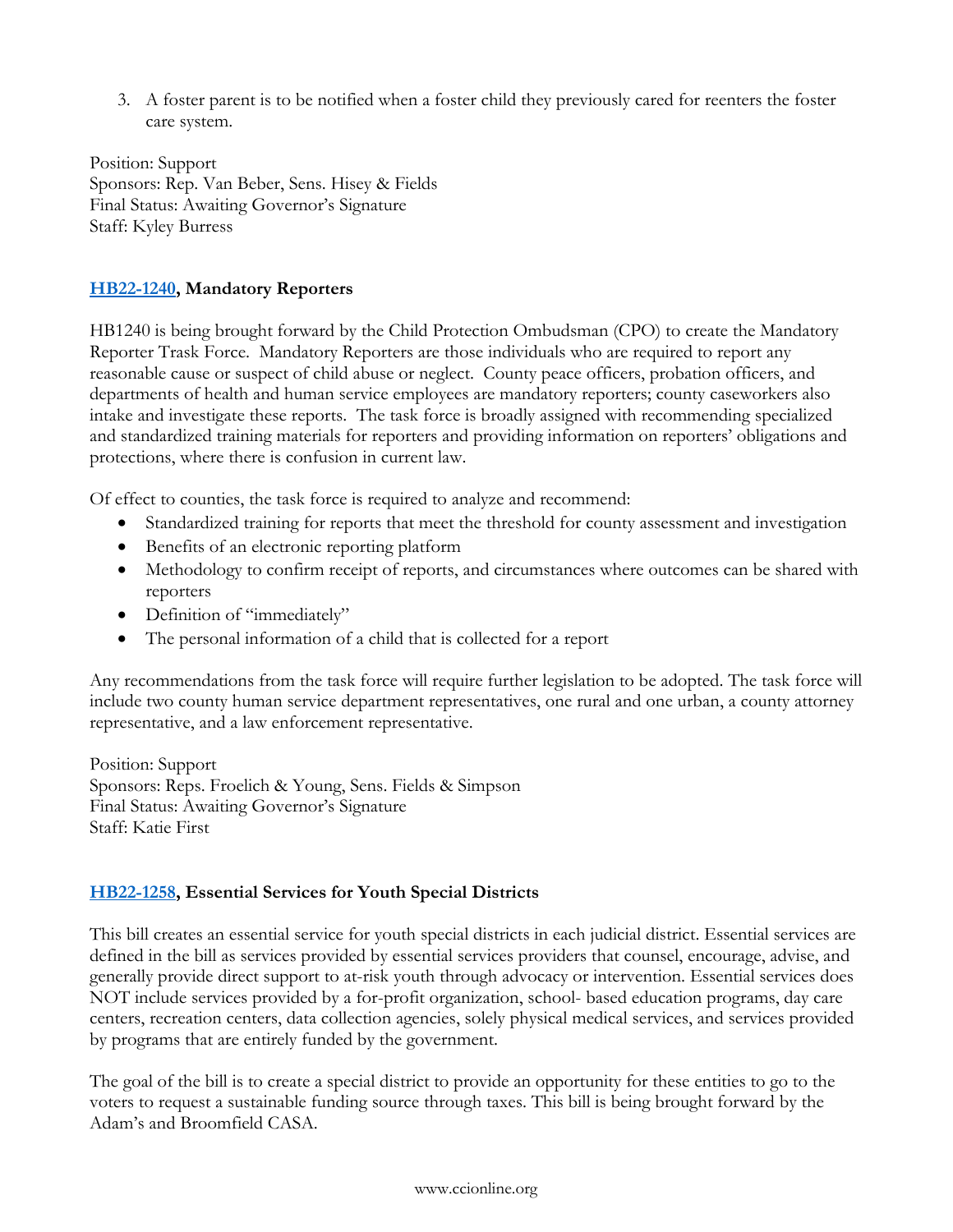3. A foster parent is to be notified when a foster child they previously cared for reenters the foster care system.

Position: Support
Sponsors: Rep. Van Beber, Sens. Hisey & Fields
Final Status: Awaiting Governor's Signature
Staff: Kyley Burress

### HB22-1240, Mandatory Reporters

HB1240 is being brought forward by the Child Protection Ombudsman (CPO) to create the Mandatory Reporter Trask Force. Mandatory Reporters are those individuals who are required to report any reasonable cause or suspect of child abuse or neglect. County peace officers, probation officers, and departments of health and human service employees are mandatory reporters; county caseworkers also intake and investigate these reports. The task force is broadly assigned with recommending specialized and standardized training materials for reporters and providing information on reporters' obligations and protections, where there is confusion in current law.

Of effect to counties, the task force is required to analyze and recommend:

- Standardized training for reports that meet the threshold for county assessment and investigation
- Benefits of an electronic reporting platform
- Methodology to confirm receipt of reports, and circumstances where outcomes can be shared with reporters
- Definition of "immediately"
- The personal information of a child that is collected for a report

Any recommendations from the task force will require further legislation to be adopted. The task force will include two county human service department representatives, one rural and one urban, a county attorney representative, and a law enforcement representative.

Position: Support
Sponsors: Reps. Froelich & Young, Sens. Fields & Simpson
Final Status: Awaiting Governor's Signature
Staff: Katie First

### HB22-1258, Essential Services for Youth Special Districts

This bill creates an essential service for youth special districts in each judicial district. Essential services are defined in the bill as services provided by essential services providers that counsel, encourage, advise, and generally provide direct support to at-risk youth through advocacy or intervention. Essential services does NOT include services provided by a for-profit organization, school- based education programs, day care centers, recreation centers, data collection agencies, solely physical medical services, and services provided by programs that are entirely funded by the government.

The goal of the bill is to create a special district to provide an opportunity for these entities to go to the voters to request a sustainable funding source through taxes. This bill is being brought forward by the Adam's and Broomfield CASA.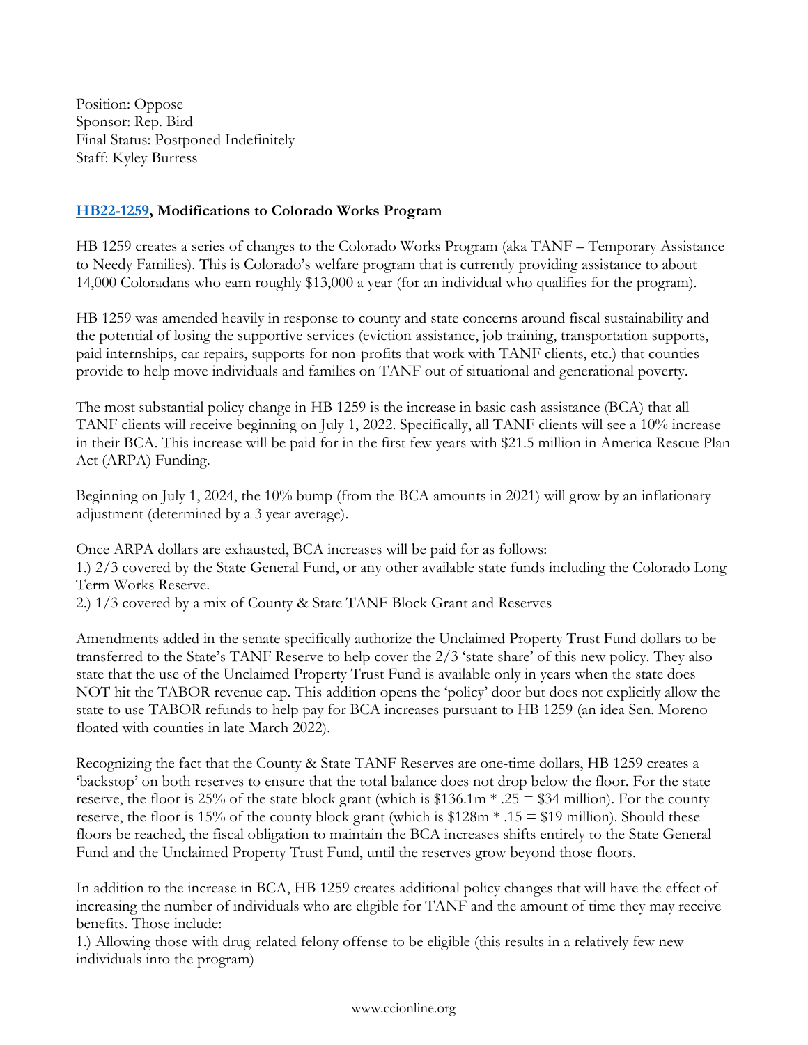Position: Oppose
Sponsor: Rep. Bird
Final Status: Postponed Indefinitely
Staff: Kyley Burress

**HB22-1259, Modifications to Colorado Works Program**

HB 1259 creates a series of changes to the Colorado Works Program (aka TANF – Temporary Assistance to Needy Families). This is Colorado's welfare program that is currently providing assistance to about 14,000 Coloradans who earn roughly $13,000 a year (for an individual who qualifies for the program).

HB 1259 was amended heavily in response to county and state concerns around fiscal sustainability and the potential of losing the supportive services (eviction assistance, job training, transportation supports, paid internships, car repairs, supports for non-profits that work with TANF clients, etc.) that counties provide to help move individuals and families on TANF out of situational and generational poverty.

The most substantial policy change in HB 1259 is the increase in basic cash assistance (BCA) that all TANF clients will receive beginning on July 1, 2022. Specifically, all TANF clients will see a 10% increase in their BCA. This increase will be paid for in the first few years with $21.5 million in America Rescue Plan Act (ARPA) Funding.

Beginning on July 1, 2024, the 10% bump (from the BCA amounts in 2021) will grow by an inflationary adjustment (determined by a 3 year average).

Once ARPA dollars are exhausted, BCA increases will be paid for as follows:
1.) 2/3 covered by the State General Fund, or any other available state funds including the Colorado Long Term Works Reserve.
2.) 1/3 covered by a mix of County & State TANF Block Grant and Reserves

Amendments added in the senate specifically authorize the Unclaimed Property Trust Fund dollars to be transferred to the State's TANF Reserve to help cover the 2/3 'state share' of this new policy. They also state that the use of the Unclaimed Property Trust Fund is available only in years when the state does NOT hit the TABOR revenue cap. This addition opens the 'policy' door but does not explicitly allow the state to use TABOR refunds to help pay for BCA increases pursuant to HB 1259 (an idea Sen. Moreno floated with counties in late March 2022).

Recognizing the fact that the County & State TANF Reserves are one-time dollars, HB 1259 creates a 'backstop' on both reserves to ensure that the total balance does not drop below the floor. For the state reserve, the floor is 25% of the state block grant (which is $136.1m * .25 = $34 million). For the county reserve, the floor is 15% of the county block grant (which is $128m * .15 = $19 million). Should these floors be reached, the fiscal obligation to maintain the BCA increases shifts entirely to the State General Fund and the Unclaimed Property Trust Fund, until the reserves grow beyond those floors.

In addition to the increase in BCA, HB 1259 creates additional policy changes that will have the effect of increasing the number of individuals who are eligible for TANF and the amount of time they may receive benefits. Those include:
1.) Allowing those with drug-related felony offense to be eligible (this results in a relatively few new individuals into the program)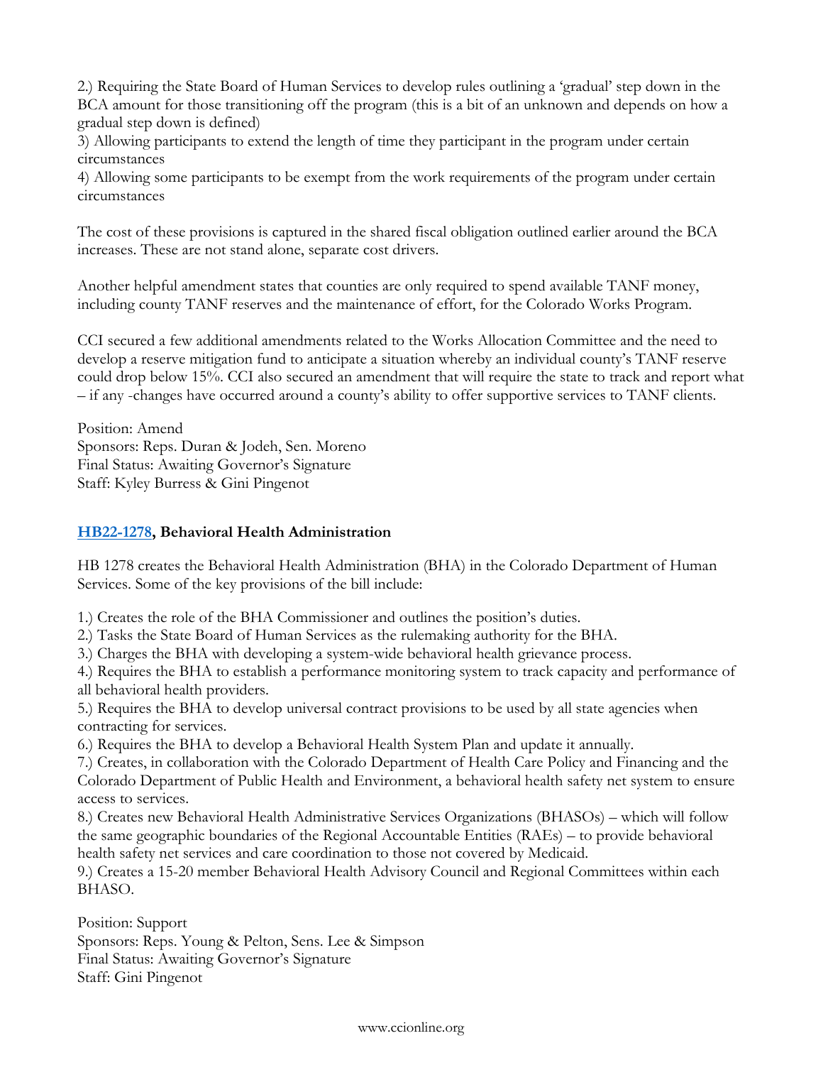2.) Requiring the State Board of Human Services to develop rules outlining a 'gradual' step down in the BCA amount for those transitioning off the program (this is a bit of an unknown and depends on how a gradual step down is defined)
3) Allowing participants to extend the length of time they participant in the program under certain circumstances
4) Allowing some participants to be exempt from the work requirements of the program under certain circumstances

The cost of these provisions is captured in the shared fiscal obligation outlined earlier around the BCA increases. These are not stand alone, separate cost drivers.

Another helpful amendment states that counties are only required to spend available TANF money, including county TANF reserves and the maintenance of effort, for the Colorado Works Program.

CCI secured a few additional amendments related to the Works Allocation Committee and the need to develop a reserve mitigation fund to anticipate a situation whereby an individual county's TANF reserve could drop below 15%. CCI also secured an amendment that will require the state to track and report what – if any -changes have occurred around a county's ability to offer supportive services to TANF clients.

Position: Amend
Sponsors: Reps. Duran & Jodeh, Sen. Moreno
Final Status: Awaiting Governor's Signature
Staff: Kyley Burress & Gini Pingenot

### HB22-1278, Behavioral Health Administration

HB 1278 creates the Behavioral Health Administration (BHA) in the Colorado Department of Human Services. Some of the key provisions of the bill include:

1.) Creates the role of the BHA Commissioner and outlines the position's duties.
2.) Tasks the State Board of Human Services as the rulemaking authority for the BHA.
3.) Charges the BHA with developing a system-wide behavioral health grievance process.
4.) Requires the BHA to establish a performance monitoring system to track capacity and performance of all behavioral health providers.
5.) Requires the BHA to develop universal contract provisions to be used by all state agencies when contracting for services.
6.) Requires the BHA to develop a Behavioral Health System Plan and update it annually.
7.) Creates, in collaboration with the Colorado Department of Health Care Policy and Financing and the Colorado Department of Public Health and Environment, a behavioral health safety net system to ensure access to services.
8.) Creates new Behavioral Health Administrative Services Organizations (BHASOs) – which will follow the same geographic boundaries of the Regional Accountable Entities (RAEs) – to provide behavioral health safety net services and care coordination to those not covered by Medicaid.
9.) Creates a 15-20 member Behavioral Health Advisory Council and Regional Committees within each BHASO.

Position: Support
Sponsors: Reps. Young & Pelton, Sens. Lee & Simpson
Final Status: Awaiting Governor's Signature
Staff: Gini Pingenot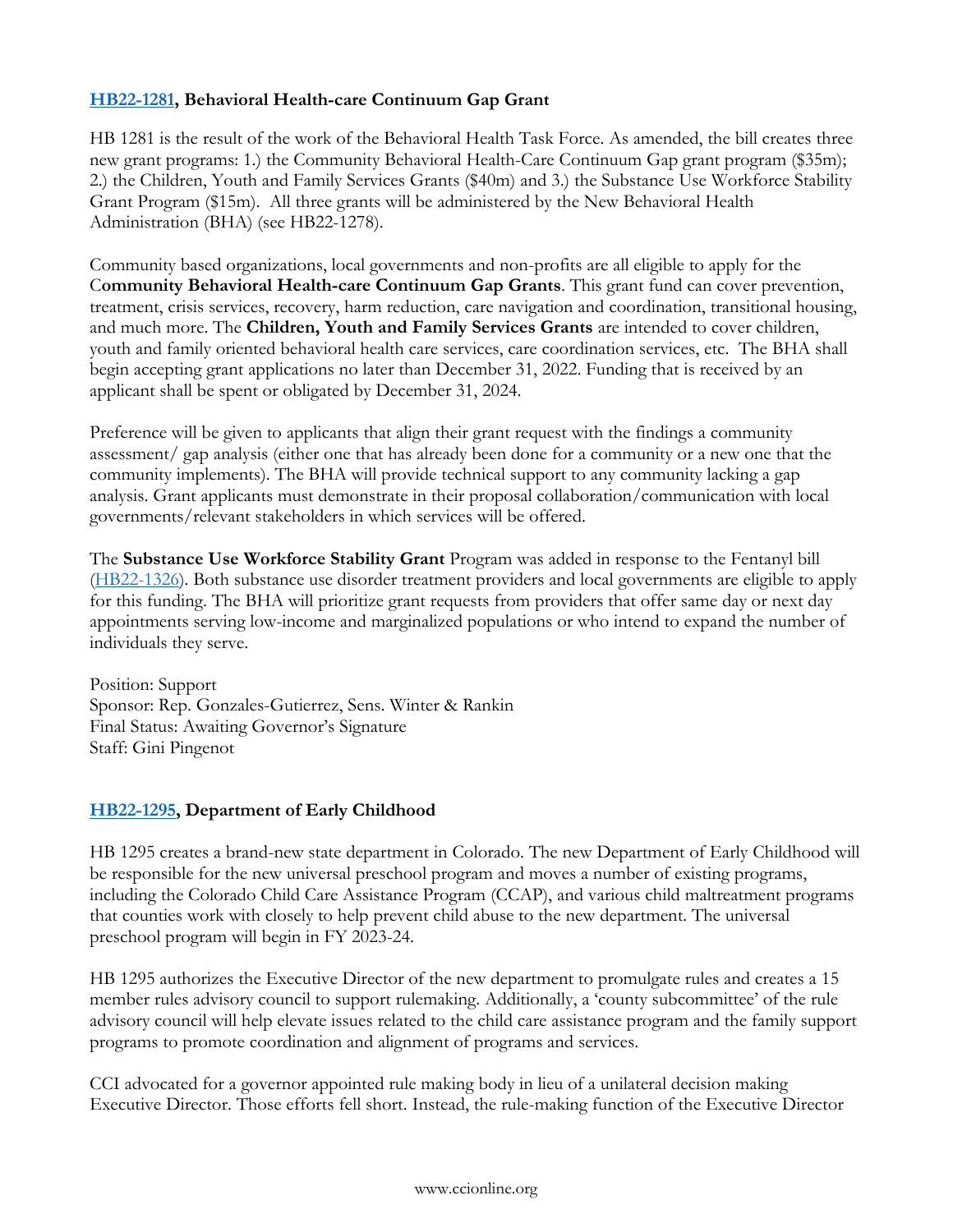### **[HB22-1281](#), Behavioral Health-care Continuum Gap Grant**

HB 1281 is the result of the work of the Behavioral Health Task Force. As amended, the bill creates three new grant programs: 1.) the Community Behavioral Health-Care Continuum Gap grant program ($35m); 2.) the Children, Youth and Family Services Grants ($40m) and 3.) the Substance Use Workforce Stability Grant Program ($15m). All three grants will be administered by the New Behavioral Health Administration (BHA) (see HB22-1278).

Community based organizations, local governments and non-profits are all eligible to apply for the C**ommunity Behavioral Health-care Continuum Gap Grants**. This grant fund can cover prevention, treatment, crisis services, recovery, harm reduction, care navigation and coordination, transitional housing, and much more. The **Children, Youth and Family Services Grants** are intended to cover children, youth and family oriented behavioral health care services, care coordination services, etc. The BHA shall begin accepting grant applications no later than December 31, 2022. Funding that is received by an applicant shall be spent or obligated by December 31, 2024.

Preference will be given to applicants that align their grant request with the findings a community assessment/ gap analysis (either one that has already been done for a community or a new one that the community implements). The BHA will provide technical support to any community lacking a gap analysis. Grant applicants must demonstrate in their proposal collaboration/communication with local governments/relevant stakeholders in which services will be offered.

The **Substance Use Workforce Stability Grant** Program was added in response to the Fentanyl bill ([HB22-1326](#)). Both substance use disorder treatment providers and local governments are eligible to apply for this funding. The BHA will prioritize grant requests from providers that offer same day or next day appointments serving low-income and marginalized populations or who intend to expand the number of individuals they serve.

Position: Support
Sponsor: Rep. Gonzales-Gutierrez, Sens. Winter & Rankin
Final Status: Awaiting Governor's Signature
Staff: Gini Pingenot

### **[HB22-1295](#), Department of Early Childhood**

HB 1295 creates a brand-new state department in Colorado. The new Department of Early Childhood will be responsible for the new universal preschool program and moves a number of existing programs, including the Colorado Child Care Assistance Program (CCAP), and various child maltreatment programs that counties work with closely to help prevent child abuse to the new department. The universal preschool program will begin in FY 2023-24.

HB 1295 authorizes the Executive Director of the new department to promulgate rules and creates a 15 member rules advisory council to support rulemaking. Additionally, a 'county subcommittee' of the rule advisory council will help elevate issues related to the child care assistance program and the family support programs to promote coordination and alignment of programs and services.

CCI advocated for a governor appointed rule making body in lieu of a unilateral decision making Executive Director. Those efforts fell short. Instead, the rule-making function of the Executive Director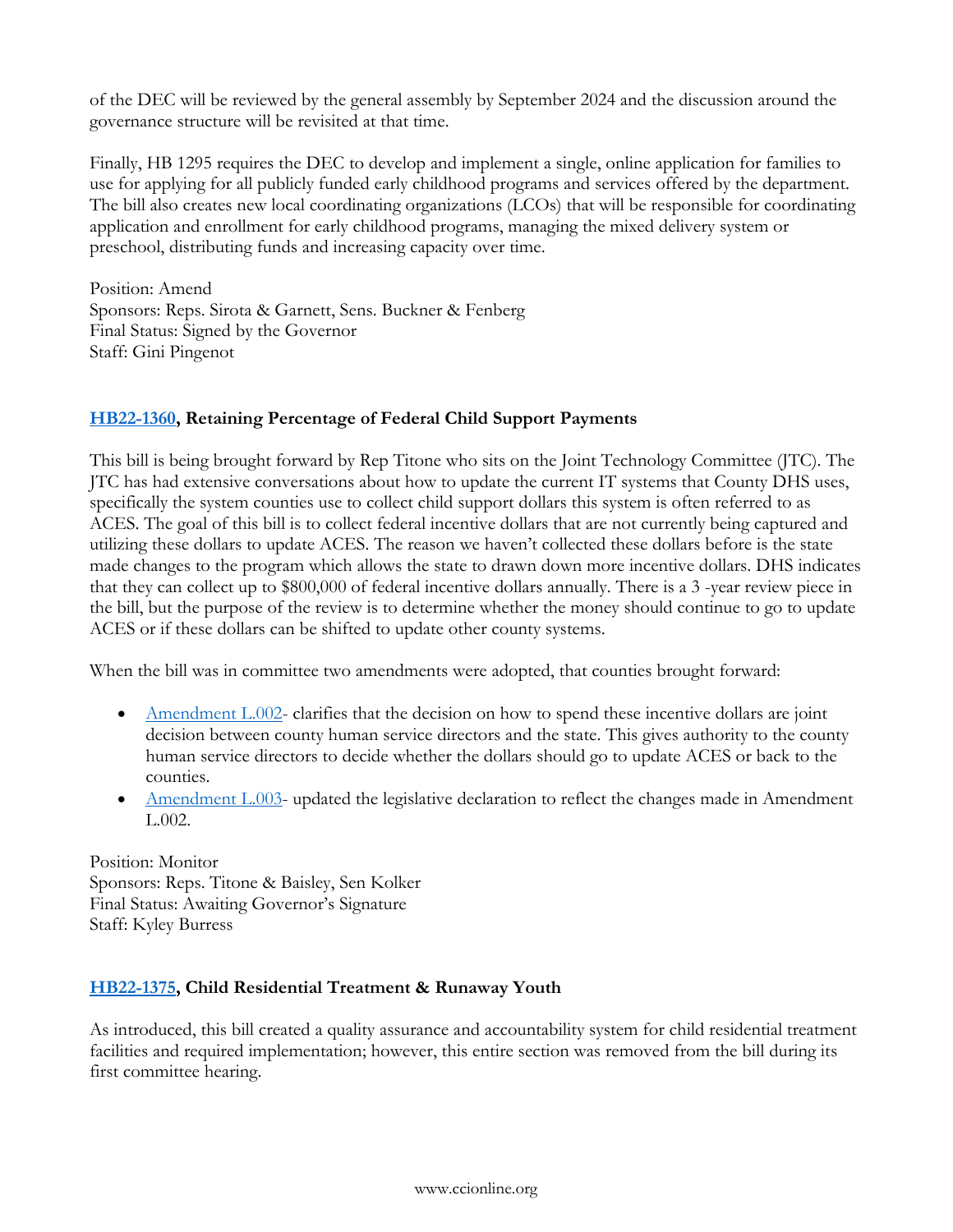of the DEC will be reviewed by the general assembly by September 2024 and the discussion around the governance structure will be revisited at that time.

Finally, HB 1295 requires the DEC to develop and implement a single, online application for families to use for applying for all publicly funded early childhood programs and services offered by the department. The bill also creates new local coordinating organizations (LCOs) that will be responsible for coordinating application and enrollment for early childhood programs, managing the mixed delivery system or preschool, distributing funds and increasing capacity over time.

Position: Amend
Sponsors: Reps. Sirota & Garnett, Sens. Buckner & Fenberg
Final Status: Signed by the Governor
Staff: Gini Pingenot

**HB22-1360, Retaining Percentage of Federal Child Support Payments**

This bill is being brought forward by Rep Titone who sits on the Joint Technology Committee (JTC). The JTC has had extensive conversations about how to update the current IT systems that County DHS uses, specifically the system counties use to collect child support dollars this system is often referred to as ACES. The goal of this bill is to collect federal incentive dollars that are not currently being captured and utilizing these dollars to update ACES. The reason we haven't collected these dollars before is the state made changes to the program which allows the state to drawn down more incentive dollars. DHS indicates that they can collect up to $800,000 of federal incentive dollars annually. There is a 3 -year review piece in the bill, but the purpose of the review is to determine whether the money should continue to go to update ACES or if these dollars can be shifted to update other county systems.

When the bill was in committee two amendments were adopted, that counties brought forward:

- Amendment L.002- clarifies that the decision on how to spend these incentive dollars are joint decision between county human service directors and the state. This gives authority to the county human service directors to decide whether the dollars should go to update ACES or back to the counties.
- Amendment L.003- updated the legislative declaration to reflect the changes made in Amendment L.002.

Position: Monitor
Sponsors: Reps. Titone & Baisley, Sen Kolker
Final Status: Awaiting Governor's Signature
Staff: Kyley Burress

**HB22-1375, Child Residential Treatment & Runaway Youth**

As introduced, this bill created a quality assurance and accountability system for child residential treatment facilities and required implementation; however, this entire section was removed from the bill during its first committee hearing.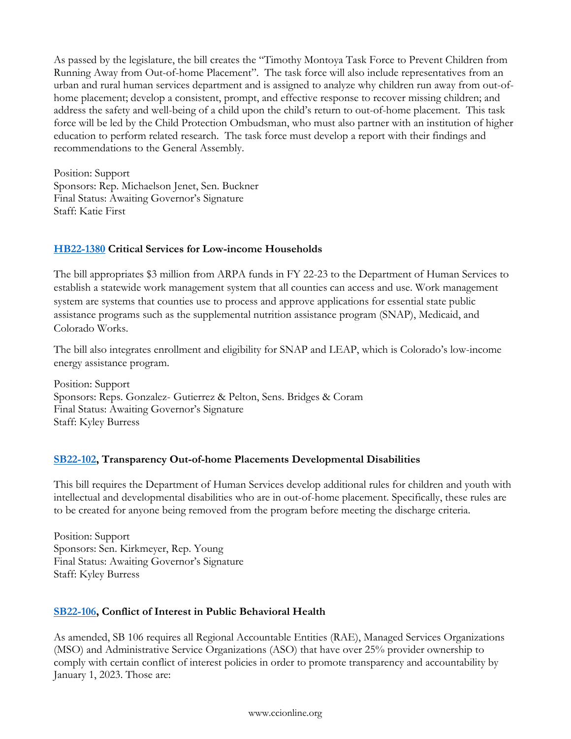As passed by the legislature, the bill creates the "Timothy Montoya Task Force to Prevent Children from Running Away from Out-of-home Placement". The task force will also include representatives from an urban and rural human services department and is assigned to analyze why children run away from out-of-home placement; develop a consistent, prompt, and effective response to recover missing children; and address the safety and well-being of a child upon the child's return to out-of-home placement. This task force will be led by the Child Protection Ombudsman, who must also partner with an institution of higher education to perform related research. The task force must develop a report with their findings and recommendations to the General Assembly.

Position: Support
Sponsors: Rep. Michaelson Jenet, Sen. Buckner
Final Status: Awaiting Governor's Signature
Staff: Katie First

### HB22-1380 Critical Services for Low-income Households

The bill appropriates $3 million from ARPA funds in FY 22-23 to the Department of Human Services to establish a statewide work management system that all counties can access and use. Work management system are systems that counties use to process and approve applications for essential state public assistance programs such as the supplemental nutrition assistance program (SNAP), Medicaid, and Colorado Works.

The bill also integrates enrollment and eligibility for SNAP and LEAP, which is Colorado's low-income energy assistance program.

Position: Support
Sponsors: Reps. Gonzalez- Gutierrez & Pelton, Sens. Bridges & Coram
Final Status: Awaiting Governor's Signature
Staff: Kyley Burress

### SB22-102, Transparency Out-of-home Placements Developmental Disabilities

This bill requires the Department of Human Services develop additional rules for children and youth with intellectual and developmental disabilities who are in out-of-home placement. Specifically, these rules are to be created for anyone being removed from the program before meeting the discharge criteria.

Position: Support
Sponsors: Sen. Kirkmeyer, Rep. Young
Final Status: Awaiting Governor's Signature
Staff: Kyley Burress

### SB22-106, Conflict of Interest in Public Behavioral Health

As amended, SB 106 requires all Regional Accountable Entities (RAE), Managed Services Organizations (MSO) and Administrative Service Organizations (ASO) that have over 25% provider ownership to comply with certain conflict of interest policies in order to promote transparency and accountability by January 1, 2023. Those are: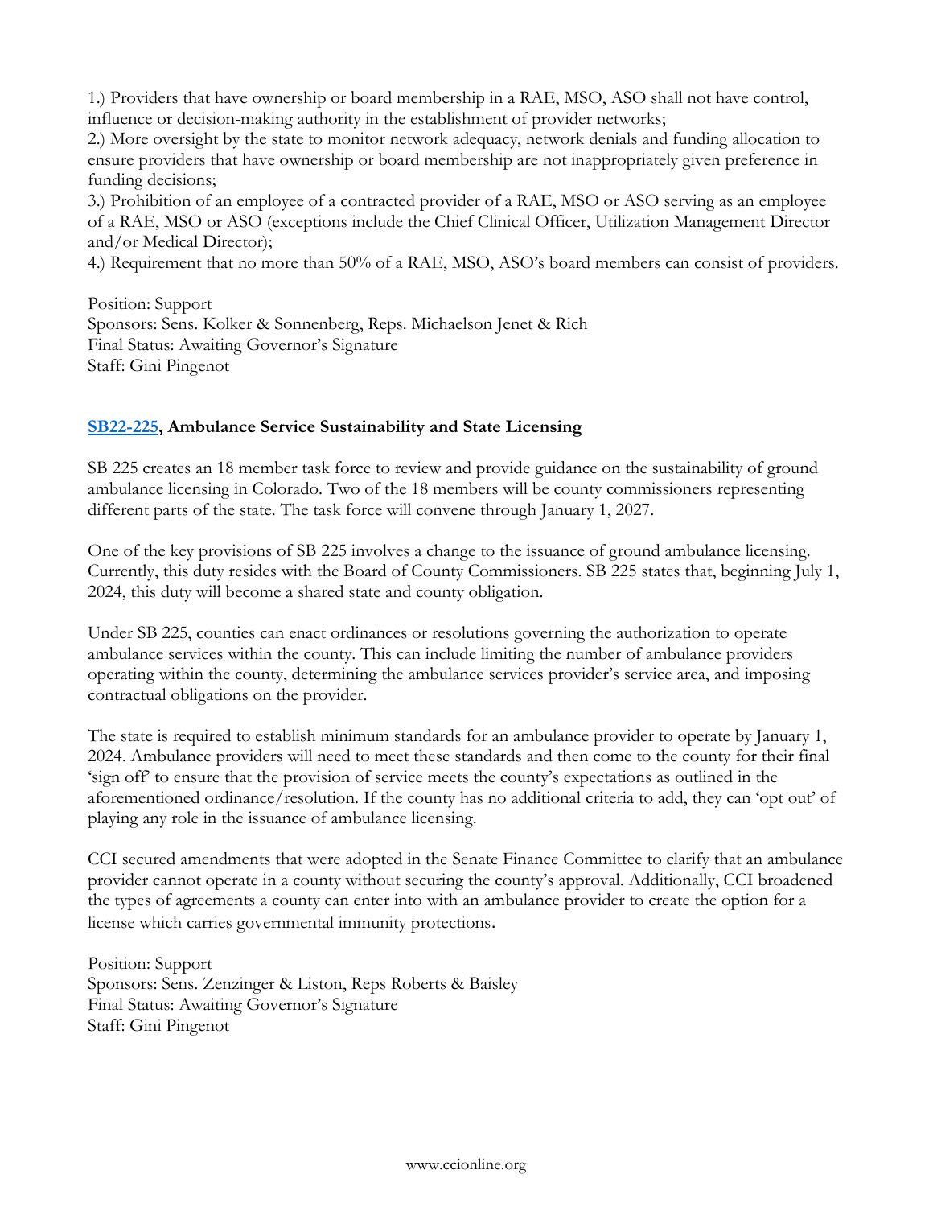1.) Providers that have ownership or board membership in a RAE, MSO, ASO shall not have control, influence or decision-making authority in the establishment of provider networks;
2.) More oversight by the state to monitor network adequacy, network denials and funding allocation to ensure providers that have ownership or board membership are not inappropriately given preference in funding decisions;
3.) Prohibition of an employee of a contracted provider of a RAE, MSO or ASO serving as an employee of a RAE, MSO or ASO (exceptions include the Chief Clinical Officer, Utilization Management Director and/or Medical Director);
4.) Requirement that no more than 50% of a RAE, MSO, ASO's board members can consist of providers.

Position: Support
Sponsors: Sens. Kolker & Sonnenberg, Reps. Michaelson Jenet & Rich
Final Status: Awaiting Governor's Signature
Staff: Gini Pingenot

**SB22-225, Ambulance Service Sustainability and State Licensing**

SB 225 creates an 18 member task force to review and provide guidance on the sustainability of ground ambulance licensing in Colorado. Two of the 18 members will be county commissioners representing different parts of the state. The task force will convene through January 1, 2027.

One of the key provisions of SB 225 involves a change to the issuance of ground ambulance licensing. Currently, this duty resides with the Board of County Commissioners. SB 225 states that, beginning July 1, 2024, this duty will become a shared state and county obligation.

Under SB 225, counties can enact ordinances or resolutions governing the authorization to operate ambulance services within the county. This can include limiting the number of ambulance providers operating within the county, determining the ambulance services provider's service area, and imposing contractual obligations on the provider.

The state is required to establish minimum standards for an ambulance provider to operate by January 1, 2024. Ambulance providers will need to meet these standards and then come to the county for their final 'sign off' to ensure that the provision of service meets the county's expectations as outlined in the aforementioned ordinance/resolution. If the county has no additional criteria to add, they can 'opt out' of playing any role in the issuance of ambulance licensing.

CCI secured amendments that were adopted in the Senate Finance Committee to clarify that an ambulance provider cannot operate in a county without securing the county's approval. Additionally, CCI broadened the types of agreements a county can enter into with an ambulance provider to create the option for a license which carries governmental immunity protections.

Position: Support
Sponsors: Sens. Zenzinger & Liston, Reps Roberts & Baisley
Final Status: Awaiting Governor's Signature
Staff: Gini Pingenot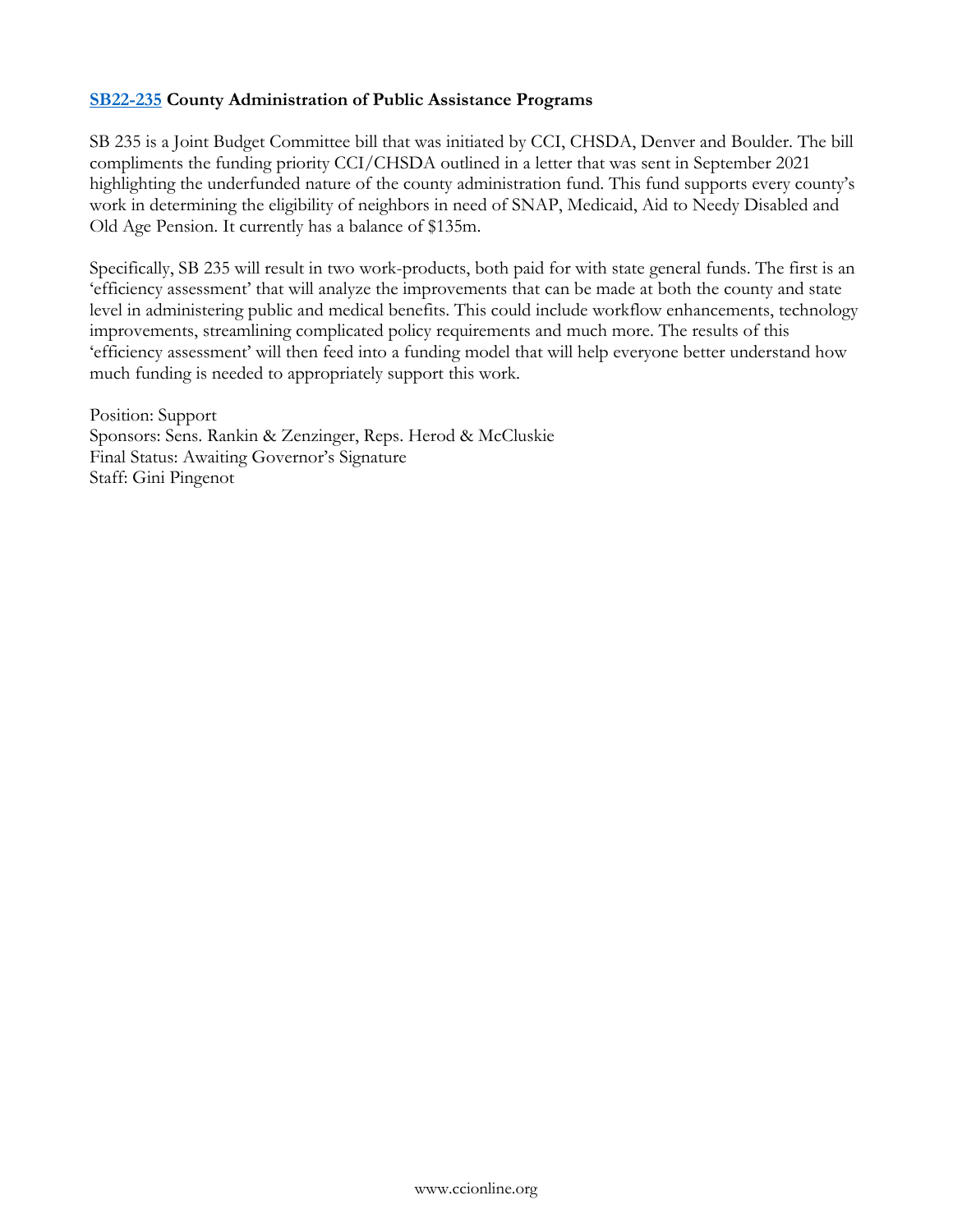**SB22-235 County Administration of Public Assistance Programs**

SB 235 is a Joint Budget Committee bill that was initiated by CCI, CHSDA, Denver and Boulder. The bill compliments the funding priority CCI/CHSDA outlined in a letter that was sent in September 2021 highlighting the underfunded nature of the county administration fund. This fund supports every county's work in determining the eligibility of neighbors in need of SNAP, Medicaid, Aid to Needy Disabled and Old Age Pension. It currently has a balance of $135m.

Specifically, SB 235 will result in two work-products, both paid for with state general funds. The first is an 'efficiency assessment' that will analyze the improvements that can be made at both the county and state level in administering public and medical benefits. This could include workflow enhancements, technology improvements, streamlining complicated policy requirements and much more. The results of this 'efficiency assessment' will then feed into a funding model that will help everyone better understand how much funding is needed to appropriately support this work.

Position: Support
Sponsors: Sens. Rankin & Zenzinger, Reps. Herod & McCluskie
Final Status: Awaiting Governor's Signature
Staff: Gini Pingenot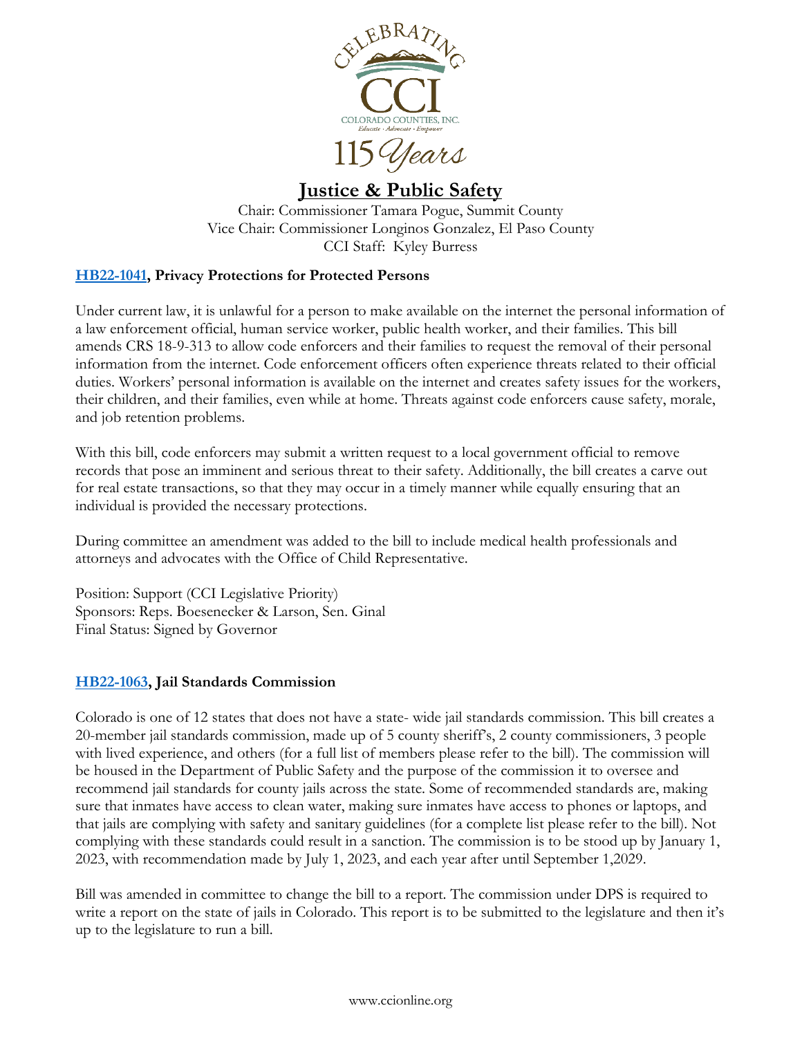# Justice & Public Safety

Chair: Commissioner Tamara Pogue, Summit County
Vice Chair: Commissioner Longinos Gonzalez, El Paso County
CCI Staff: Kyley Burress

## HB22-1041, Privacy Protections for Protected Persons

Under current law, it is unlawful for a person to make available on the internet the personal information of a law enforcement official, human service worker, public health worker, and their families. This bill amends CRS 18-9-313 to allow code enforcers and their families to request the removal of their personal information from the internet. Code enforcement officers often experience threats related to their official duties. Workers' personal information is available on the internet and creates safety issues for the workers, their children, and their families, even while at home. Threats against code enforcers cause safety, morale, and job retention problems.

With this bill, code enforcers may submit a written request to a local government official to remove records that pose an imminent and serious threat to their safety. Additionally, the bill creates a carve out for real estate transactions, so that they may occur in a timely manner while equally ensuring that an individual is provided the necessary protections.

During committee an amendment was added to the bill to include medical health professionals and attorneys and advocates with the Office of Child Representative.

Position: Support (CCI Legislative Priority)
Sponsors: Reps. Boesenecker & Larson, Sen. Ginal
Final Status: Signed by Governor

## HB22-1063, Jail Standards Commission

Colorado is one of 12 states that does not have a state- wide jail standards commission. This bill creates a 20-member jail standards commission, made up of 5 county sheriff's, 2 county commissioners, 3 people with lived experience, and others (for a full list of members please refer to the bill). The commission will be housed in the Department of Public Safety and the purpose of the commission it to oversee and recommend jail standards for county jails across the state. Some of recommended standards are, making sure that inmates have access to clean water, making sure inmates have access to phones or laptops, and that jails are complying with safety and sanitary guidelines (for a complete list please refer to the bill). Not complying with these standards could result in a sanction. The commission is to be stood up by January 1, 2023, with recommendation made by July 1, 2023, and each year after until September 1,2029.

Bill was amended in committee to change the bill to a report. The commission under DPS is required to write a report on the state of jails in Colorado. This report is to be submitted to the legislature and then it's up to the legislature to run a bill.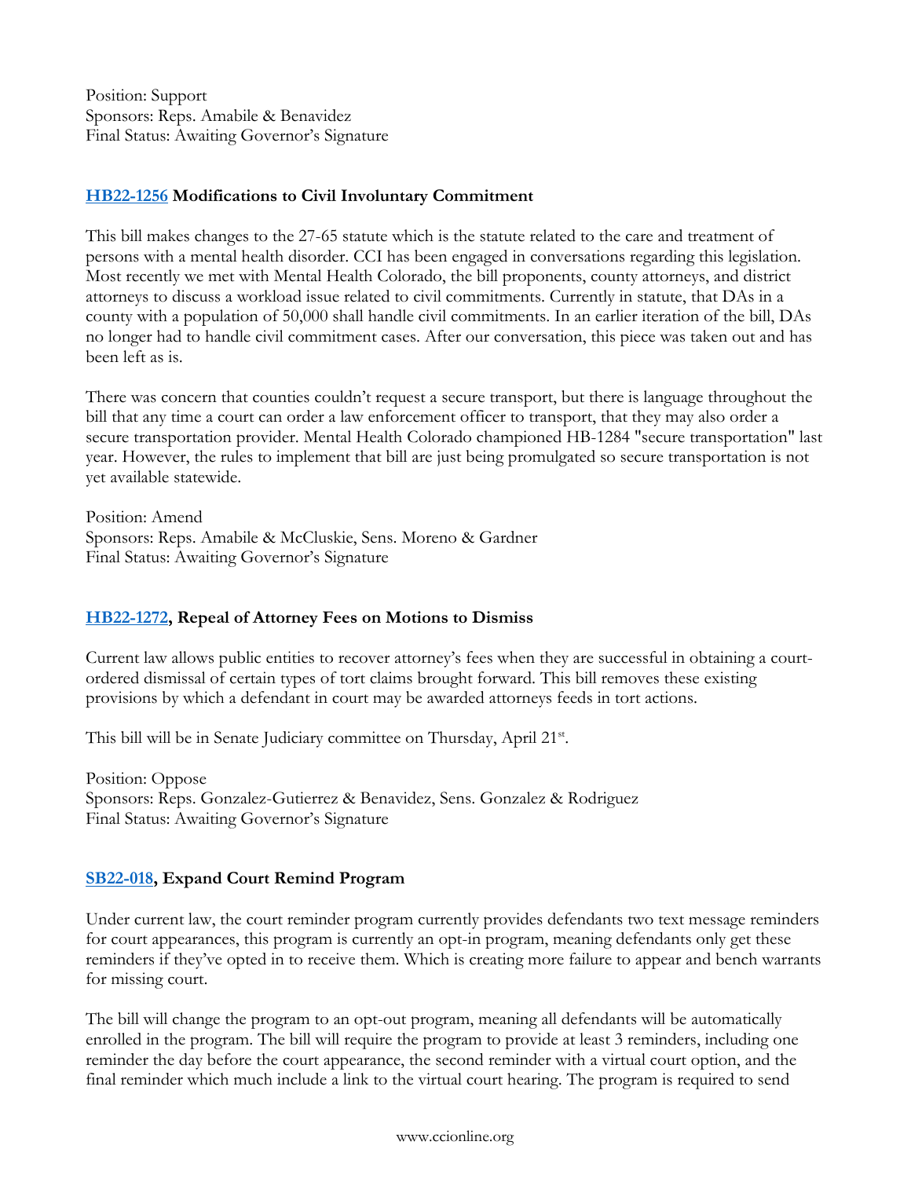Position: Support
Sponsors: Reps. Amabile & Benavidez
Final Status: Awaiting Governor's Signature

### [HB22-1256](#) Modifications to Civil Involuntary Commitment

This bill makes changes to the 27-65 statute which is the statute related to the care and treatment of persons with a mental health disorder. CCI has been engaged in conversations regarding this legislation. Most recently we met with Mental Health Colorado, the bill proponents, county attorneys, and district attorneys to discuss a workload issue related to civil commitments. Currently in statute, that DAs in a county with a population of 50,000 shall handle civil commitments. In an earlier iteration of the bill, DAs no longer had to handle civil commitment cases. After our conversation, this piece was taken out and has been left as is.

There was concern that counties couldn't request a secure transport, but there is language throughout the bill that any time a court can order a law enforcement officer to transport, that they may also order a secure transportation provider. Mental Health Colorado championed HB-1284 "secure transportation" last year. However, the rules to implement that bill are just being promulgated so secure transportation is not yet available statewide.

Position: Amend
Sponsors: Reps. Amabile & McCluskie, Sens. Moreno & Gardner
Final Status: Awaiting Governor's Signature

### [HB22-1272](#), Repeal of Attorney Fees on Motions to Dismiss

Current law allows public entities to recover attorney's fees when they are successful in obtaining a court-ordered dismissal of certain types of tort claims brought forward. This bill removes these existing provisions by which a defendant in court may be awarded attorneys feeds in tort actions.

This bill will be in Senate Judiciary committee on Thursday, April 21st.

Position: Oppose
Sponsors: Reps. Gonzalez-Gutierrez & Benavidez, Sens. Gonzalez & Rodriguez
Final Status: Awaiting Governor's Signature

### [SB22-018](#), Expand Court Remind Program

Under current law, the court reminder program currently provides defendants two text message reminders for court appearances, this program is currently an opt-in program, meaning defendants only get these reminders if they've opted in to receive them. Which is creating more failure to appear and bench warrants for missing court.

The bill will change the program to an opt-out program, meaning all defendants will be automatically enrolled in the program. The bill will require the program to provide at least 3 reminders, including one reminder the day before the court appearance, the second reminder with a virtual court option, and the final reminder which much include a link to the virtual court hearing. The program is required to send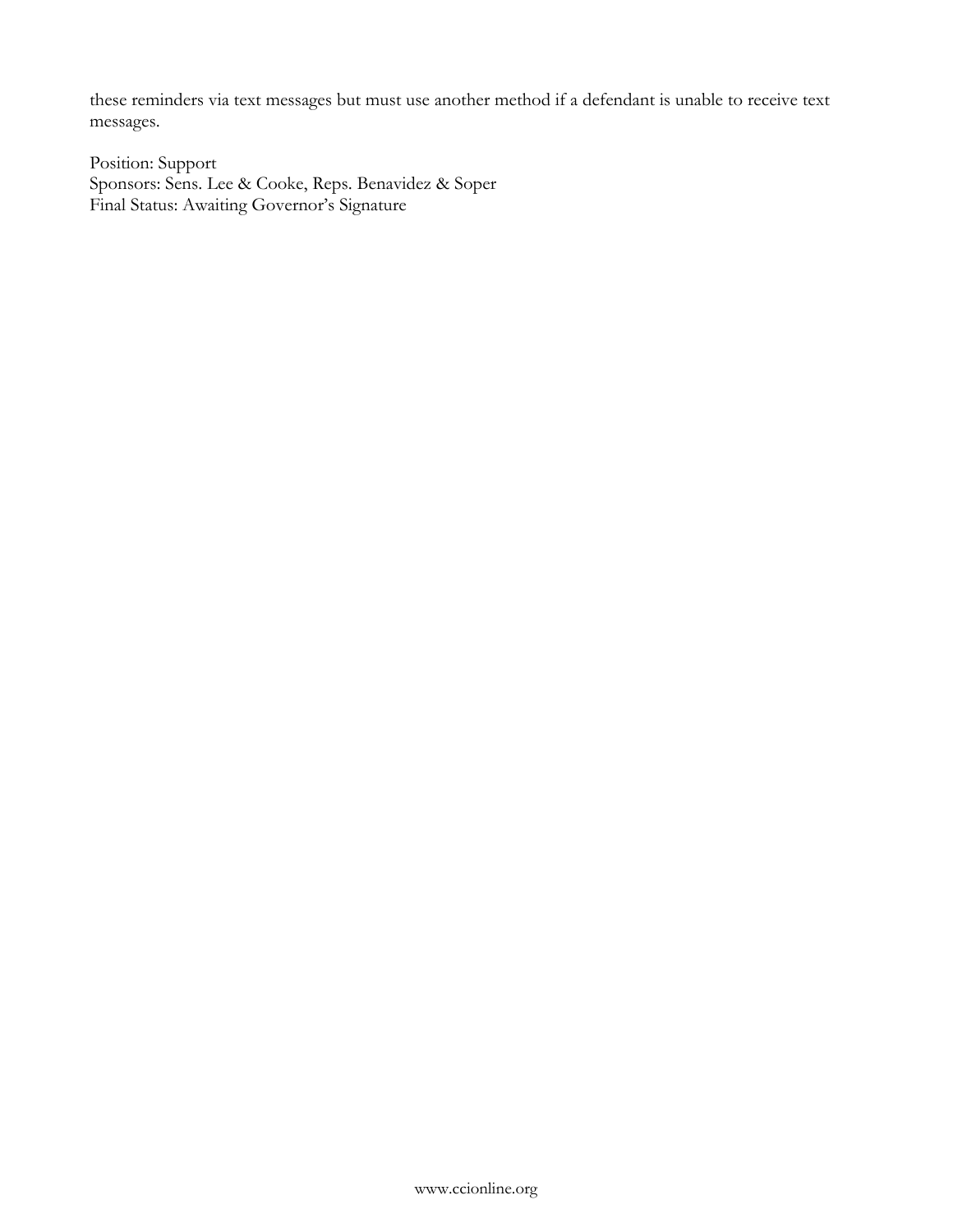these reminders via text messages but must use another method if a defendant is unable to receive text messages.

Position: Support
Sponsors: Sens. Lee & Cooke, Reps. Benavidez & Soper
Final Status: Awaiting Governor's Signature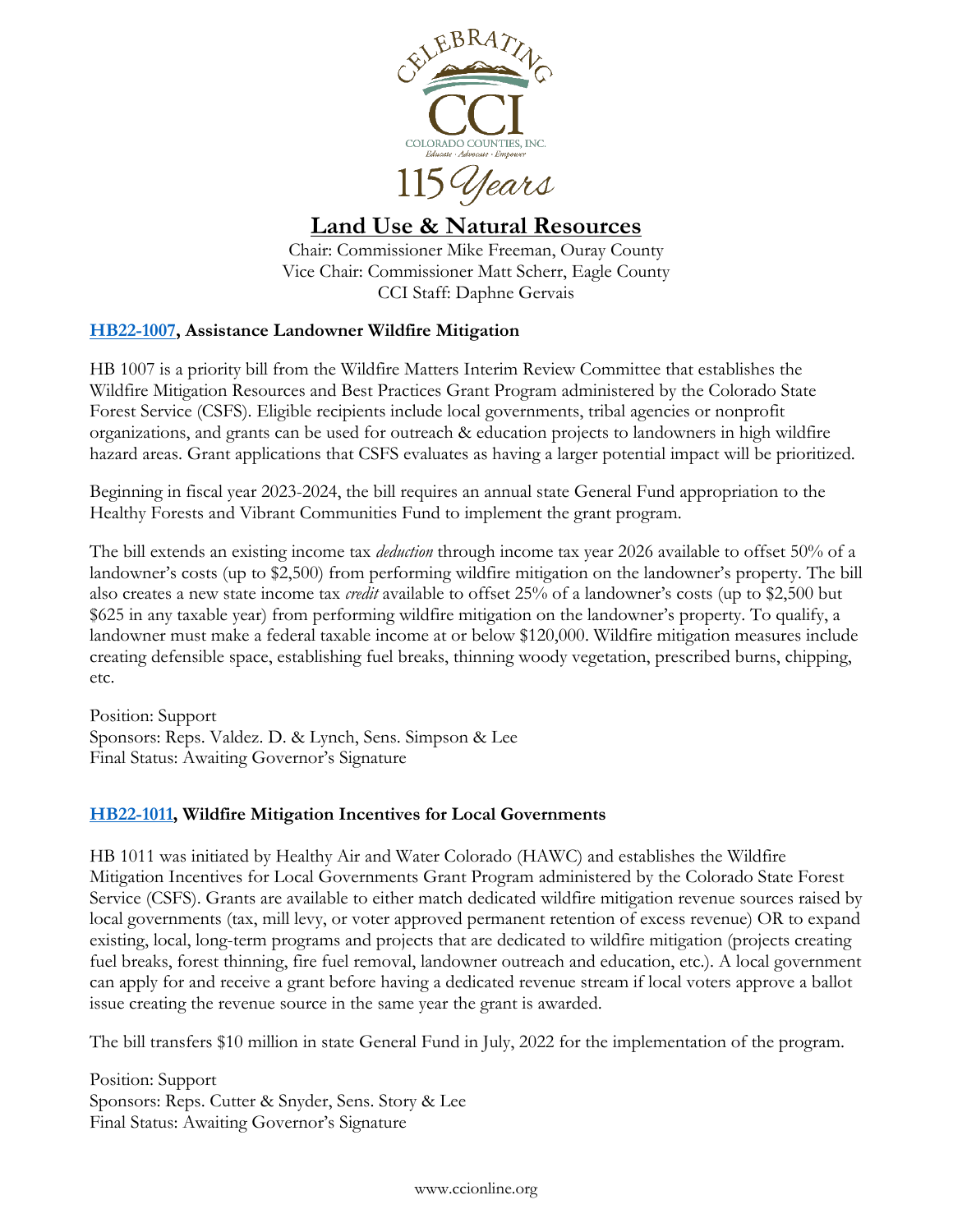## Land Use & Natural Resources

Chair: Commissioner Mike Freeman, Ouray County
Vice Chair: Commissioner Matt Scherr, Eagle County
CCI Staff: Daphne Gervais

### HB22-1007, Assistance Landowner Wildfire Mitigation

HB 1007 is a priority bill from the Wildfire Matters Interim Review Committee that establishes the Wildfire Mitigation Resources and Best Practices Grant Program administered by the Colorado State Forest Service (CSFS). Eligible recipients include local governments, tribal agencies or nonprofit organizations, and grants can be used for outreach & education projects to landowners in high wildfire hazard areas. Grant applications that CSFS evaluates as having a larger potential impact will be prioritized.

Beginning in fiscal year 2023-2024, the bill requires an annual state General Fund appropriation to the Healthy Forests and Vibrant Communities Fund to implement the grant program.

The bill extends an existing income tax *deduction* through income tax year 2026 available to offset 50% of a landowner's costs (up to $2,500) from performing wildfire mitigation on the landowner's property. The bill also creates a new state income tax *credit* available to offset 25% of a landowner's costs (up to $2,500 but $625 in any taxable year) from performing wildfire mitigation on the landowner's property. To qualify, a landowner must make a federal taxable income at or below $120,000. Wildfire mitigation measures include creating defensible space, establishing fuel breaks, thinning woody vegetation, prescribed burns, chipping, etc.

Position: Support
Sponsors: Reps. Valdez. D. & Lynch, Sens. Simpson & Lee
Final Status: Awaiting Governor's Signature

### HB22-1011, Wildfire Mitigation Incentives for Local Governments

HB 1011 was initiated by Healthy Air and Water Colorado (HAWC) and establishes the Wildfire Mitigation Incentives for Local Governments Grant Program administered by the Colorado State Forest Service (CSFS). Grants are available to either match dedicated wildfire mitigation revenue sources raised by local governments (tax, mill levy, or voter approved permanent retention of excess revenue) OR to expand existing, local, long-term programs and projects that are dedicated to wildfire mitigation (projects creating fuel breaks, forest thinning, fire fuel removal, landowner outreach and education, etc.). A local government can apply for and receive a grant before having a dedicated revenue stream if local voters approve a ballot issue creating the revenue source in the same year the grant is awarded.

The bill transfers $10 million in state General Fund in July, 2022 for the implementation of the program.

Position: Support
Sponsors: Reps. Cutter & Snyder, Sens. Story & Lee
Final Status: Awaiting Governor's Signature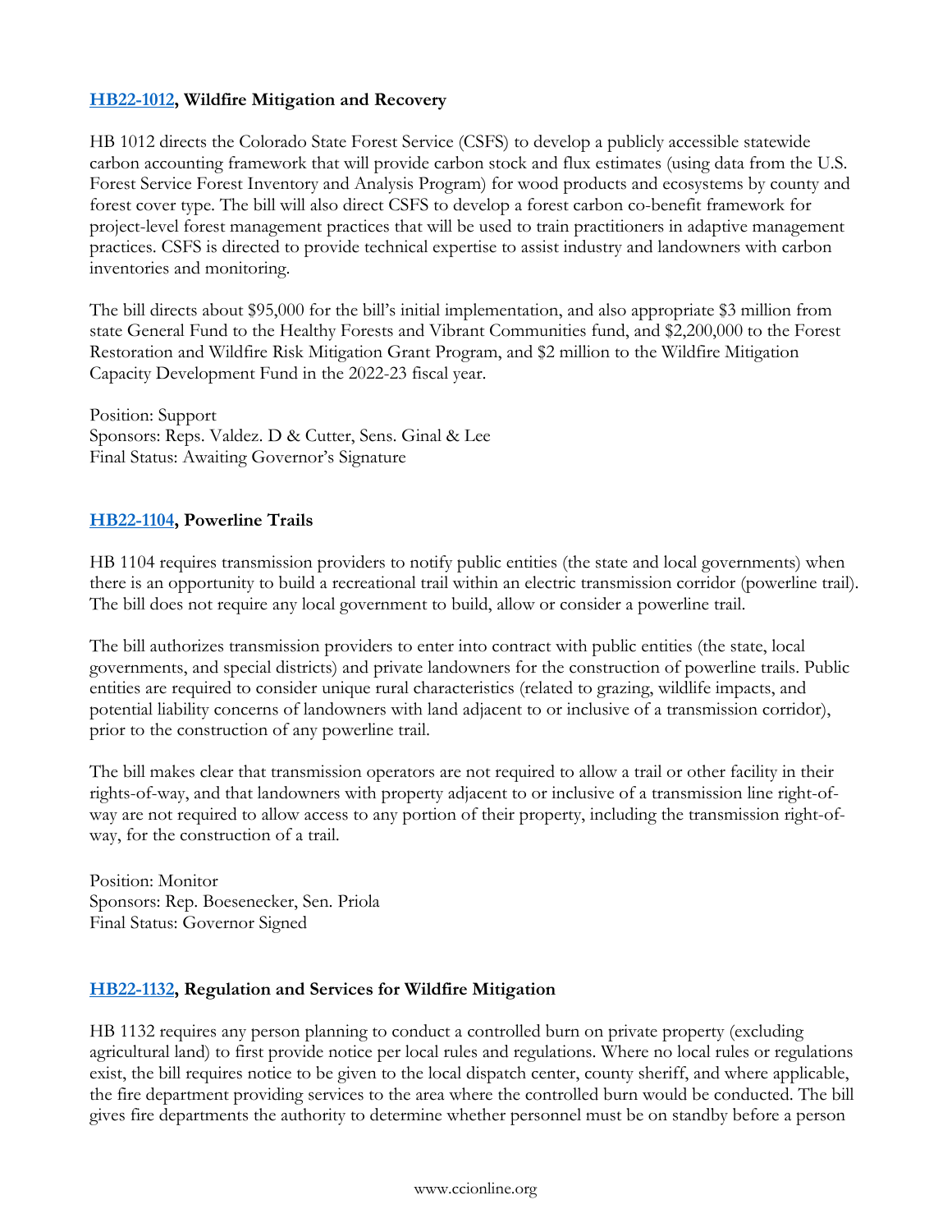**HB22-1012, Wildfire Mitigation and Recovery**

HB 1012 directs the Colorado State Forest Service (CSFS) to develop a publicly accessible statewide carbon accounting framework that will provide carbon stock and flux estimates (using data from the U.S. Forest Service Forest Inventory and Analysis Program) for wood products and ecosystems by county and forest cover type. The bill will also direct CSFS to develop a forest carbon co-benefit framework for project-level forest management practices that will be used to train practitioners in adaptive management practices. CSFS is directed to provide technical expertise to assist industry and landowners with carbon inventories and monitoring.

The bill directs about $95,000 for the bill's initial implementation, and also appropriate $3 million from state General Fund to the Healthy Forests and Vibrant Communities fund, and $2,200,000 to the Forest Restoration and Wildfire Risk Mitigation Grant Program, and $2 million to the Wildfire Mitigation Capacity Development Fund in the 2022-23 fiscal year.

Position: Support
Sponsors: Reps. Valdez. D & Cutter, Sens. Ginal & Lee
Final Status: Awaiting Governor's Signature

**HB22-1104, Powerline Trails**

HB 1104 requires transmission providers to notify public entities (the state and local governments) when there is an opportunity to build a recreational trail within an electric transmission corridor (powerline trail). The bill does not require any local government to build, allow or consider a powerline trail.

The bill authorizes transmission providers to enter into contract with public entities (the state, local governments, and special districts) and private landowners for the construction of powerline trails. Public entities are required to consider unique rural characteristics (related to grazing, wildlife impacts, and potential liability concerns of landowners with land adjacent to or inclusive of a transmission corridor), prior to the construction of any powerline trail.

The bill makes clear that transmission operators are not required to allow a trail or other facility in their rights-of-way, and that landowners with property adjacent to or inclusive of a transmission line right-of-way are not required to allow access to any portion of their property, including the transmission right-of-way, for the construction of a trail.

Position: Monitor
Sponsors: Rep. Boesenecker, Sen. Priola
Final Status: Governor Signed

**HB22-1132, Regulation and Services for Wildfire Mitigation**

HB 1132 requires any person planning to conduct a controlled burn on private property (excluding agricultural land) to first provide notice per local rules and regulations. Where no local rules or regulations exist, the bill requires notice to be given to the local dispatch center, county sheriff, and where applicable, the fire department providing services to the area where the controlled burn would be conducted. The bill gives fire departments the authority to determine whether personnel must be on standby before a person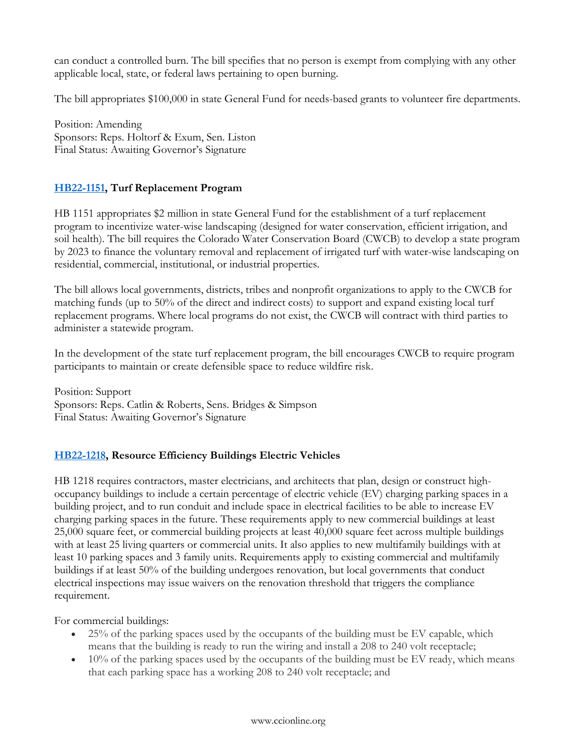can conduct a controlled burn. The bill specifies that no person is exempt from complying with any other applicable local, state, or federal laws pertaining to open burning.

The bill appropriates $100,000 in state General Fund for needs-based grants to volunteer fire departments.

Position: Amending
Sponsors: Reps. Holtorf & Exum, Sen. Liston
Final Status: Awaiting Governor's Signature

### HB22-1151, Turf Replacement Program

HB 1151 appropriates $2 million in state General Fund for the establishment of a turf replacement program to incentivize water-wise landscaping (designed for water conservation, efficient irrigation, and soil health). The bill requires the Colorado Water Conservation Board (CWCB) to develop a state program by 2023 to finance the voluntary removal and replacement of irrigated turf with water-wise landscaping on residential, commercial, institutional, or industrial properties.

The bill allows local governments, districts, tribes and nonprofit organizations to apply to the CWCB for matching funds (up to 50% of the direct and indirect costs) to support and expand existing local turf replacement programs. Where local programs do not exist, the CWCB will contract with third parties to administer a statewide program.

In the development of the state turf replacement program, the bill encourages CWCB to require program participants to maintain or create defensible space to reduce wildfire risk.

Position: Support
Sponsors: Reps. Catlin & Roberts, Sens. Bridges & Simpson
Final Status: Awaiting Governor's Signature

### HB22-1218, Resource Efficiency Buildings Electric Vehicles

HB 1218 requires contractors, master electricians, and architects that plan, design or construct high-occupancy buildings to include a certain percentage of electric vehicle (EV) charging parking spaces in a building project, and to run conduit and include space in electrical facilities to be able to increase EV charging parking spaces in the future. These requirements apply to new commercial buildings at least 25,000 square feet, or commercial building projects at least 40,000 square feet across multiple buildings with at least 25 living quarters or commercial units. It also applies to new multifamily buildings with at least 10 parking spaces and 3 family units. Requirements apply to existing commercial and multifamily buildings if at least 50% of the building undergoes renovation, but local governments that conduct electrical inspections may issue waivers on the renovation threshold that triggers the compliance requirement.

For commercial buildings:

- 25% of the parking spaces used by the occupants of the building must be EV capable, which means that the building is ready to run the wiring and install a 208 to 240 volt receptacle;
- 10% of the parking spaces used by the occupants of the building must be EV ready, which means that each parking space has a working 208 to 240 volt receptacle; and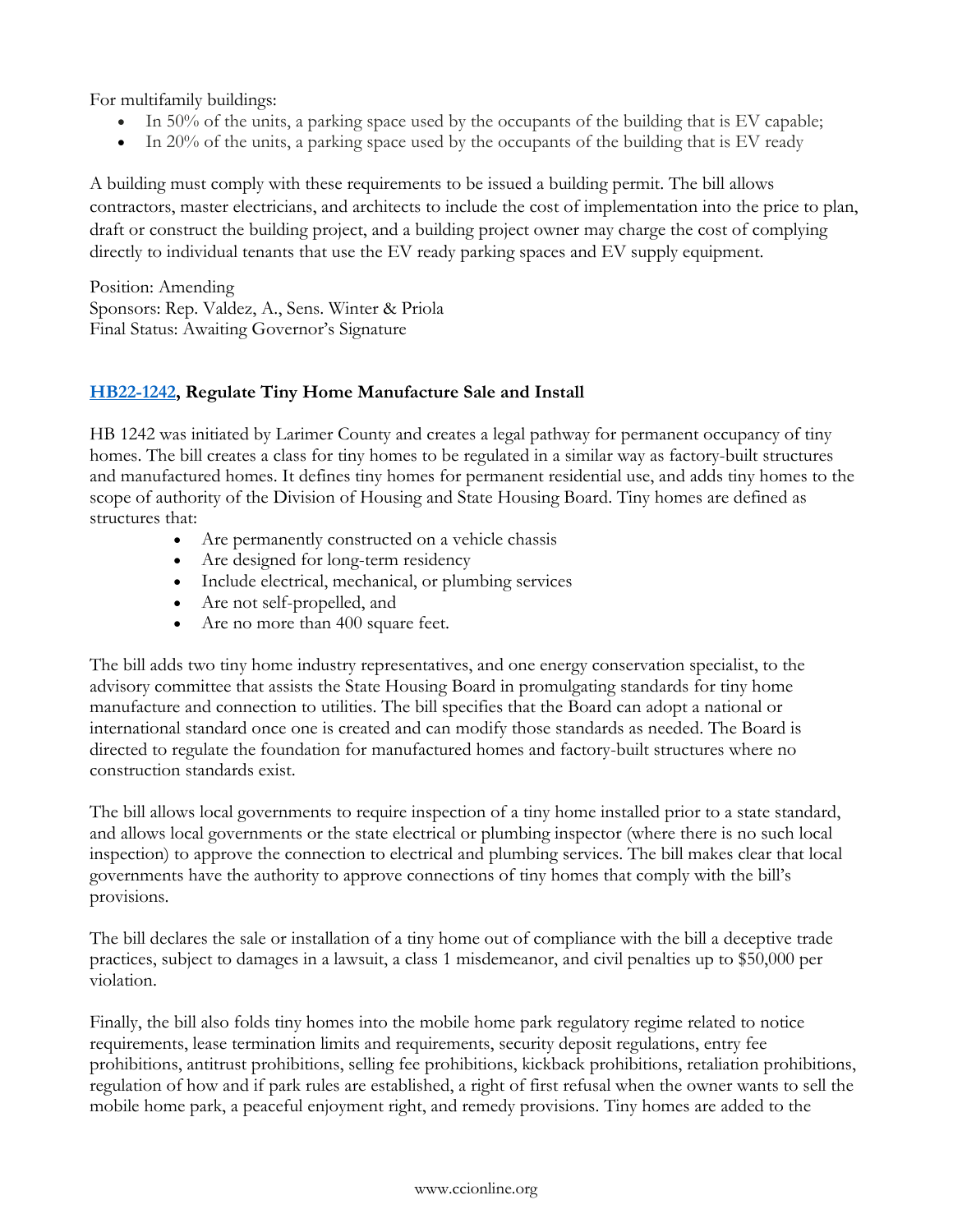For multifamily buildings:

- In 50% of the units, a parking space used by the occupants of the building that is EV capable;
- In 20% of the units, a parking space used by the occupants of the building that is EV ready

A building must comply with these requirements to be issued a building permit. The bill allows contractors, master electricians, and architects to include the cost of implementation into the price to plan, draft or construct the building project, and a building project owner may charge the cost of complying directly to individual tenants that use the EV ready parking spaces and EV supply equipment.

Position: Amending
Sponsors: Rep. Valdez, A., Sens. Winter & Priola
Final Status: Awaiting Governor's Signature

**HB22-1242, Regulate Tiny Home Manufacture Sale and Install**

HB 1242 was initiated by Larimer County and creates a legal pathway for permanent occupancy of tiny homes. The bill creates a class for tiny homes to be regulated in a similar way as factory-built structures and manufactured homes. It defines tiny homes for permanent residential use, and adds tiny homes to the scope of authority of the Division of Housing and State Housing Board. Tiny homes are defined as structures that:

- Are permanently constructed on a vehicle chassis
- Are designed for long-term residency
- Include electrical, mechanical, or plumbing services
- Are not self-propelled, and
- Are no more than 400 square feet.

The bill adds two tiny home industry representatives, and one energy conservation specialist, to the advisory committee that assists the State Housing Board in promulgating standards for tiny home manufacture and connection to utilities. The bill specifies that the Board can adopt a national or international standard once one is created and can modify those standards as needed. The Board is directed to regulate the foundation for manufactured homes and factory-built structures where no construction standards exist.

The bill allows local governments to require inspection of a tiny home installed prior to a state standard, and allows local governments or the state electrical or plumbing inspector (where there is no such local inspection) to approve the connection to electrical and plumbing services. The bill makes clear that local governments have the authority to approve connections of tiny homes that comply with the bill's provisions.

The bill declares the sale or installation of a tiny home out of compliance with the bill a deceptive trade practices, subject to damages in a lawsuit, a class 1 misdemeanor, and civil penalties up to $50,000 per violation.

Finally, the bill also folds tiny homes into the mobile home park regulatory regime related to notice requirements, lease termination limits and requirements, security deposit regulations, entry fee prohibitions, antitrust prohibitions, selling fee prohibitions, kickback prohibitions, retaliation prohibitions, regulation of how and if park rules are established, a right of first refusal when the owner wants to sell the mobile home park, a peaceful enjoyment right, and remedy provisions. Tiny homes are added to the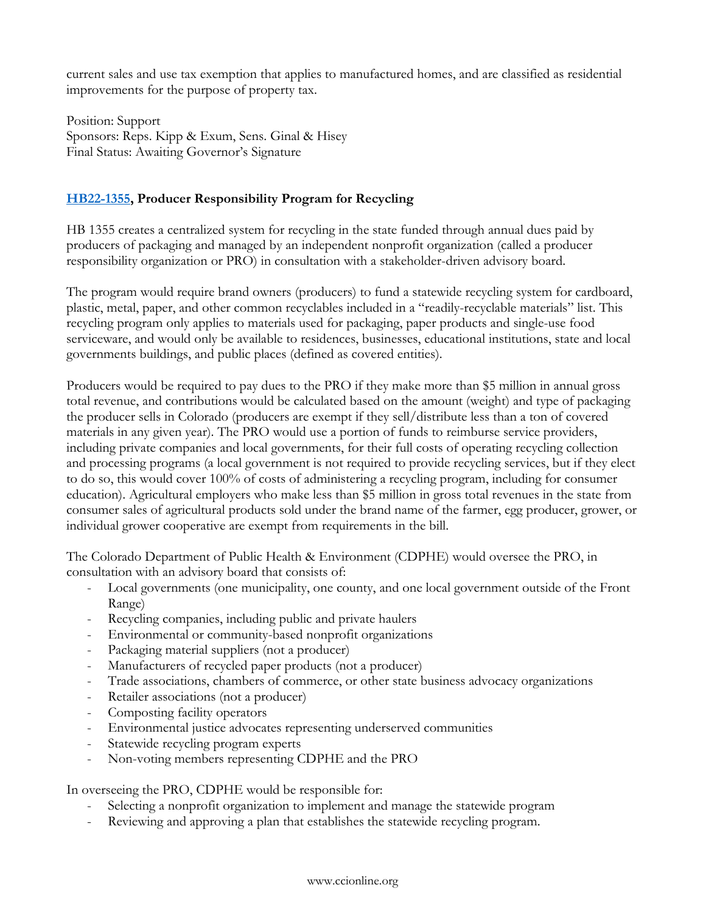current sales and use tax exemption that applies to manufactured homes, and are classified as residential improvements for the purpose of property tax.

Position: Support
Sponsors: Reps. Kipp & Exum, Sens. Ginal & Hisey
Final Status: Awaiting Governor's Signature

**HB22-1355, Producer Responsibility Program for Recycling**

HB 1355 creates a centralized system for recycling in the state funded through annual dues paid by producers of packaging and managed by an independent nonprofit organization (called a producer responsibility organization or PRO) in consultation with a stakeholder-driven advisory board.

The program would require brand owners (producers) to fund a statewide recycling system for cardboard, plastic, metal, paper, and other common recyclables included in a "readily-recyclable materials" list. This recycling program only applies to materials used for packaging, paper products and single-use food serviceware, and would only be available to residences, businesses, educational institutions, state and local governments buildings, and public places (defined as covered entities).

Producers would be required to pay dues to the PRO if they make more than $5 million in annual gross total revenue, and contributions would be calculated based on the amount (weight) and type of packaging the producer sells in Colorado (producers are exempt if they sell/distribute less than a ton of covered materials in any given year). The PRO would use a portion of funds to reimburse service providers, including private companies and local governments, for their full costs of operating recycling collection and processing programs (a local government is not required to provide recycling services, but if they elect to do so, this would cover 100% of costs of administering a recycling program, including for consumer education). Agricultural employers who make less than $5 million in gross total revenues in the state from consumer sales of agricultural products sold under the brand name of the farmer, egg producer, grower, or individual grower cooperative are exempt from requirements in the bill.

The Colorado Department of Public Health & Environment (CDPHE) would oversee the PRO, in consultation with an advisory board that consists of:

- Local governments (one municipality, one county, and one local government outside of the Front Range)
- Recycling companies, including public and private haulers
- Environmental or community-based nonprofit organizations
- Packaging material suppliers (not a producer)
- Manufacturers of recycled paper products (not a producer)
- Trade associations, chambers of commerce, or other state business advocacy organizations
- Retailer associations (not a producer)
- Composting facility operators
- Environmental justice advocates representing underserved communities
- Statewide recycling program experts
- Non-voting members representing CDPHE and the PRO

In overseeing the PRO, CDPHE would be responsible for:

- Selecting a nonprofit organization to implement and manage the statewide program
- Reviewing and approving a plan that establishes the statewide recycling program.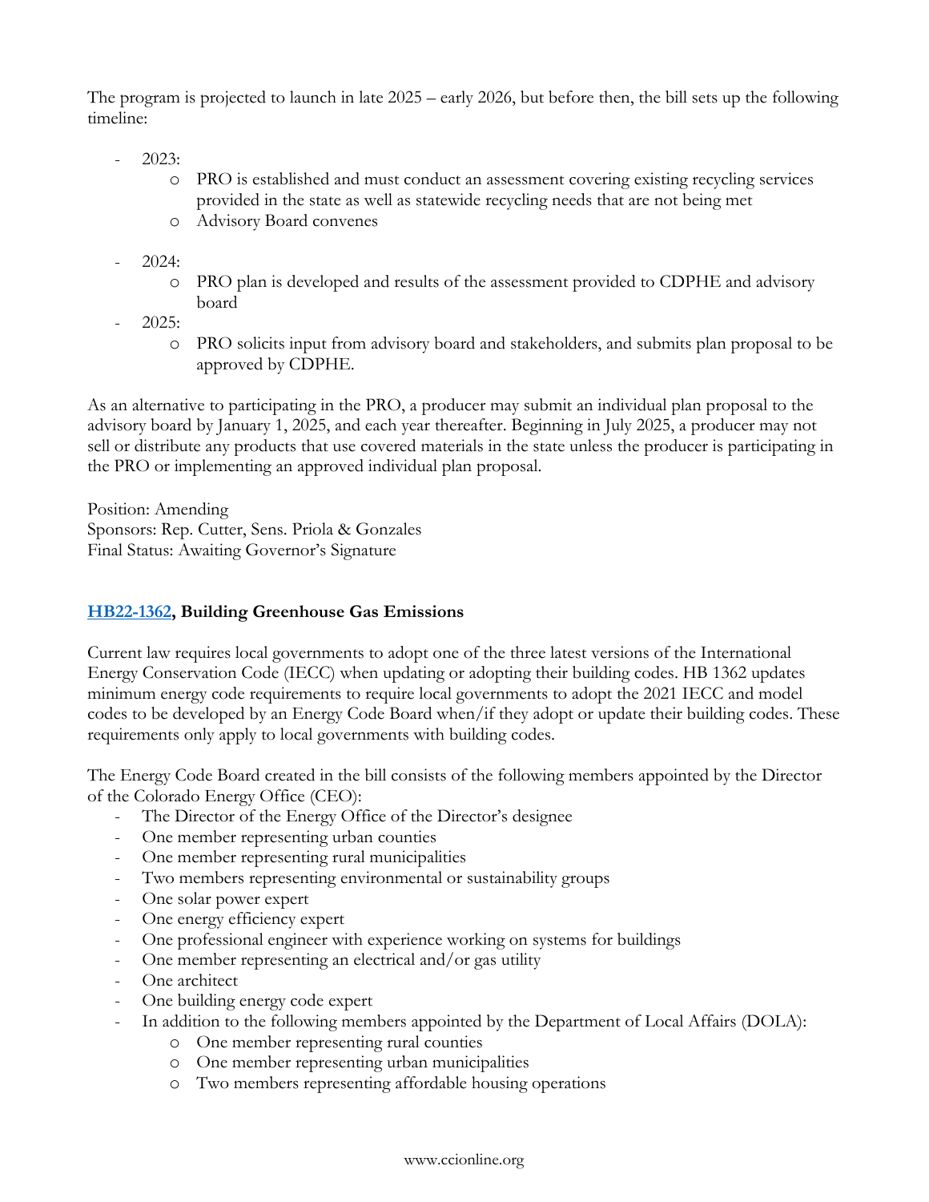The program is projected to launch in late 2025 – early 2026, but before then, the bill sets up the following timeline:

- 2023:
  - PRO is established and must conduct an assessment covering existing recycling services provided in the state as well as statewide recycling needs that are not being met
  - Advisory Board convenes
- 2024:
  - PRO plan is developed and results of the assessment provided to CDPHE and advisory board
- 2025:
  - PRO solicits input from advisory board and stakeholders, and submits plan proposal to be approved by CDPHE.

As an alternative to participating in the PRO, a producer may submit an individual plan proposal to the advisory board by January 1, 2025, and each year thereafter. Beginning in July 2025, a producer may not sell or distribute any products that use covered materials in the state unless the producer is participating in the PRO or implementing an approved individual plan proposal.

Position: Amending
Sponsors: Rep. Cutter, Sens. Priola & Gonzales
Final Status: Awaiting Governor's Signature

### HB22-1362, Building Greenhouse Gas Emissions

Current law requires local governments to adopt one of the three latest versions of the International Energy Conservation Code (IECC) when updating or adopting their building codes. HB 1362 updates minimum energy code requirements to require local governments to adopt the 2021 IECC and model codes to be developed by an Energy Code Board when/if they adopt or update their building codes. These requirements only apply to local governments with building codes.

The Energy Code Board created in the bill consists of the following members appointed by the Director of the Colorado Energy Office (CEO):

- The Director of the Energy Office of the Director's designee
- One member representing urban counties
- One member representing rural municipalities
- Two members representing environmental or sustainability groups
- One solar power expert
- One energy efficiency expert
- One professional engineer with experience working on systems for buildings
- One member representing an electrical and/or gas utility
- One architect
- One building energy code expert
- In addition to the following members appointed by the Department of Local Affairs (DOLA):
  - One member representing rural counties
  - One member representing urban municipalities
  - Two members representing affordable housing operations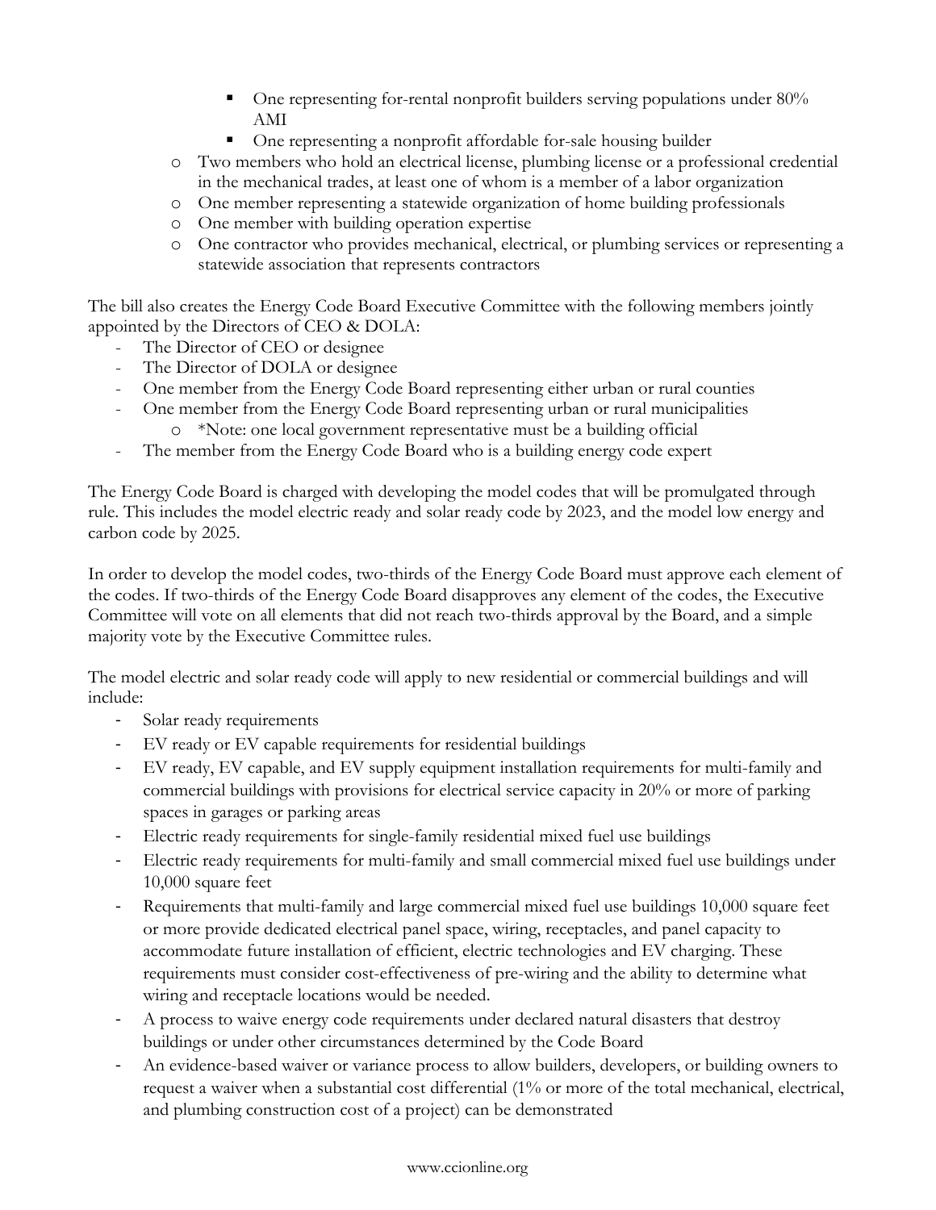- One representing for-rental nonprofit builders serving populations under 80% AMI
        - One representing a nonprofit affordable for-sale housing builder
    - Two members who hold an electrical license, plumbing license or a professional credential in the mechanical trades, at least one of whom is a member of a labor organization
    - One member representing a statewide organization of home building professionals
    - One member with building operation expertise
    - One contractor who provides mechanical, electrical, or plumbing services or representing a statewide association that represents contractors

The bill also creates the Energy Code Board Executive Committee with the following members jointly appointed by the Directors of CEO & DOLA:

- The Director of CEO or designee
- The Director of DOLA or designee
- One member from the Energy Code Board representing either urban or rural counties
- One member from the Energy Code Board representing urban or rural municipalities
    - *Note: one local government representative must be a building official
- The member from the Energy Code Board who is a building energy code expert

The Energy Code Board is charged with developing the model codes that will be promulgated through rule. This includes the model electric ready and solar ready code by 2023, and the model low energy and carbon code by 2025.

In order to develop the model codes, two-thirds of the Energy Code Board must approve each element of the codes. If two-thirds of the Energy Code Board disapproves any element of the codes, the Executive Committee will vote on all elements that did not reach two-thirds approval by the Board, and a simple majority vote by the Executive Committee rules.

The model electric and solar ready code will apply to new residential or commercial buildings and will include:

- Solar ready requirements
- EV ready or EV capable requirements for residential buildings
- EV ready, EV capable, and EV supply equipment installation requirements for multi-family and commercial buildings with provisions for electrical service capacity in 20% or more of parking spaces in garages or parking areas
- Electric ready requirements for single-family residential mixed fuel use buildings
- Electric ready requirements for multi-family and small commercial mixed fuel use buildings under 10,000 square feet
- Requirements that multi-family and large commercial mixed fuel use buildings 10,000 square feet or more provide dedicated electrical panel space, wiring, receptacles, and panel capacity to accommodate future installation of efficient, electric technologies and EV charging. These requirements must consider cost-effectiveness of pre-wiring and the ability to determine what wiring and receptacle locations would be needed.
- A process to waive energy code requirements under declared natural disasters that destroy buildings or under other circumstances determined by the Code Board
- An evidence-based waiver or variance process to allow builders, developers, or building owners to request a waiver when a substantial cost differential (1% or more of the total mechanical, electrical, and plumbing construction cost of a project) can be demonstrated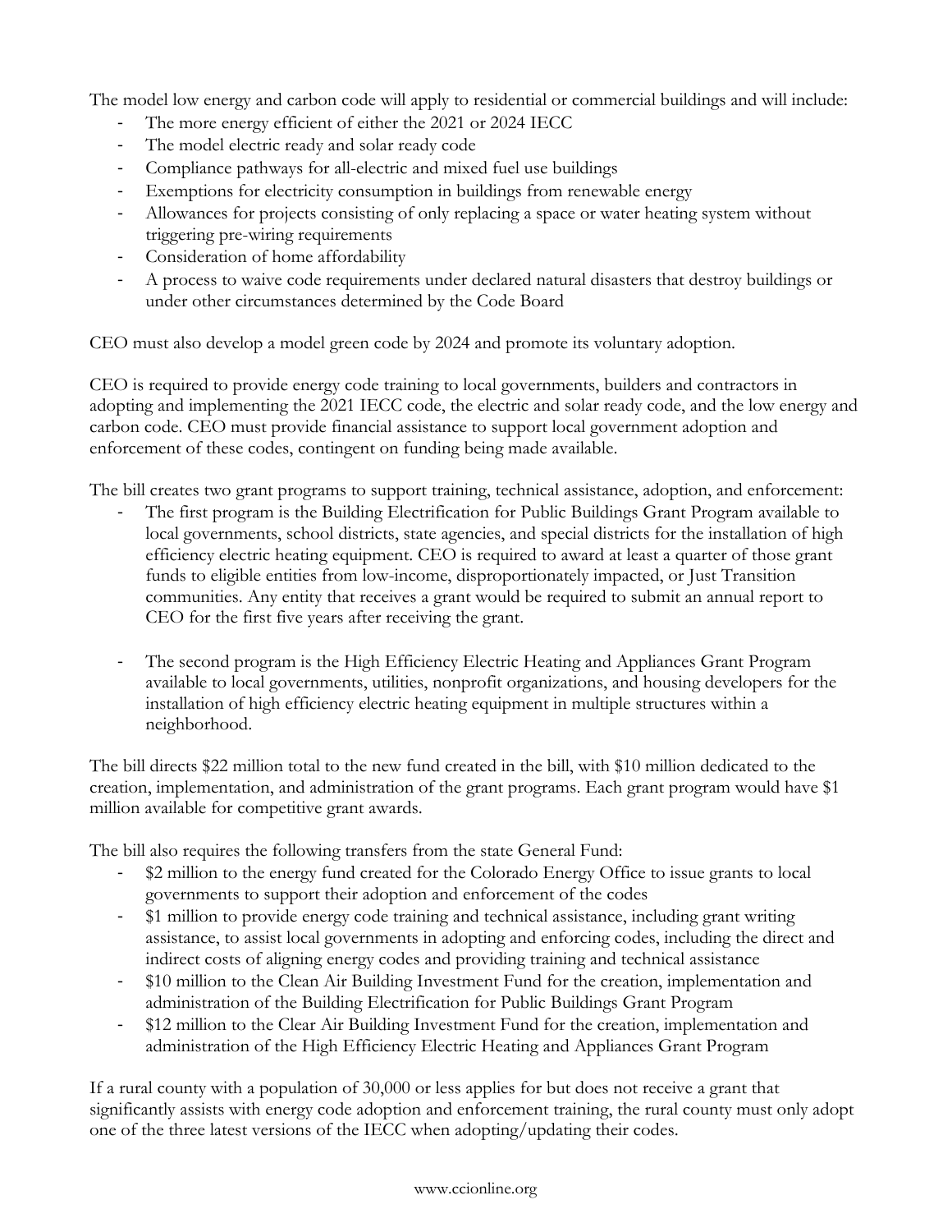The model low energy and carbon code will apply to residential or commercial buildings and will include:

- The more energy efficient of either the 2021 or 2024 IECC
- The model electric ready and solar ready code
- Compliance pathways for all-electric and mixed fuel use buildings
- Exemptions for electricity consumption in buildings from renewable energy
- Allowances for projects consisting of only replacing a space or water heating system without triggering pre-wiring requirements
- Consideration of home affordability
- A process to waive code requirements under declared natural disasters that destroy buildings or under other circumstances determined by the Code Board

CEO must also develop a model green code by 2024 and promote its voluntary adoption.

CEO is required to provide energy code training to local governments, builders and contractors in adopting and implementing the 2021 IECC code, the electric and solar ready code, and the low energy and carbon code. CEO must provide financial assistance to support local government adoption and enforcement of these codes, contingent on funding being made available.

The bill creates two grant programs to support training, technical assistance, adoption, and enforcement:

- The first program is the Building Electrification for Public Buildings Grant Program available to local governments, school districts, state agencies, and special districts for the installation of high efficiency electric heating equipment. CEO is required to award at least a quarter of those grant funds to eligible entities from low-income, disproportionately impacted, or Just Transition communities. Any entity that receives a grant would be required to submit an annual report to CEO for the first five years after receiving the grant.

- The second program is the High Efficiency Electric Heating and Appliances Grant Program available to local governments, utilities, nonprofit organizations, and housing developers for the installation of high efficiency electric heating equipment in multiple structures within a neighborhood.

The bill directs $22 million total to the new fund created in the bill, with $10 million dedicated to the creation, implementation, and administration of the grant programs. Each grant program would have $1 million available for competitive grant awards.

The bill also requires the following transfers from the state General Fund:

- $2 million to the energy fund created for the Colorado Energy Office to issue grants to local governments to support their adoption and enforcement of the codes
- $1 million to provide energy code training and technical assistance, including grant writing assistance, to assist local governments in adopting and enforcing codes, including the direct and indirect costs of aligning energy codes and providing training and technical assistance
- $10 million to the Clean Air Building Investment Fund for the creation, implementation and administration of the Building Electrification for Public Buildings Grant Program
- $12 million to the Clear Air Building Investment Fund for the creation, implementation and administration of the High Efficiency Electric Heating and Appliances Grant Program

If a rural county with a population of 30,000 or less applies for but does not receive a grant that significantly assists with energy code adoption and enforcement training, the rural county must only adopt one of the three latest versions of the IECC when adopting/updating their codes.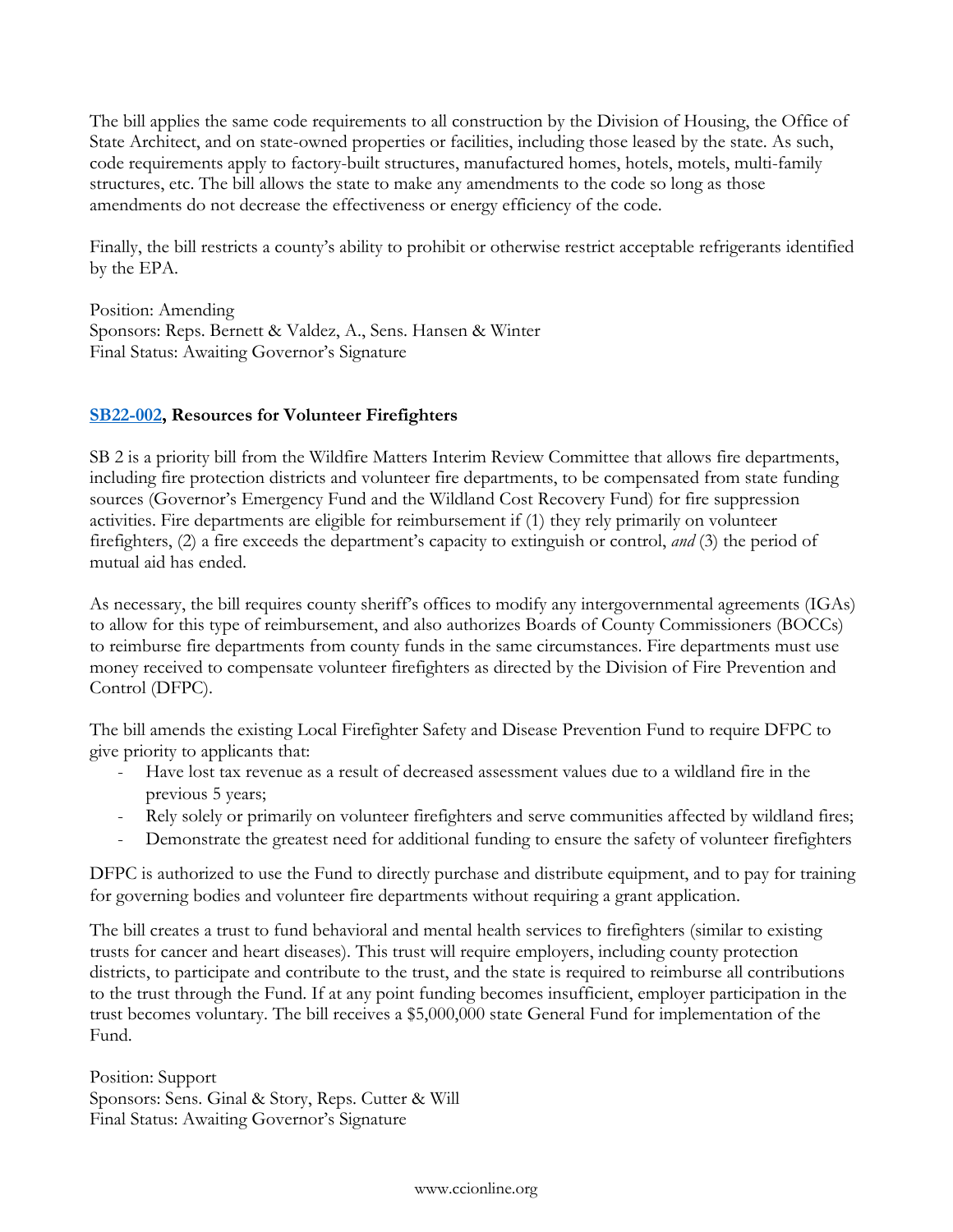The bill applies the same code requirements to all construction by the Division of Housing, the Office of State Architect, and on state-owned properties or facilities, including those leased by the state. As such, code requirements apply to factory-built structures, manufactured homes, hotels, motels, multi-family structures, etc. The bill allows the state to make any amendments to the code so long as those amendments do not decrease the effectiveness or energy efficiency of the code.

Finally, the bill restricts a county's ability to prohibit or otherwise restrict acceptable refrigerants identified by the EPA.

Position: Amending
Sponsors: Reps. Bernett & Valdez, A., Sens. Hansen & Winter
Final Status: Awaiting Governor's Signature

**SB22-002, Resources for Volunteer Firefighters**

SB 2 is a priority bill from the Wildfire Matters Interim Review Committee that allows fire departments, including fire protection districts and volunteer fire departments, to be compensated from state funding sources (Governor's Emergency Fund and the Wildland Cost Recovery Fund) for fire suppression activities. Fire departments are eligible for reimbursement if (1) they rely primarily on volunteer firefighters, (2) a fire exceeds the department's capacity to extinguish or control, *and* (3) the period of mutual aid has ended.

As necessary, the bill requires county sheriff's offices to modify any intergovernmental agreements (IGAs) to allow for this type of reimbursement, and also authorizes Boards of County Commissioners (BOCCs) to reimburse fire departments from county funds in the same circumstances. Fire departments must use money received to compensate volunteer firefighters as directed by the Division of Fire Prevention and Control (DFPC).

The bill amends the existing Local Firefighter Safety and Disease Prevention Fund to require DFPC to give priority to applicants that:

- Have lost tax revenue as a result of decreased assessment values due to a wildland fire in the previous 5 years;
- Rely solely or primarily on volunteer firefighters and serve communities affected by wildland fires;
- Demonstrate the greatest need for additional funding to ensure the safety of volunteer firefighters

DFPC is authorized to use the Fund to directly purchase and distribute equipment, and to pay for training for governing bodies and volunteer fire departments without requiring a grant application.

The bill creates a trust to fund behavioral and mental health services to firefighters (similar to existing trusts for cancer and heart diseases). This trust will require employers, including county protection districts, to participate and contribute to the trust, and the state is required to reimburse all contributions to the trust through the Fund. If at any point funding becomes insufficient, employer participation in the trust becomes voluntary. The bill receives a $5,000,000 state General Fund for implementation of the Fund.

Position: Support
Sponsors: Sens. Ginal & Story, Reps. Cutter & Will
Final Status: Awaiting Governor's Signature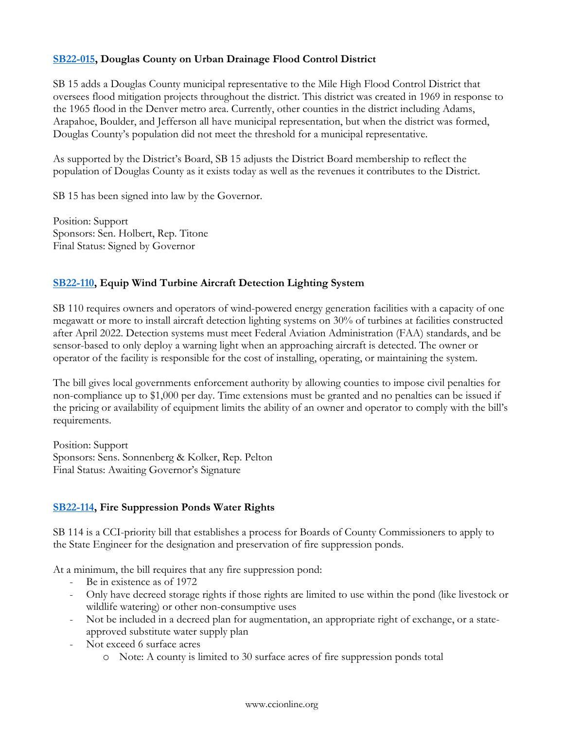**SB22-015, Douglas County on Urban Drainage Flood Control District**

SB 15 adds a Douglas County municipal representative to the Mile High Flood Control District that oversees flood mitigation projects throughout the district. This district was created in 1969 in response to the 1965 flood in the Denver metro area. Currently, other counties in the district including Adams, Arapahoe, Boulder, and Jefferson all have municipal representation, but when the district was formed, Douglas County's population did not meet the threshold for a municipal representative.

As supported by the District's Board, SB 15 adjusts the District Board membership to reflect the population of Douglas County as it exists today as well as the revenues it contributes to the District.

SB 15 has been signed into law by the Governor.

Position: Support
Sponsors: Sen. Holbert, Rep. Titone
Final Status: Signed by Governor

**SB22-110, Equip Wind Turbine Aircraft Detection Lighting System**

SB 110 requires owners and operators of wind-powered energy generation facilities with a capacity of one megawatt or more to install aircraft detection lighting systems on 30% of turbines at facilities constructed after April 2022. Detection systems must meet Federal Aviation Administration (FAA) standards, and be sensor-based to only deploy a warning light when an approaching aircraft is detected. The owner or operator of the facility is responsible for the cost of installing, operating, or maintaining the system.

The bill gives local governments enforcement authority by allowing counties to impose civil penalties for non-compliance up to $1,000 per day. Time extensions must be granted and no penalties can be issued if the pricing or availability of equipment limits the ability of an owner and operator to comply with the bill's requirements.

Position: Support
Sponsors: Sens. Sonnenberg & Kolker, Rep. Pelton
Final Status: Awaiting Governor's Signature

**SB22-114, Fire Suppression Ponds Water Rights**

SB 114 is a CCI-priority bill that establishes a process for Boards of County Commissioners to apply to the State Engineer for the designation and preservation of fire suppression ponds.

At a minimum, the bill requires that any fire suppression pond:

- Be in existence as of 1972
- Only have decreed storage rights if those rights are limited to use within the pond (like livestock or wildlife watering) or other non-consumptive uses
- Not be included in a decreed plan for augmentation, an appropriate right of exchange, or a state-approved substitute water supply plan
- Not exceed 6 surface acres
    - Note: A county is limited to 30 surface acres of fire suppression ponds total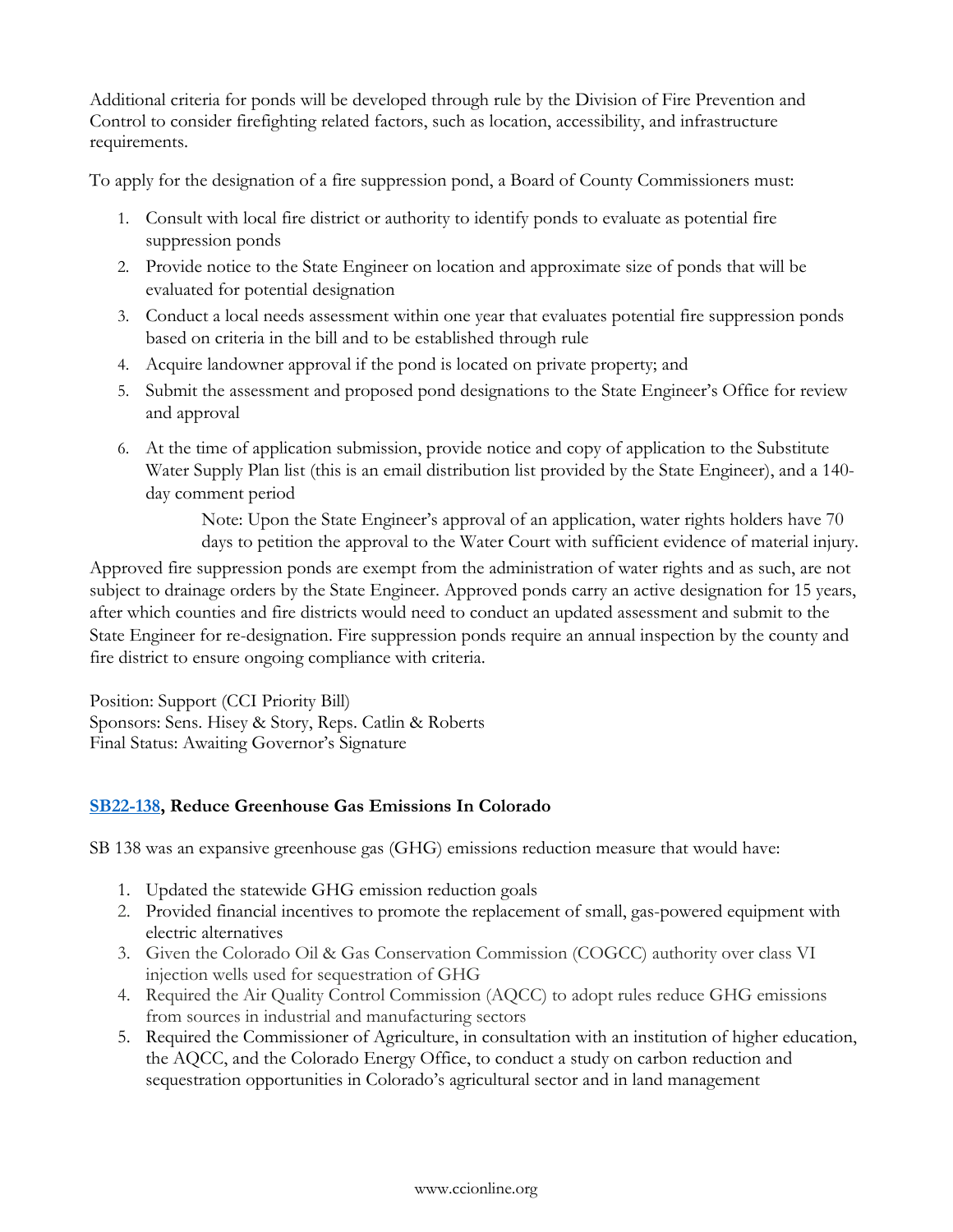Additional criteria for ponds will be developed through rule by the Division of Fire Prevention and Control to consider firefighting related factors, such as location, accessibility, and infrastructure requirements.

To apply for the designation of a fire suppression pond, a Board of County Commissioners must:

1. Consult with local fire district or authority to identify ponds to evaluate as potential fire suppression ponds
2. Provide notice to the State Engineer on location and approximate size of ponds that will be evaluated for potential designation
3. Conduct a local needs assessment within one year that evaluates potential fire suppression ponds based on criteria in the bill and to be established through rule
4. Acquire landowner approval if the pond is located on private property; and
5. Submit the assessment and proposed pond designations to the State Engineer's Office for review and approval
6. At the time of application submission, provide notice and copy of application to the Substitute Water Supply Plan list (this is an email distribution list provided by the State Engineer), and a 140-day comment period

    Note: Upon the State Engineer's approval of an application, water rights holders have 70 days to petition the approval to the Water Court with sufficient evidence of material injury.

Approved fire suppression ponds are exempt from the administration of water rights and as such, are not subject to drainage orders by the State Engineer. Approved ponds carry an active designation for 15 years, after which counties and fire districts would need to conduct an updated assessment and submit to the State Engineer for re-designation. Fire suppression ponds require an annual inspection by the county and fire district to ensure ongoing compliance with criteria.

Position: Support (CCI Priority Bill)
Sponsors: Sens. Hisey & Story, Reps. Catlin & Roberts
Final Status: Awaiting Governor's Signature

**SB22-138, Reduce Greenhouse Gas Emissions In Colorado**

SB 138 was an expansive greenhouse gas (GHG) emissions reduction measure that would have:

1. Updated the statewide GHG emission reduction goals
2. Provided financial incentives to promote the replacement of small, gas-powered equipment with electric alternatives
3. Given the Colorado Oil & Gas Conservation Commission (COGCC) authority over class VI injection wells used for sequestration of GHG
4. Required the Air Quality Control Commission (AQCC) to adopt rules reduce GHG emissions from sources in industrial and manufacturing sectors
5. Required the Commissioner of Agriculture, in consultation with an institution of higher education, the AQCC, and the Colorado Energy Office, to conduct a study on carbon reduction and sequestration opportunities in Colorado's agricultural sector and in land management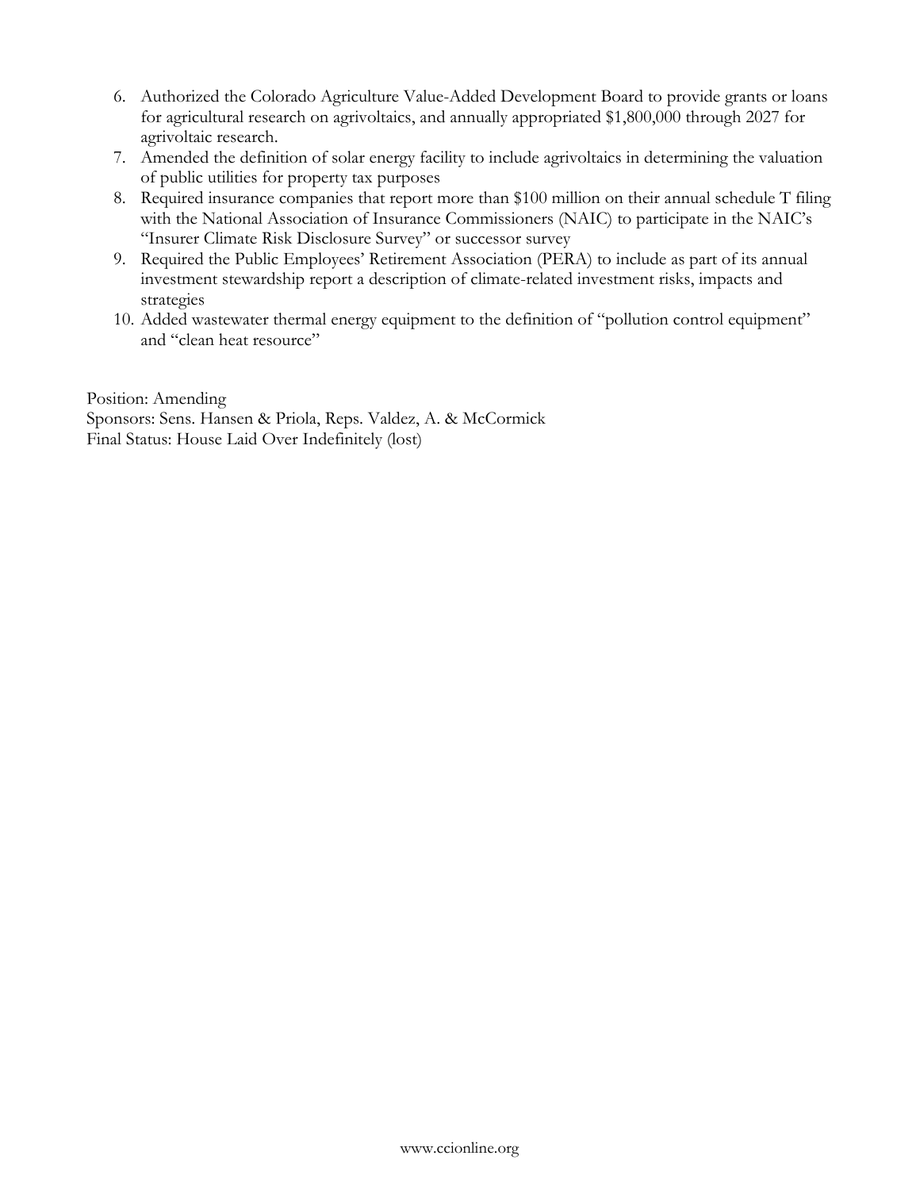6. Authorized the Colorado Agriculture Value-Added Development Board to provide grants or loans for agricultural research on agrivoltaics, and annually appropriated $1,800,000 through 2027 for agrivoltaic research.
7. Amended the definition of solar energy facility to include agrivoltaics in determining the valuation of public utilities for property tax purposes
8. Required insurance companies that report more than $100 million on their annual schedule T filing with the National Association of Insurance Commissioners (NAIC) to participate in the NAIC's "Insurer Climate Risk Disclosure Survey" or successor survey
9. Required the Public Employees' Retirement Association (PERA) to include as part of its annual investment stewardship report a description of climate-related investment risks, impacts and strategies
10. Added wastewater thermal energy equipment to the definition of "pollution control equipment" and "clean heat resource"

Position: Amending
Sponsors: Sens. Hansen & Priola, Reps. Valdez, A. & McCormick
Final Status: House Laid Over Indefinitely (lost)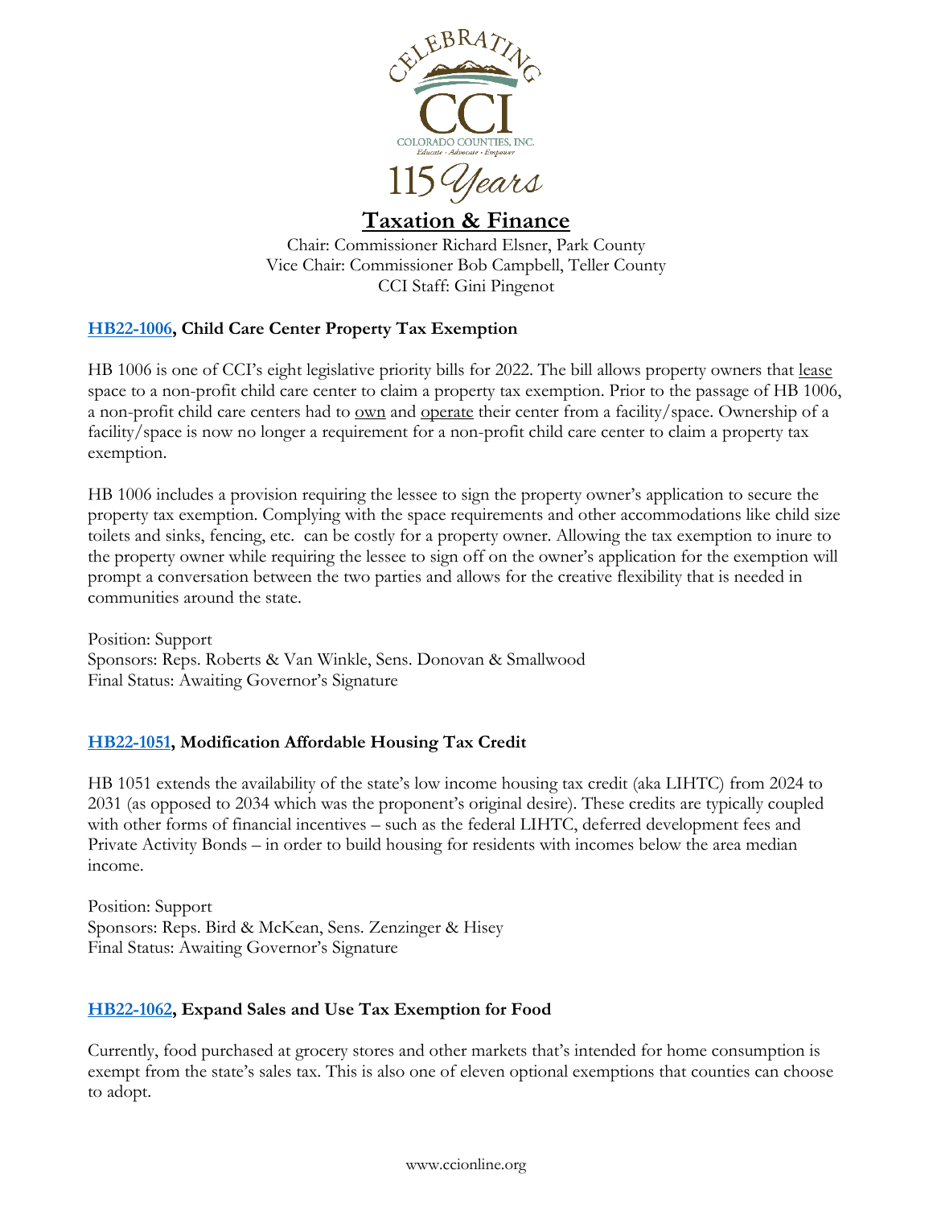# Taxation & Finance

Chair: Commissioner Richard Elsner, Park County
Vice Chair: Commissioner Bob Campbell, Teller County
CCI Staff: Gini Pingenot

### HB22-1006, Child Care Center Property Tax Exemption

HB 1006 is one of CCI's eight legislative priority bills for 2022. The bill allows property owners that lease space to a non-profit child care center to claim a property tax exemption. Prior to the passage of HB 1006, a non-profit child care centers had to own and operate their center from a facility/space. Ownership of a facility/space is now no longer a requirement for a non-profit child care center to claim a property tax exemption.

HB 1006 includes a provision requiring the lessee to sign the property owner's application to secure the property tax exemption. Complying with the space requirements and other accommodations like child size toilets and sinks, fencing, etc. can be costly for a property owner. Allowing the tax exemption to inure to the property owner while requiring the lessee to sign off on the owner's application for the exemption will prompt a conversation between the two parties and allows for the creative flexibility that is needed in communities around the state.

Position: Support
Sponsors: Reps. Roberts & Van Winkle, Sens. Donovan & Smallwood
Final Status: Awaiting Governor's Signature

### HB22-1051, Modification Affordable Housing Tax Credit

HB 1051 extends the availability of the state's low income housing tax credit (aka LIHTC) from 2024 to 2031 (as opposed to 2034 which was the proponent's original desire). These credits are typically coupled with other forms of financial incentives – such as the federal LIHTC, deferred development fees and Private Activity Bonds – in order to build housing for residents with incomes below the area median income.

Position: Support
Sponsors: Reps. Bird & McKean, Sens. Zenzinger & Hisey
Final Status: Awaiting Governor's Signature

### HB22-1062, Expand Sales and Use Tax Exemption for Food

Currently, food purchased at grocery stores and other markets that's intended for home consumption is exempt from the state's sales tax. This is also one of eleven optional exemptions that counties can choose to adopt.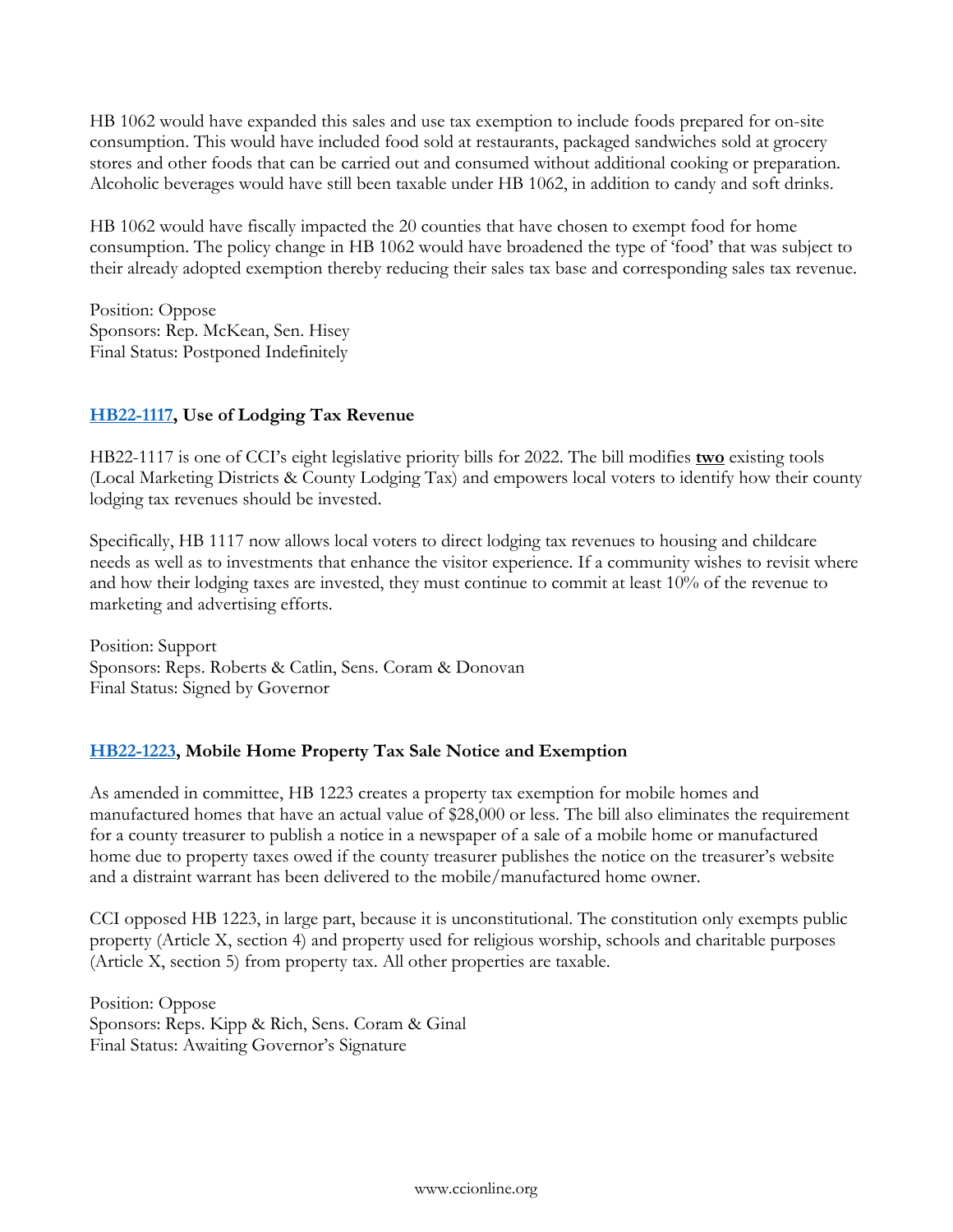HB 1062 would have expanded this sales and use tax exemption to include foods prepared for on-site consumption. This would have included food sold at restaurants, packaged sandwiches sold at grocery stores and other foods that can be carried out and consumed without additional cooking or preparation. Alcoholic beverages would have still been taxable under HB 1062, in addition to candy and soft drinks.

HB 1062 would have fiscally impacted the 20 counties that have chosen to exempt food for home consumption. The policy change in HB 1062 would have broadened the type of 'food' that was subject to their already adopted exemption thereby reducing their sales tax base and corresponding sales tax revenue.

Position: Oppose
Sponsors: Rep. McKean, Sen. Hisey
Final Status: Postponed Indefinitely

### HB22-1117, Use of Lodging Tax Revenue

HB22-1117 is one of CCI's eight legislative priority bills for 2022. The bill modifies **two** existing tools (Local Marketing Districts & County Lodging Tax) and empowers local voters to identify how their county lodging tax revenues should be invested.

Specifically, HB 1117 now allows local voters to direct lodging tax revenues to housing and childcare needs as well as to investments that enhance the visitor experience. If a community wishes to revisit where and how their lodging taxes are invested, they must continue to commit at least 10% of the revenue to marketing and advertising efforts.

Position: Support
Sponsors: Reps. Roberts & Catlin, Sens. Coram & Donovan
Final Status: Signed by Governor

### HB22-1223, Mobile Home Property Tax Sale Notice and Exemption

As amended in committee, HB 1223 creates a property tax exemption for mobile homes and manufactured homes that have an actual value of $28,000 or less. The bill also eliminates the requirement for a county treasurer to publish a notice in a newspaper of a sale of a mobile home or manufactured home due to property taxes owed if the county treasurer publishes the notice on the treasurer's website and a distraint warrant has been delivered to the mobile/manufactured home owner.

CCI opposed HB 1223, in large part, because it is unconstitutional. The constitution only exempts public property (Article X, section 4) and property used for religious worship, schools and charitable purposes (Article X, section 5) from property tax. All other properties are taxable.

Position: Oppose
Sponsors: Reps. Kipp & Rich, Sens. Coram & Ginal
Final Status: Awaiting Governor's Signature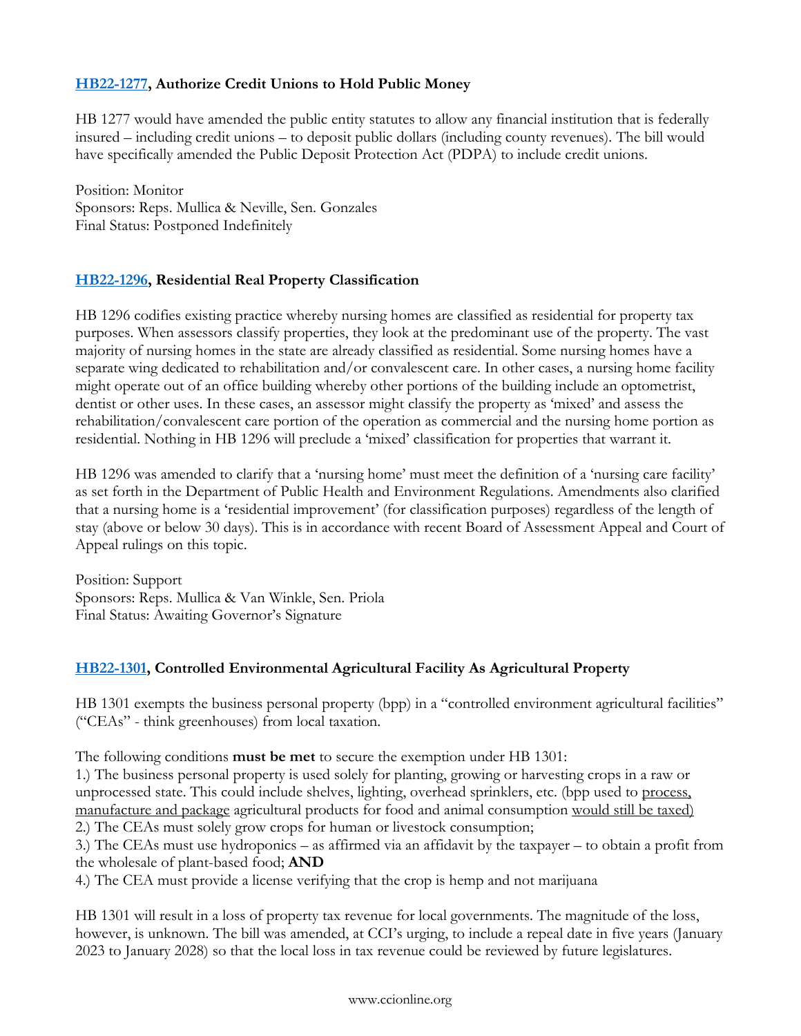### [HB22-1277](#), Authorize Credit Unions to Hold Public Money

HB 1277 would have amended the public entity statutes to allow any financial institution that is federally insured – including credit unions – to deposit public dollars (including county revenues). The bill would have specifically amended the Public Deposit Protection Act (PDPA) to include credit unions.

Position: Monitor
Sponsors: Reps. Mullica & Neville, Sen. Gonzales
Final Status: Postponed Indefinitely

### [HB22-1296](#), Residential Real Property Classification

HB 1296 codifies existing practice whereby nursing homes are classified as residential for property tax purposes. When assessors classify properties, they look at the predominant use of the property. The vast majority of nursing homes in the state are already classified as residential. Some nursing homes have a separate wing dedicated to rehabilitation and/or convalescent care. In other cases, a nursing home facility might operate out of an office building whereby other portions of the building include an optometrist, dentist or other uses. In these cases, an assessor might classify the property as 'mixed' and assess the rehabilitation/convalescent care portion of the operation as commercial and the nursing home portion as residential. Nothing in HB 1296 will preclude a 'mixed' classification for properties that warrant it.

HB 1296 was amended to clarify that a 'nursing home' must meet the definition of a 'nursing care facility' as set forth in the Department of Public Health and Environment Regulations. Amendments also clarified that a nursing home is a 'residential improvement' (for classification purposes) regardless of the length of stay (above or below 30 days). This is in accordance with recent Board of Assessment Appeal and Court of Appeal rulings on this topic.

Position: Support
Sponsors: Reps. Mullica & Van Winkle, Sen. Priola
Final Status: Awaiting Governor's Signature

### [HB22-1301](#), Controlled Environmental Agricultural Facility As Agricultural Property

HB 1301 exempts the business personal property (bpp) in a "controlled environment agricultural facilities" ("CEAs" - think greenhouses) from local taxation.

The following conditions **must be met** to secure the exemption under HB 1301:
1.) The business personal property is used solely for planting, growing or harvesting crops in a raw or unprocessed state. This could include shelves, lighting, overhead sprinklers, etc. (bpp used to <u>process, manufacture and package</u> agricultural products for food and animal consumption <u>would still be taxed)</u>
2.) The CEAs must solely grow crops for human or livestock consumption;
3.) The CEAs must use hydroponics – as affirmed via an affidavit by the taxpayer – to obtain a profit from the wholesale of plant-based food; **AND**
4.) The CEA must provide a license verifying that the crop is hemp and not marijuana

HB 1301 will result in a loss of property tax revenue for local governments. The magnitude of the loss, however, is unknown. The bill was amended, at CCI's urging, to include a repeal date in five years (January 2023 to January 2028) so that the local loss in tax revenue could be reviewed by future legislatures.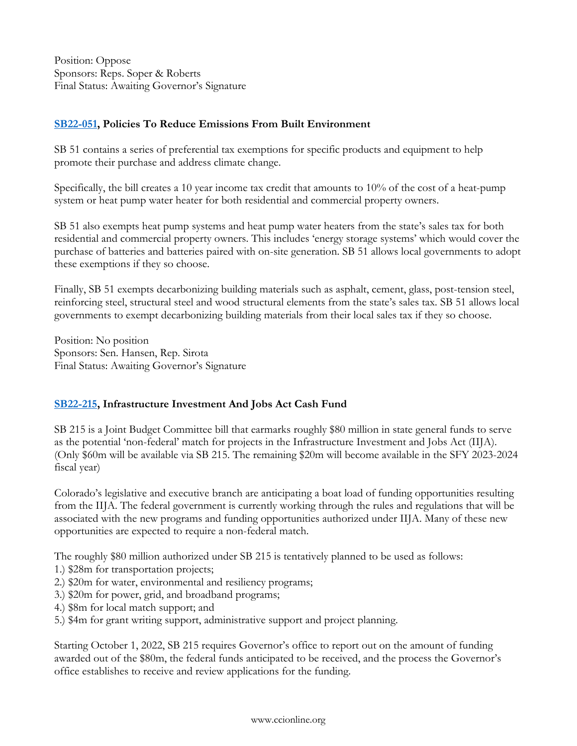Position: Oppose
Sponsors: Reps. Soper & Roberts
Final Status: Awaiting Governor's Signature

### SB22-051, Policies To Reduce Emissions From Built Environment

SB 51 contains a series of preferential tax exemptions for specific products and equipment to help promote their purchase and address climate change.

Specifically, the bill creates a 10 year income tax credit that amounts to 10% of the cost of a heat-pump system or heat pump water heater for both residential and commercial property owners.

SB 51 also exempts heat pump systems and heat pump water heaters from the state's sales tax for both residential and commercial property owners. This includes 'energy storage systems' which would cover the purchase of batteries and batteries paired with on-site generation. SB 51 allows local governments to adopt these exemptions if they so choose.

Finally, SB 51 exempts decarbonizing building materials such as asphalt, cement, glass, post-tension steel, reinforcing steel, structural steel and wood structural elements from the state's sales tax. SB 51 allows local governments to exempt decarbonizing building materials from their local sales tax if they so choose.

Position: No position
Sponsors: Sen. Hansen, Rep. Sirota
Final Status: Awaiting Governor's Signature

### SB22-215, Infrastructure Investment And Jobs Act Cash Fund

SB 215 is a Joint Budget Committee bill that earmarks roughly $80 million in state general funds to serve as the potential 'non-federal' match for projects in the Infrastructure Investment and Jobs Act (IIJA). (Only $60m will be available via SB 215. The remaining $20m will become available in the SFY 2023-2024 fiscal year)

Colorado's legislative and executive branch are anticipating a boat load of funding opportunities resulting from the IIJA. The federal government is currently working through the rules and regulations that will be associated with the new programs and funding opportunities authorized under IIJA. Many of these new opportunities are expected to require a non-federal match.

The roughly $80 million authorized under SB 215 is tentatively planned to be used as follows:
1.) $28m for transportation projects;
2.) $20m for water, environmental and resiliency programs;
3.) $20m for power, grid, and broadband programs;
4.) $8m for local match support; and
5.) $4m for grant writing support, administrative support and project planning.

Starting October 1, 2022, SB 215 requires Governor's office to report out on the amount of funding awarded out of the $80m, the federal funds anticipated to be received, and the process the Governor's office establishes to receive and review applications for the funding.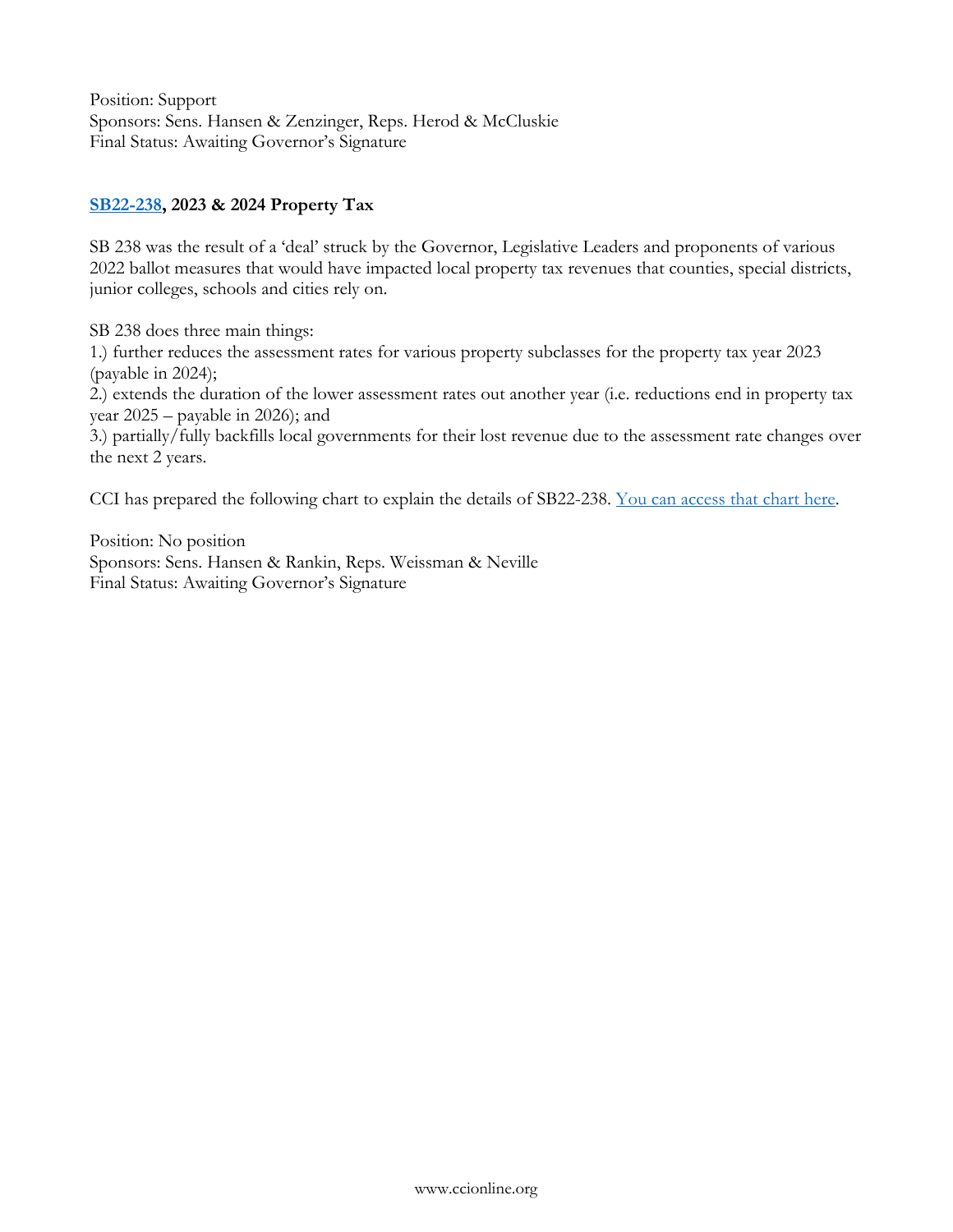Position: Support
Sponsors: Sens. Hansen & Zenzinger, Reps. Herod & McCluskie
Final Status: Awaiting Governor's Signature

**SB22-238, 2023 & 2024 Property Tax**

SB 238 was the result of a 'deal' struck by the Governor, Legislative Leaders and proponents of various 2022 ballot measures that would have impacted local property tax revenues that counties, special districts, junior colleges, schools and cities rely on.

SB 238 does three main things:
1.) further reduces the assessment rates for various property subclasses for the property tax year 2023 (payable in 2024);
2.) extends the duration of the lower assessment rates out another year (i.e. reductions end in property tax year 2025 – payable in 2026); and
3.) partially/fully backfills local governments for their lost revenue due to the assessment rate changes over the next 2 years.

CCI has prepared the following chart to explain the details of SB22-238. You can access that chart here.

Position: No position
Sponsors: Sens. Hansen & Rankin, Reps. Weissman & Neville
Final Status: Awaiting Governor's Signature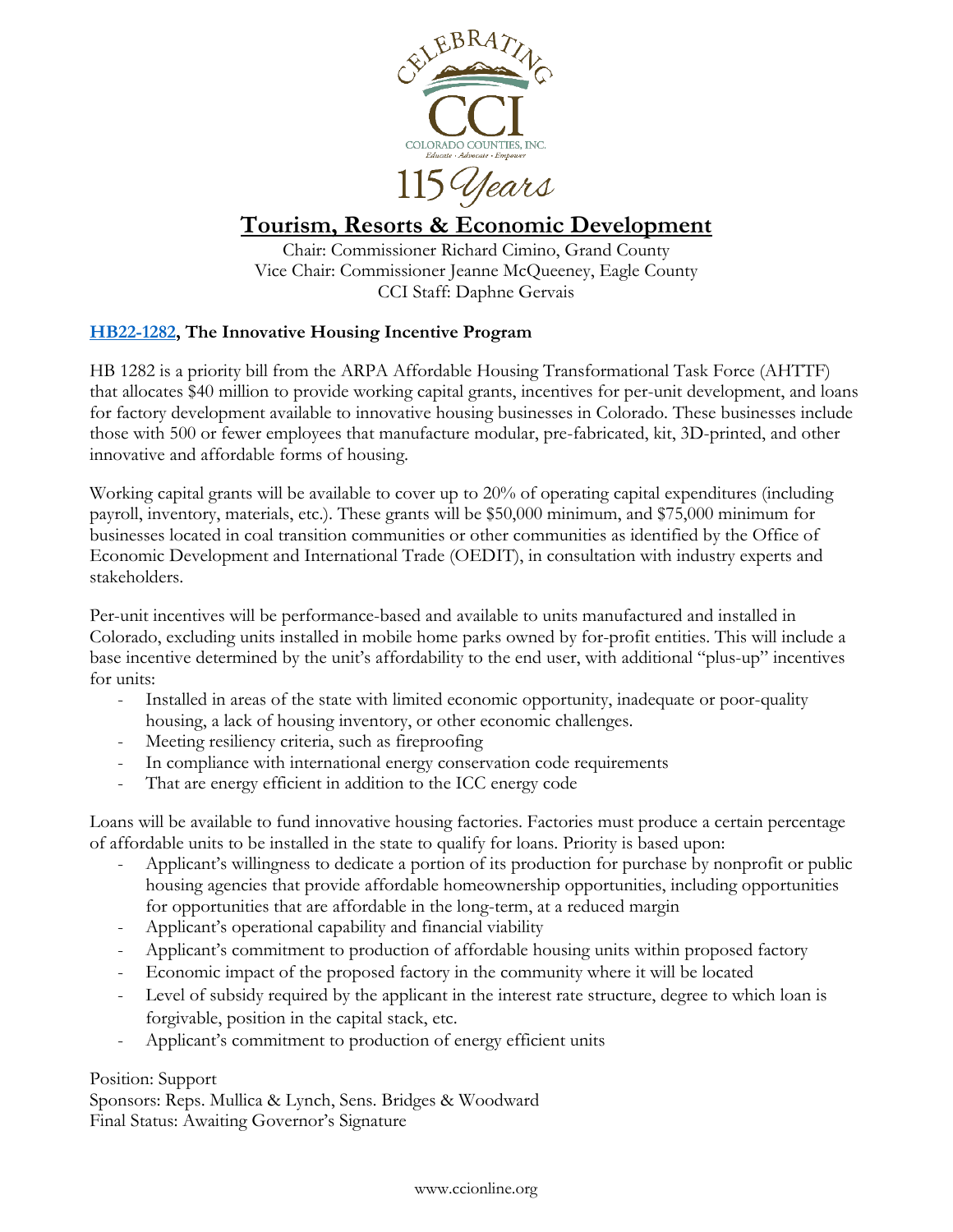## Tourism, Resorts & Economic Development

Chair: Commissioner Richard Cimino, Grand County
Vice Chair: Commissioner Jeanne McQueeney, Eagle County
CCI Staff: Daphne Gervais

### HB22-1282, The Innovative Housing Incentive Program

HB 1282 is a priority bill from the ARPA Affordable Housing Transformational Task Force (AHTTF) that allocates $40 million to provide working capital grants, incentives for per-unit development, and loans for factory development available to innovative housing businesses in Colorado. These businesses include those with 500 or fewer employees that manufacture modular, pre-fabricated, kit, 3D-printed, and other innovative and affordable forms of housing.

Working capital grants will be available to cover up to 20% of operating capital expenditures (including payroll, inventory, materials, etc.). These grants will be $50,000 minimum, and $75,000 minimum for businesses located in coal transition communities or other communities as identified by the Office of Economic Development and International Trade (OEDIT), in consultation with industry experts and stakeholders.

Per-unit incentives will be performance-based and available to units manufactured and installed in Colorado, excluding units installed in mobile home parks owned by for-profit entities. This will include a base incentive determined by the unit's affordability to the end user, with additional "plus-up" incentives for units:

- Installed in areas of the state with limited economic opportunity, inadequate or poor-quality housing, a lack of housing inventory, or other economic challenges.
- Meeting resiliency criteria, such as fireproofing
- In compliance with international energy conservation code requirements
- That are energy efficient in addition to the ICC energy code

Loans will be available to fund innovative housing factories. Factories must produce a certain percentage of affordable units to be installed in the state to qualify for loans. Priority is based upon:

- Applicant's willingness to dedicate a portion of its production for purchase by nonprofit or public housing agencies that provide affordable homeownership opportunities, including opportunities for opportunities that are affordable in the long-term, at a reduced margin
- Applicant's operational capability and financial viability
- Applicant's commitment to production of affordable housing units within proposed factory
- Economic impact of the proposed factory in the community where it will be located
- Level of subsidy required by the applicant in the interest rate structure, degree to which loan is forgivable, position in the capital stack, etc.
- Applicant's commitment to production of energy efficient units

Position: Support
Sponsors: Reps. Mullica & Lynch, Sens. Bridges & Woodward
Final Status: Awaiting Governor's Signature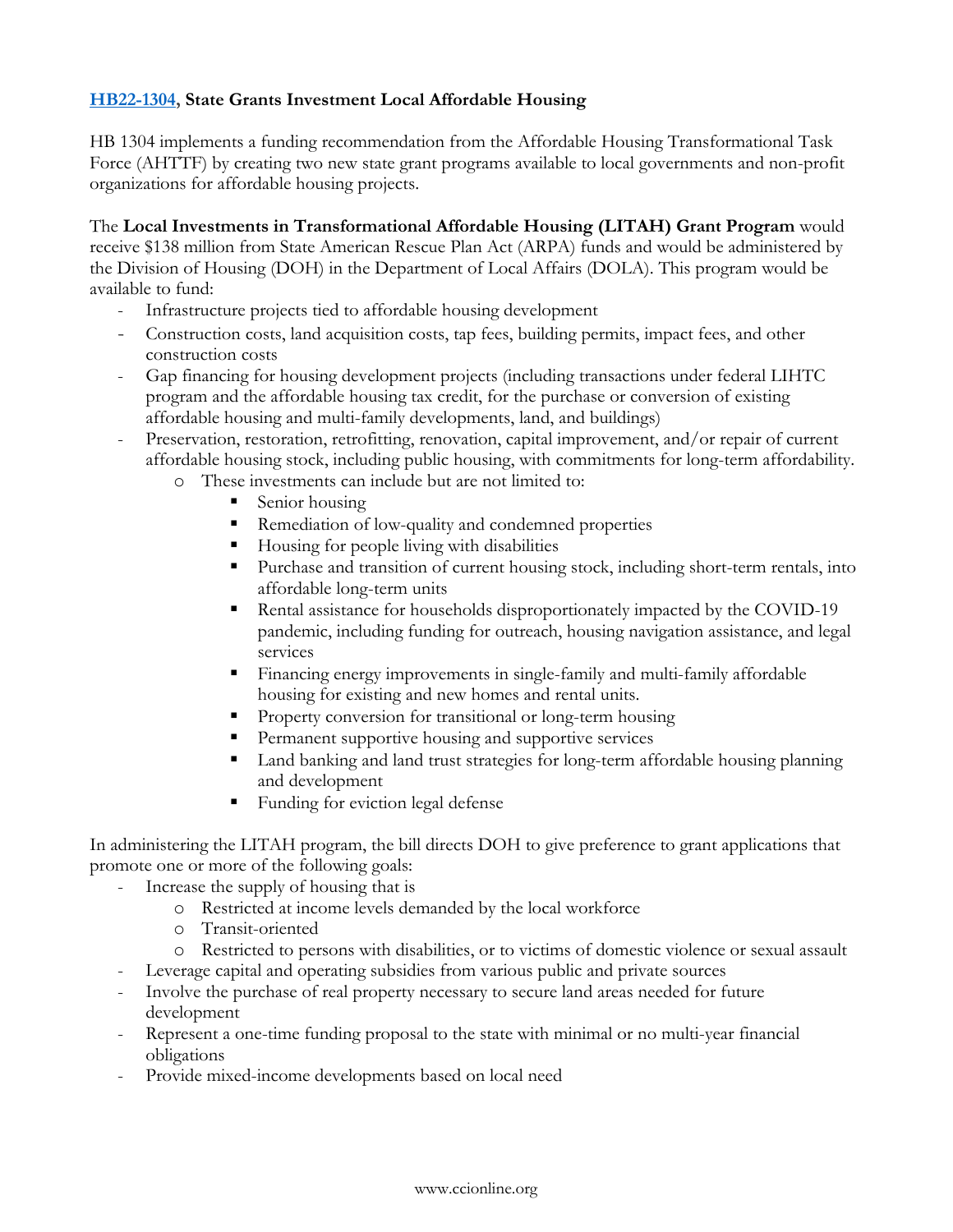**[HB22-1304](#), State Grants Investment Local Affordable Housing**

HB 1304 implements a funding recommendation from the Affordable Housing Transformational Task Force (AHTTF) by creating two new state grant programs available to local governments and non-profit organizations for affordable housing projects.

The **Local Investments in Transformational Affordable Housing (LITAH) Grant Program** would receive $138 million from State American Rescue Plan Act (ARPA) funds and would be administered by the Division of Housing (DOH) in the Department of Local Affairs (DOLA). This program would be available to fund:

- Infrastructure projects tied to affordable housing development
- Construction costs, land acquisition costs, tap fees, building permits, impact fees, and other construction costs
- Gap financing for housing development projects (including transactions under federal LIHTC program and the affordable housing tax credit, for the purchase or conversion of existing affordable housing and multi-family developments, land, and buildings)
- Preservation, restoration, retrofitting, renovation, capital improvement, and/or repair of current affordable housing stock, including public housing, with commitments for long-term affordability.
  - These investments can include but are not limited to:
    - Senior housing
    - Remediation of low-quality and condemned properties
    - Housing for people living with disabilities
    - Purchase and transition of current housing stock, including short-term rentals, into affordable long-term units
    - Rental assistance for households disproportionately impacted by the COVID-19 pandemic, including funding for outreach, housing navigation assistance, and legal services
    - Financing energy improvements in single-family and multi-family affordable housing for existing and new homes and rental units.
    - Property conversion for transitional or long-term housing
    - Permanent supportive housing and supportive services
    - Land banking and land trust strategies for long-term affordable housing planning and development
    - Funding for eviction legal defense

In administering the LITAH program, the bill directs DOH to give preference to grant applications that promote one or more of the following goals:

- Increase the supply of housing that is
  - Restricted at income levels demanded by the local workforce
  - Transit-oriented
  - Restricted to persons with disabilities, or to victims of domestic violence or sexual assault
- Leverage capital and operating subsidies from various public and private sources
- Involve the purchase of real property necessary to secure land areas needed for future development
- Represent a one-time funding proposal to the state with minimal or no multi-year financial obligations
- Provide mixed-income developments based on local need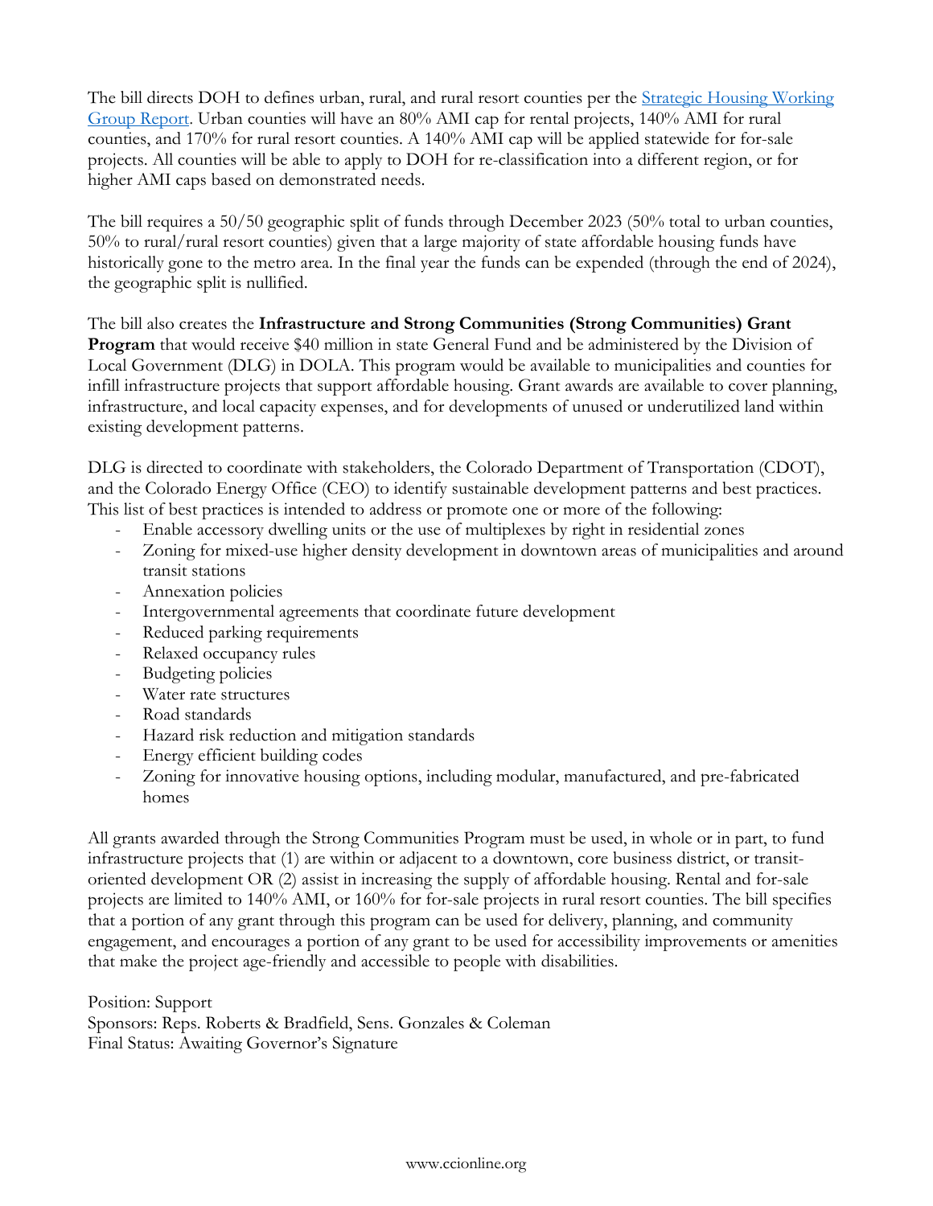The bill directs DOH to defines urban, rural, and rural resort counties per the [Strategic Housing Working Group Report](). Urban counties will have an 80% AMI cap for rental projects, 140% AMI for rural counties, and 170% for rural resort counties. A 140% AMI cap will be applied statewide for for-sale projects. All counties will be able to apply to DOH for re-classification into a different region, or for higher AMI caps based on demonstrated needs.

The bill requires a 50/50 geographic split of funds through December 2023 (50% total to urban counties, 50% to rural/rural resort counties) given that a large majority of state affordable housing funds have historically gone to the metro area. In the final year the funds can be expended (through the end of 2024), the geographic split is nullified.

The bill also creates the **Infrastructure and Strong Communities (Strong Communities) Grant Program** that would receive $40 million in state General Fund and be administered by the Division of Local Government (DLG) in DOLA. This program would be available to municipalities and counties for infill infrastructure projects that support affordable housing. Grant awards are available to cover planning, infrastructure, and local capacity expenses, and for developments of unused or underutilized land within existing development patterns.

DLG is directed to coordinate with stakeholders, the Colorado Department of Transportation (CDOT), and the Colorado Energy Office (CEO) to identify sustainable development patterns and best practices. This list of best practices is intended to address or promote one or more of the following:

- Enable accessory dwelling units or the use of multiplexes by right in residential zones
- Zoning for mixed-use higher density development in downtown areas of municipalities and around transit stations
- Annexation policies
- Intergovernmental agreements that coordinate future development
- Reduced parking requirements
- Relaxed occupancy rules
- Budgeting policies
- Water rate structures
- Road standards
- Hazard risk reduction and mitigation standards
- Energy efficient building codes
- Zoning for innovative housing options, including modular, manufactured, and pre-fabricated homes

All grants awarded through the Strong Communities Program must be used, in whole or in part, to fund infrastructure projects that (1) are within or adjacent to a downtown, core business district, or transit-oriented development OR (2) assist in increasing the supply of affordable housing. Rental and for-sale projects are limited to 140% AMI, or 160% for for-sale projects in rural resort counties. The bill specifies that a portion of any grant through this program can be used for delivery, planning, and community engagement, and encourages a portion of any grant to be used for accessibility improvements or amenities that make the project age-friendly and accessible to people with disabilities.

Position: Support
Sponsors: Reps. Roberts & Bradfield, Sens. Gonzales & Coleman
Final Status: Awaiting Governor's Signature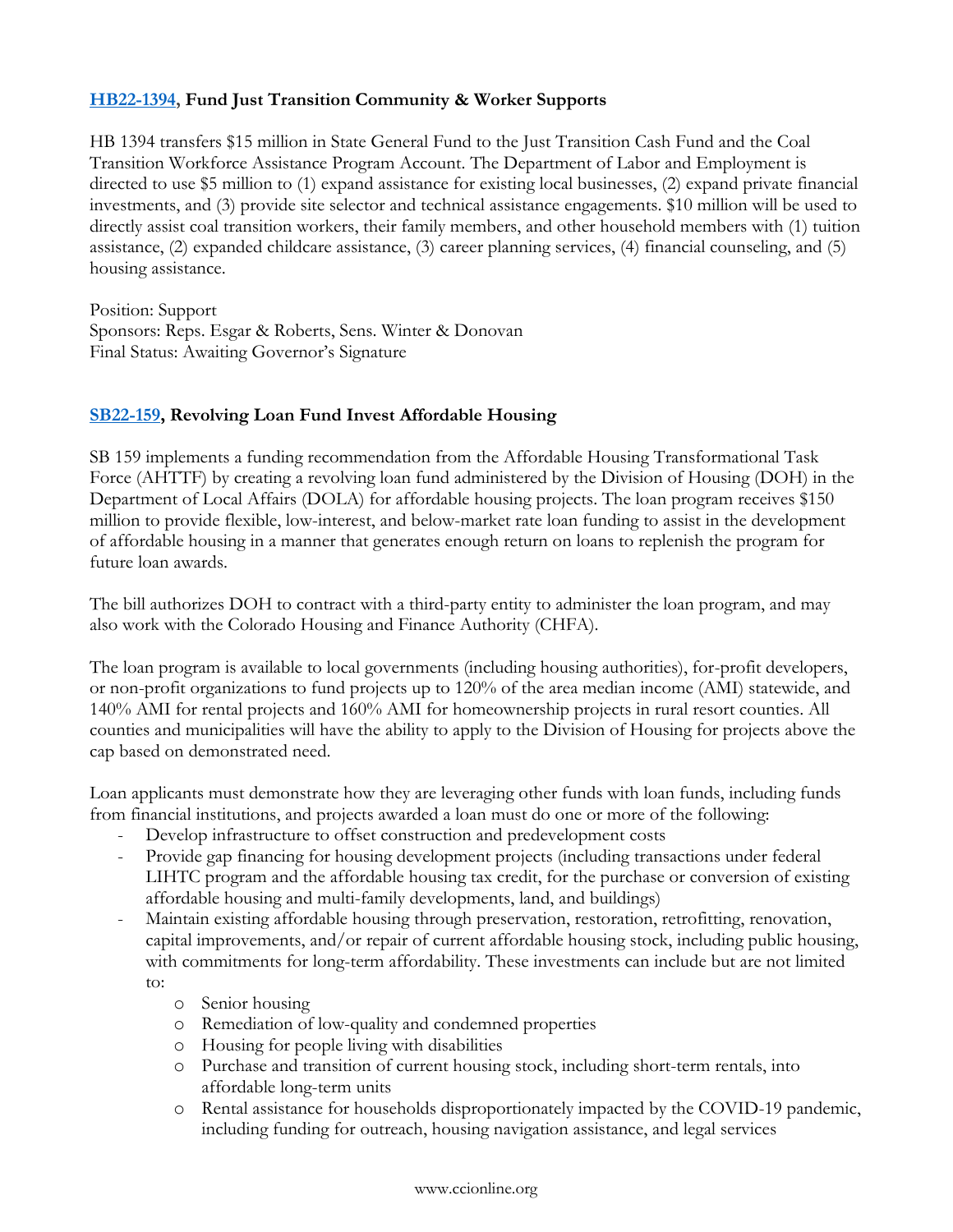**[HB22-1394](), Fund Just Transition Community & Worker Supports**

HB 1394 transfers $15 million in State General Fund to the Just Transition Cash Fund and the Coal Transition Workforce Assistance Program Account. The Department of Labor and Employment is directed to use $5 million to (1) expand assistance for existing local businesses, (2) expand private financial investments, and (3) provide site selector and technical assistance engagements. $10 million will be used to directly assist coal transition workers, their family members, and other household members with (1) tuition assistance, (2) expanded childcare assistance, (3) career planning services, (4) financial counseling, and (5) housing assistance.

Position: Support
Sponsors: Reps. Esgar & Roberts, Sens. Winter & Donovan
Final Status: Awaiting Governor's Signature

**[SB22-159](), Revolving Loan Fund Invest Affordable Housing**

SB 159 implements a funding recommendation from the Affordable Housing Transformational Task Force (AHTTF) by creating a revolving loan fund administered by the Division of Housing (DOH) in the Department of Local Affairs (DOLA) for affordable housing projects. The loan program receives $150 million to provide flexible, low-interest, and below-market rate loan funding to assist in the development of affordable housing in a manner that generates enough return on loans to replenish the program for future loan awards.

The bill authorizes DOH to contract with a third-party entity to administer the loan program, and may also work with the Colorado Housing and Finance Authority (CHFA).

The loan program is available to local governments (including housing authorities), for-profit developers, or non-profit organizations to fund projects up to 120% of the area median income (AMI) statewide, and 140% AMI for rental projects and 160% AMI for homeownership projects in rural resort counties. All counties and municipalities will have the ability to apply to the Division of Housing for projects above the cap based on demonstrated need.

Loan applicants must demonstrate how they are leveraging other funds with loan funds, including funds from financial institutions, and projects awarded a loan must do one or more of the following:

- Develop infrastructure to offset construction and predevelopment costs
- Provide gap financing for housing development projects (including transactions under federal LIHTC program and the affordable housing tax credit, for the purchase or conversion of existing affordable housing and multi-family developments, land, and buildings)
- Maintain existing affordable housing through preservation, restoration, retrofitting, renovation, capital improvements, and/or repair of current affordable housing stock, including public housing, with commitments for long-term affordability. These investments can include but are not limited to:
    - Senior housing
    - Remediation of low-quality and condemned properties
    - Housing for people living with disabilities
    - Purchase and transition of current housing stock, including short-term rentals, into affordable long-term units
    - Rental assistance for households disproportionately impacted by the COVID-19 pandemic, including funding for outreach, housing navigation assistance, and legal services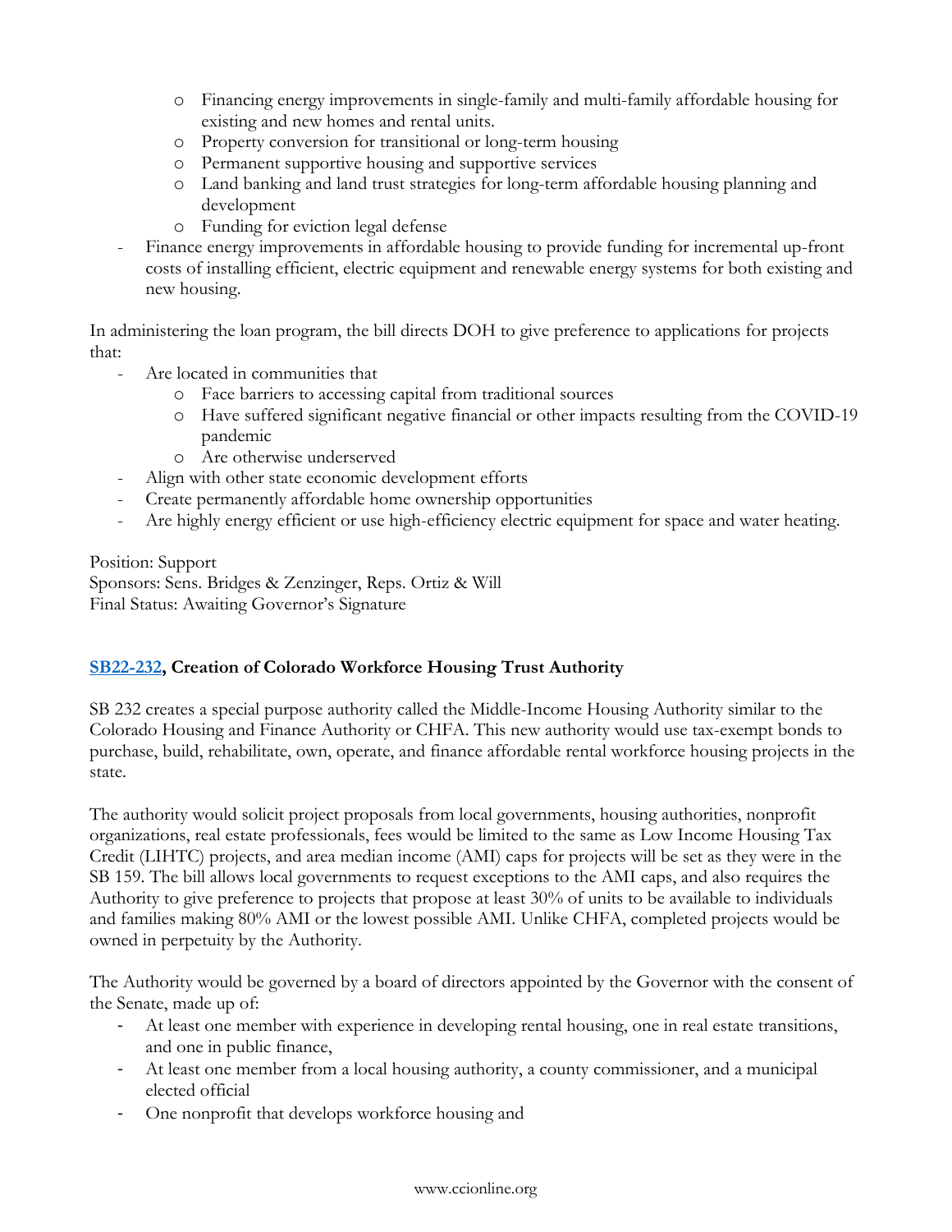- Financing energy improvements in single-family and multi-family affordable housing for existing and new homes and rental units.
    - Property conversion for transitional or long-term housing
    - Permanent supportive housing and supportive services
    - Land banking and land trust strategies for long-term affordable housing planning and development
    - Funding for eviction legal defense
- Finance energy improvements in affordable housing to provide funding for incremental up-front costs of installing efficient, electric equipment and renewable energy systems for both existing and new housing.

In administering the loan program, the bill directs DOH to give preference to applications for projects that:

- Are located in communities that
    - Face barriers to accessing capital from traditional sources
    - Have suffered significant negative financial or other impacts resulting from the COVID-19 pandemic
    - Are otherwise underserved
- Align with other state economic development efforts
- Create permanently affordable home ownership opportunities
- Are highly energy efficient or use high-efficiency electric equipment for space and water heating.

Position: Support
Sponsors: Sens. Bridges & Zenzinger, Reps. Ortiz & Will
Final Status: Awaiting Governor's Signature

**SB22-232, Creation of Colorado Workforce Housing Trust Authority**

SB 232 creates a special purpose authority called the Middle-Income Housing Authority similar to the Colorado Housing and Finance Authority or CHFA. This new authority would use tax-exempt bonds to purchase, build, rehabilitate, own, operate, and finance affordable rental workforce housing projects in the state.

The authority would solicit project proposals from local governments, housing authorities, nonprofit organizations, real estate professionals, fees would be limited to the same as Low Income Housing Tax Credit (LIHTC) projects, and area median income (AMI) caps for projects will be set as they were in the SB 159. The bill allows local governments to request exceptions to the AMI caps, and also requires the Authority to give preference to projects that propose at least 30% of units to be available to individuals and families making 80% AMI or the lowest possible AMI. Unlike CHFA, completed projects would be owned in perpetuity by the Authority.

The Authority would be governed by a board of directors appointed by the Governor with the consent of the Senate, made up of:

- At least one member with experience in developing rental housing, one in real estate transitions, and one in public finance,
- At least one member from a local housing authority, a county commissioner, and a municipal elected official
- One nonprofit that develops workforce housing and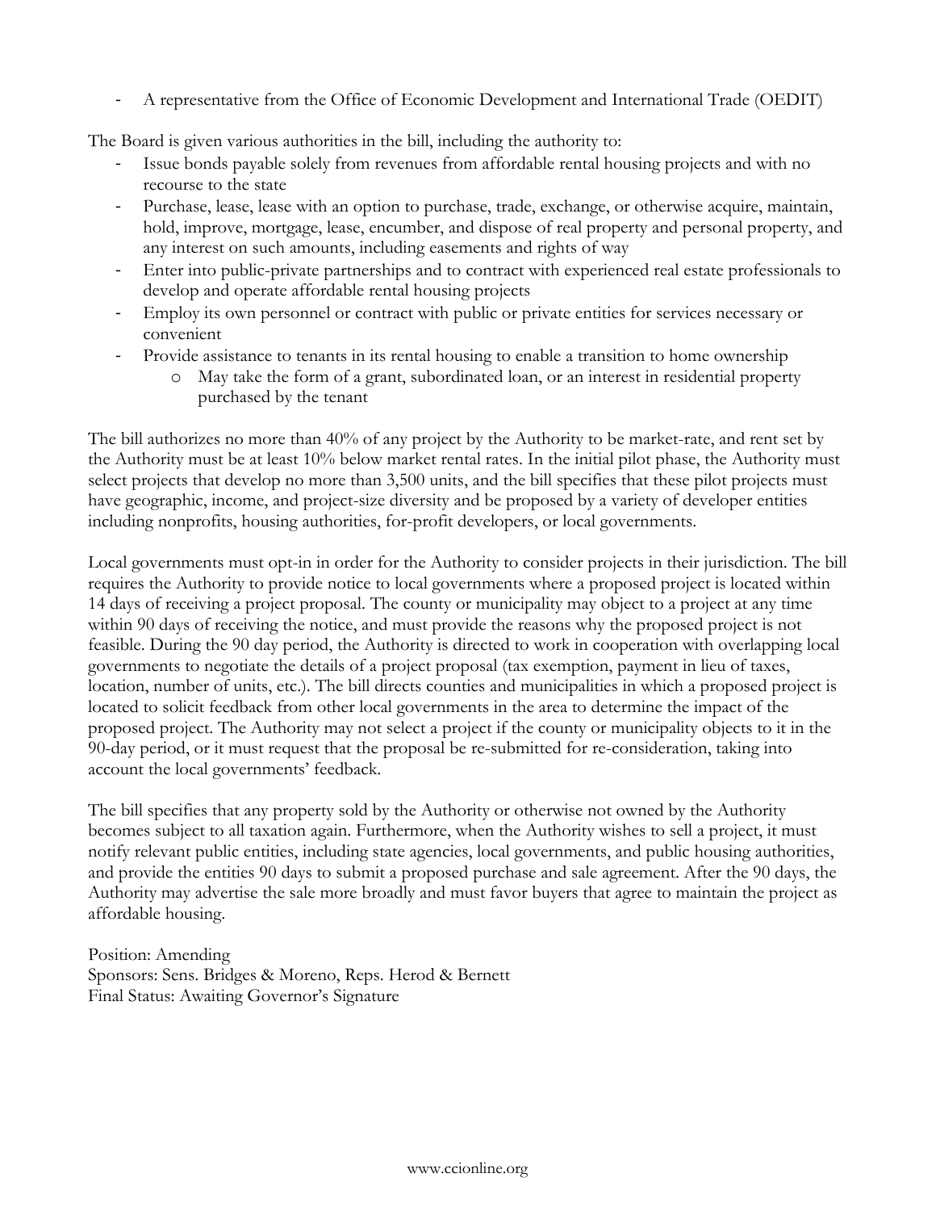- A representative from the Office of Economic Development and International Trade (OEDIT)

The Board is given various authorities in the bill, including the authority to:

- Issue bonds payable solely from revenues from affordable rental housing projects and with no recourse to the state
- Purchase, lease, lease with an option to purchase, trade, exchange, or otherwise acquire, maintain, hold, improve, mortgage, lease, encumber, and dispose of real property and personal property, and any interest on such amounts, including easements and rights of way
- Enter into public-private partnerships and to contract with experienced real estate professionals to develop and operate affordable rental housing projects
- Employ its own personnel or contract with public or private entities for services necessary or convenient
- Provide assistance to tenants in its rental housing to enable a transition to home ownership
    - May take the form of a grant, subordinated loan, or an interest in residential property purchased by the tenant

The bill authorizes no more than 40% of any project by the Authority to be market-rate, and rent set by the Authority must be at least 10% below market rental rates. In the initial pilot phase, the Authority must select projects that develop no more than 3,500 units, and the bill specifies that these pilot projects must have geographic, income, and project-size diversity and be proposed by a variety of developer entities including nonprofits, housing authorities, for-profit developers, or local governments.

Local governments must opt-in in order for the Authority to consider projects in their jurisdiction. The bill requires the Authority to provide notice to local governments where a proposed project is located within 14 days of receiving a project proposal. The county or municipality may object to a project at any time within 90 days of receiving the notice, and must provide the reasons why the proposed project is not feasible. During the 90 day period, the Authority is directed to work in cooperation with overlapping local governments to negotiate the details of a project proposal (tax exemption, payment in lieu of taxes, location, number of units, etc.). The bill directs counties and municipalities in which a proposed project is located to solicit feedback from other local governments in the area to determine the impact of the proposed project. The Authority may not select a project if the county or municipality objects to it in the 90-day period, or it must request that the proposal be re-submitted for re-consideration, taking into account the local governments' feedback.

The bill specifies that any property sold by the Authority or otherwise not owned by the Authority becomes subject to all taxation again. Furthermore, when the Authority wishes to sell a project, it must notify relevant public entities, including state agencies, local governments, and public housing authorities, and provide the entities 90 days to submit a proposed purchase and sale agreement. After the 90 days, the Authority may advertise the sale more broadly and must favor buyers that agree to maintain the project as affordable housing.

Position: Amending
Sponsors: Sens. Bridges & Moreno, Reps. Herod & Bernett
Final Status: Awaiting Governor's Signature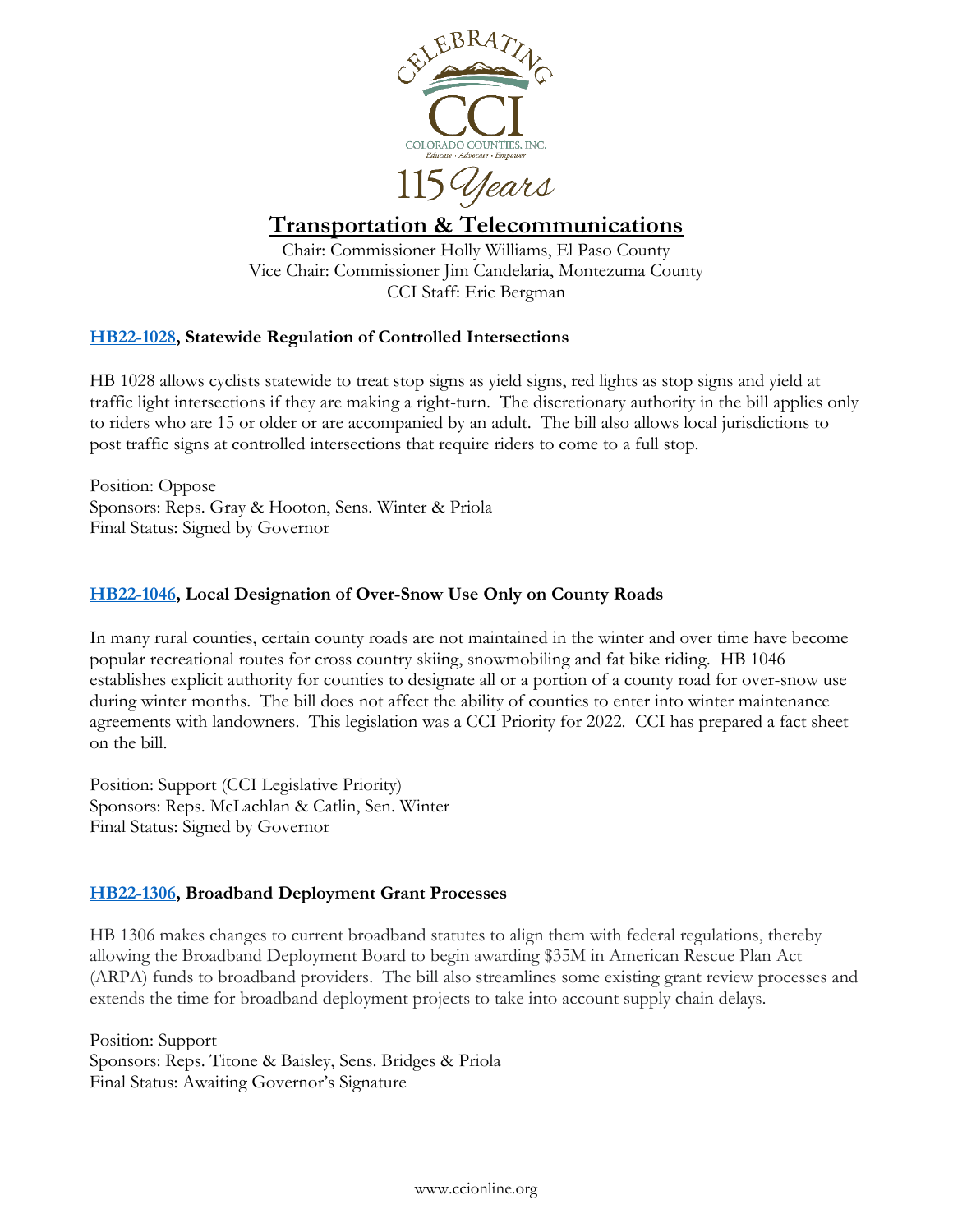# Transportation & Telecommunications

Chair: Commissioner Holly Williams, El Paso County
Vice Chair: Commissioner Jim Candelaria, Montezuma County
CCI Staff: Eric Bergman

### HB22-1028, Statewide Regulation of Controlled Intersections

HB 1028 allows cyclists statewide to treat stop signs as yield signs, red lights as stop signs and yield at traffic light intersections if they are making a right-turn. The discretionary authority in the bill applies only to riders who are 15 or older or are accompanied by an adult. The bill also allows local jurisdictions to post traffic signs at controlled intersections that require riders to come to a full stop.

Position: Oppose
Sponsors: Reps. Gray & Hooton, Sens. Winter & Priola
Final Status: Signed by Governor

### HB22-1046, Local Designation of Over-Snow Use Only on County Roads

In many rural counties, certain county roads are not maintained in the winter and over time have become popular recreational routes for cross country skiing, snowmobiling and fat bike riding. HB 1046 establishes explicit authority for counties to designate all or a portion of a county road for over-snow use during winter months. The bill does not affect the ability of counties to enter into winter maintenance agreements with landowners. This legislation was a CCI Priority for 2022. CCI has prepared a fact sheet on the bill.

Position: Support (CCI Legislative Priority)
Sponsors: Reps. McLachlan & Catlin, Sen. Winter
Final Status: Signed by Governor

### HB22-1306, Broadband Deployment Grant Processes

HB 1306 makes changes to current broadband statutes to align them with federal regulations, thereby allowing the Broadband Deployment Board to begin awarding $35M in American Rescue Plan Act (ARPA) funds to broadband providers. The bill also streamlines some existing grant review processes and extends the time for broadband deployment projects to take into account supply chain delays.

Position: Support
Sponsors: Reps. Titone & Baisley, Sens. Bridges & Priola
Final Status: Awaiting Governor's Signature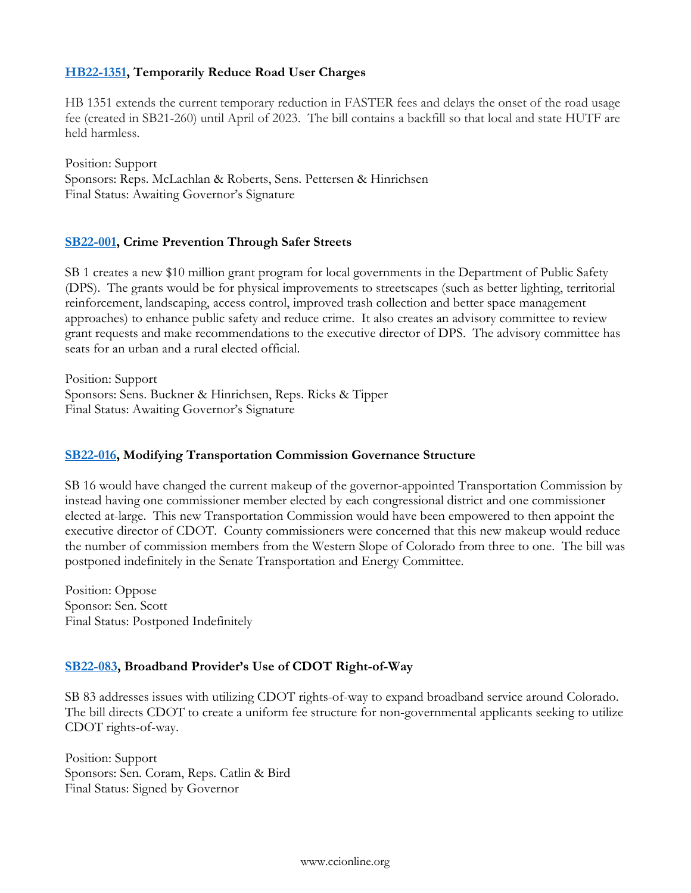### HB22-1351, Temporarily Reduce Road User Charges

HB 1351 extends the current temporary reduction in FASTER fees and delays the onset of the road usage fee (created in SB21-260) until April of 2023. The bill contains a backfill so that local and state HUTF are held harmless.

Position: Support
Sponsors: Reps. McLachlan & Roberts, Sens. Pettersen & Hinrichsen
Final Status: Awaiting Governor's Signature

### SB22-001, Crime Prevention Through Safer Streets

SB 1 creates a new $10 million grant program for local governments in the Department of Public Safety (DPS). The grants would be for physical improvements to streetscapes (such as better lighting, territorial reinforcement, landscaping, access control, improved trash collection and better space management approaches) to enhance public safety and reduce crime. It also creates an advisory committee to review grant requests and make recommendations to the executive director of DPS. The advisory committee has seats for an urban and a rural elected official.

Position: Support
Sponsors: Sens. Buckner & Hinrichsen, Reps. Ricks & Tipper
Final Status: Awaiting Governor's Signature

### SB22-016, Modifying Transportation Commission Governance Structure

SB 16 would have changed the current makeup of the governor-appointed Transportation Commission by instead having one commissioner member elected by each congressional district and one commissioner elected at-large. This new Transportation Commission would have been empowered to then appoint the executive director of CDOT. County commissioners were concerned that this new makeup would reduce the number of commission members from the Western Slope of Colorado from three to one. The bill was postponed indefinitely in the Senate Transportation and Energy Committee.

Position: Oppose
Sponsor: Sen. Scott
Final Status: Postponed Indefinitely

### SB22-083, Broadband Provider's Use of CDOT Right-of-Way

SB 83 addresses issues with utilizing CDOT rights-of-way to expand broadband service around Colorado. The bill directs CDOT to create a uniform fee structure for non-governmental applicants seeking to utilize CDOT rights-of-way.

Position: Support
Sponsors: Sen. Coram, Reps. Catlin & Bird
Final Status: Signed by Governor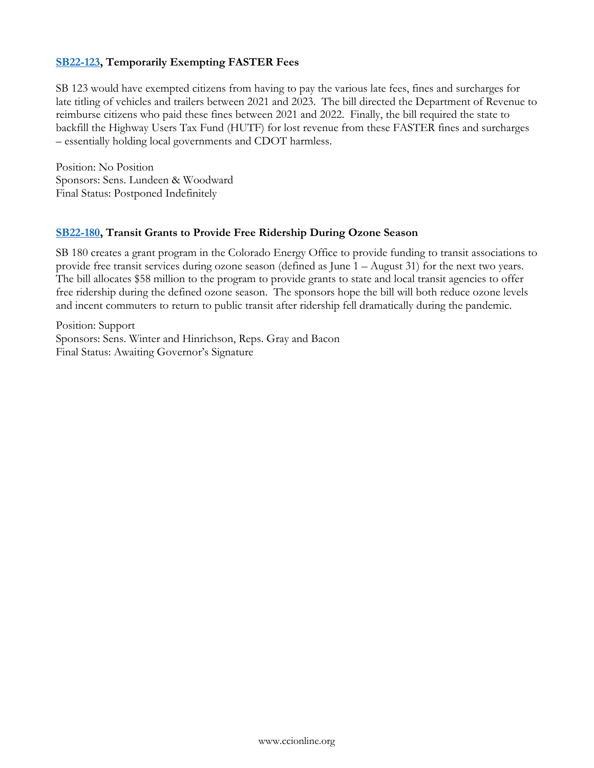**SB22-123, Temporarily Exempting FASTER Fees**

SB 123 would have exempted citizens from having to pay the various late fees, fines and surcharges for late titling of vehicles and trailers between 2021 and 2023. The bill directed the Department of Revenue to reimburse citizens who paid these fines between 2021 and 2022. Finally, the bill required the state to backfill the Highway Users Tax Fund (HUTF) for lost revenue from these FASTER fines and surcharges – essentially holding local governments and CDOT harmless.

Position: No Position
Sponsors: Sens. Lundeen & Woodward
Final Status: Postponed Indefinitely

**SB22-180, Transit Grants to Provide Free Ridership During Ozone Season**

SB 180 creates a grant program in the Colorado Energy Office to provide funding to transit associations to provide free transit services during ozone season (defined as June 1 – August 31) for the next two years. The bill allocates $58 million to the program to provide grants to state and local transit agencies to offer free ridership during the defined ozone season. The sponsors hope the bill will both reduce ozone levels and incent commuters to return to public transit after ridership fell dramatically during the pandemic.

Position: Support
Sponsors: Sens. Winter and Hinrichson, Reps. Gray and Bacon
Final Status: Awaiting Governor's Signature